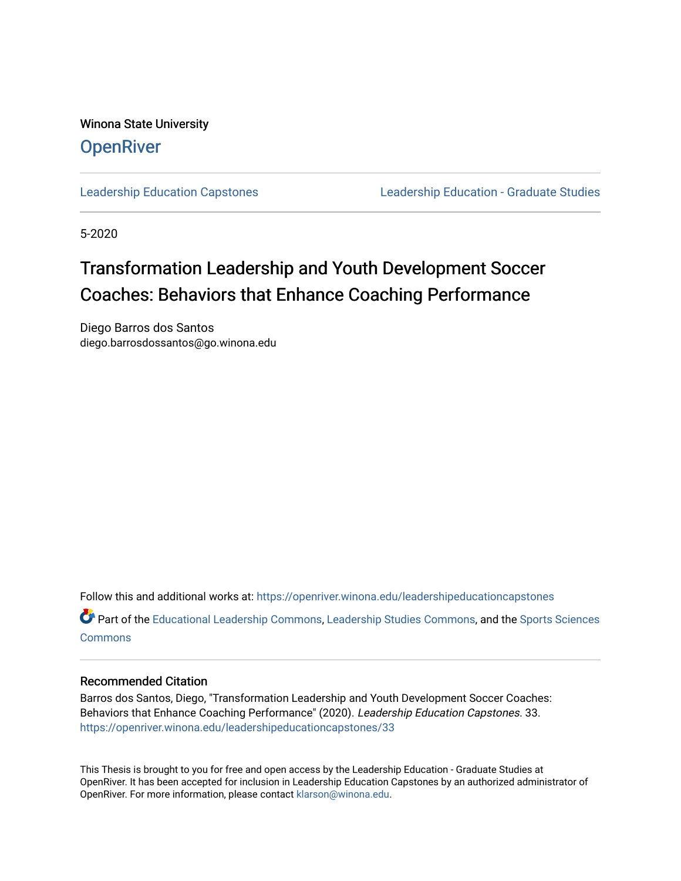Winona State University

# OpenRiver

Leadership Education Capstones | Leadership Education - Graduate Studies

5-2020

# Transformation Leadership and Youth Development Soccer Coaches: Behaviors that Enhance Coaching Performance

Diego Barros dos Santos
diego.barrosdossantos@go.winona.edu

Follow this and additional works at: https://openriver.winona.edu/leadershipeducationcapstones

Part of the Educational Leadership Commons, Leadership Studies Commons, and the Sports Sciences Commons

## Recommended Citation

Barros dos Santos, Diego, "Transformation Leadership and Youth Development Soccer Coaches: Behaviors that Enhance Coaching Performance" (2020). *Leadership Education Capstones*. 33.
https://openriver.winona.edu/leadershipeducationcapstones/33

This Thesis is brought to you for free and open access by the Leadership Education - Graduate Studies at OpenRiver. It has been accepted for inclusion in Leadership Education Capstones by an authorized administrator of OpenRiver. For more information, please contact klarson@winona.edu.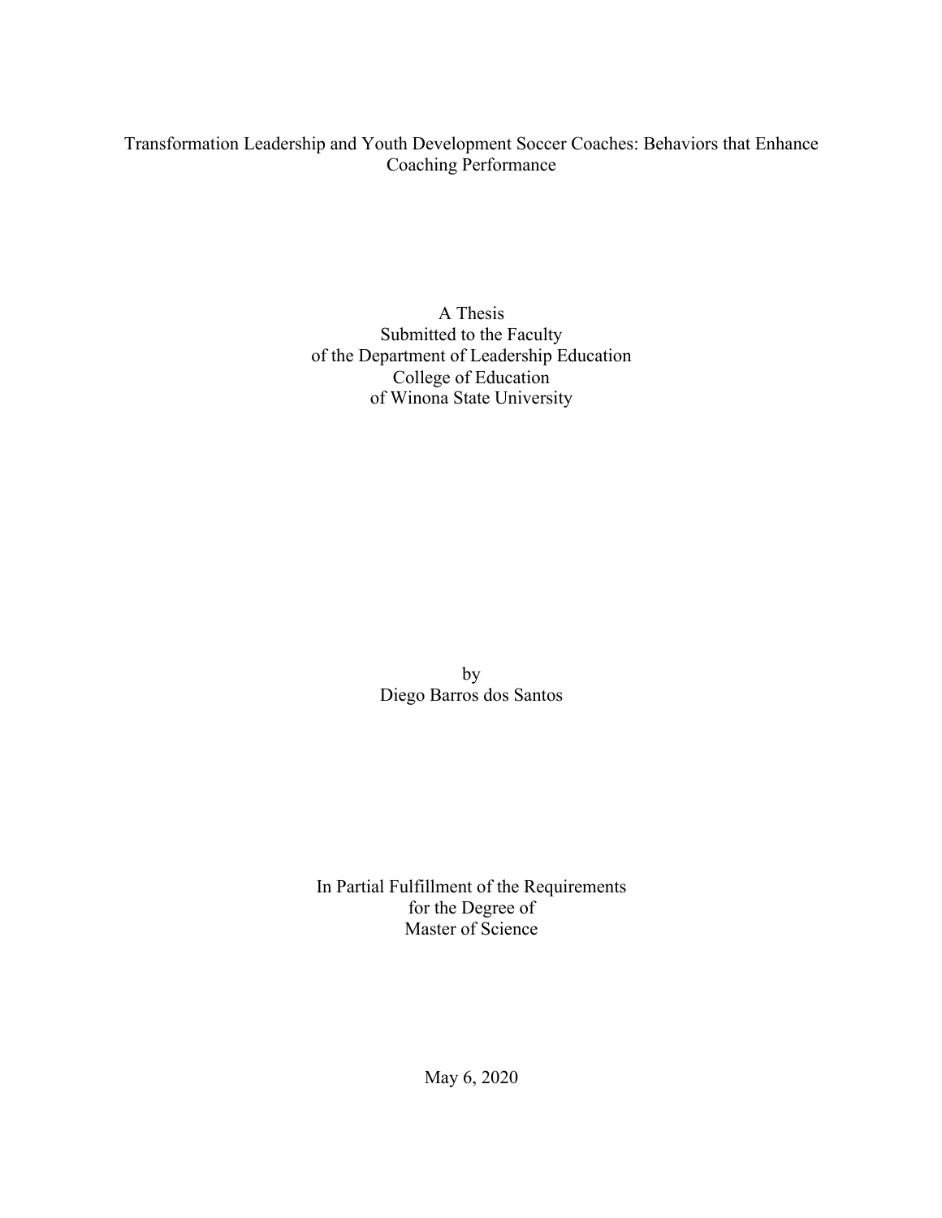# Transformation Leadership and Youth Development Soccer Coaches: Behaviors that Enhance Coaching Performance

A Thesis  
Submitted to the Faculty  
of the Department of Leadership Education  
College of Education  
of Winona State University

by  
Diego Barros dos Santos

In Partial Fulfillment of the Requirements  
for the Degree of  
Master of Science

May 6, 2020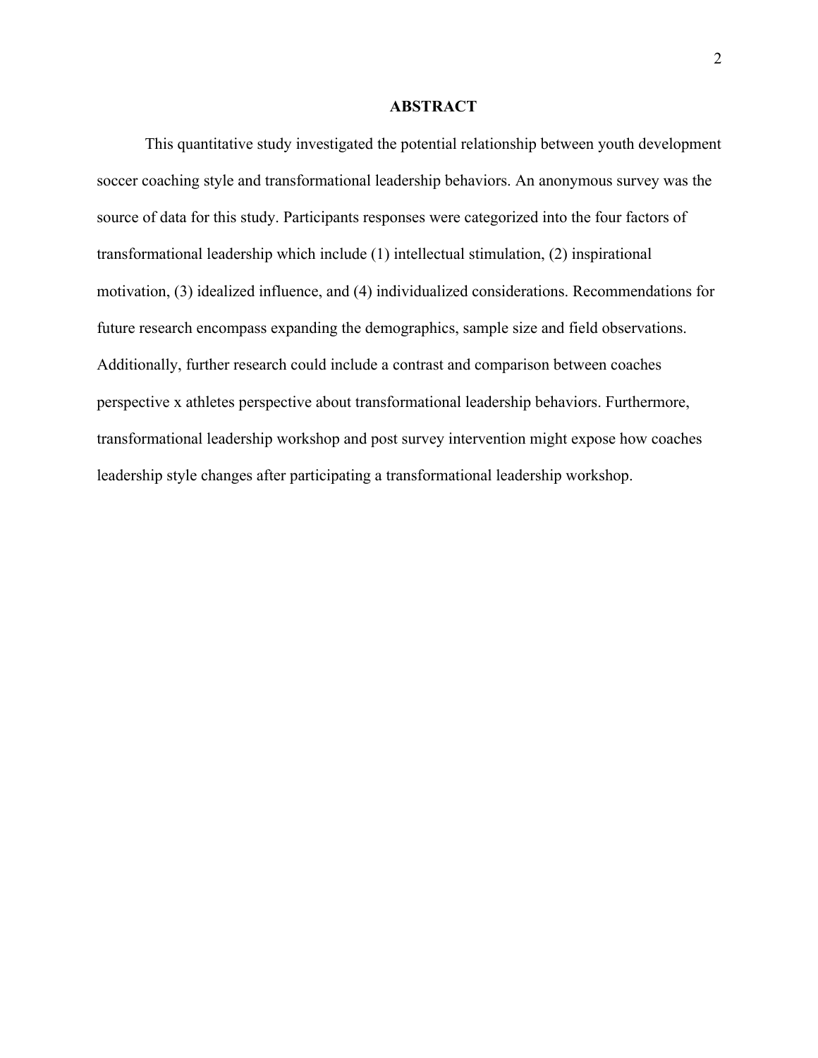# ABSTRACT

This quantitative study investigated the potential relationship between youth development soccer coaching style and transformational leadership behaviors. An anonymous survey was the source of data for this study. Participants responses were categorized into the four factors of transformational leadership which include (1) intellectual stimulation, (2) inspirational motivation, (3) idealized influence, and (4) individualized considerations. Recommendations for future research encompass expanding the demographics, sample size and field observations. Additionally, further research could include a contrast and comparison between coaches perspective x athletes perspective about transformational leadership behaviors. Furthermore, transformational leadership workshop and post survey intervention might expose how coaches leadership style changes after participating a transformational leadership workshop.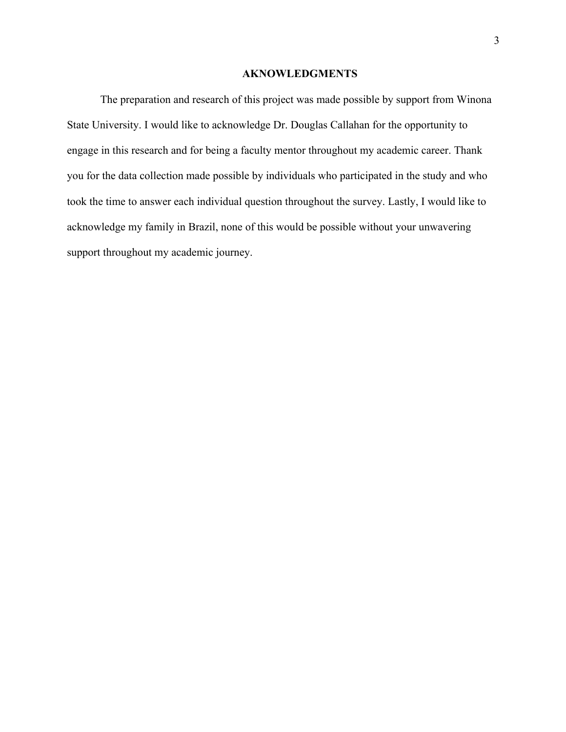## AKNOWLEDGMENTS

The preparation and research of this project was made possible by support from Winona State University. I would like to acknowledge Dr. Douglas Callahan for the opportunity to engage in this research and for being a faculty mentor throughout my academic career. Thank you for the data collection made possible by individuals who participated in the study and who took the time to answer each individual question throughout the survey. Lastly, I would like to acknowledge my family in Brazil, none of this would be possible without your unwavering support throughout my academic journey.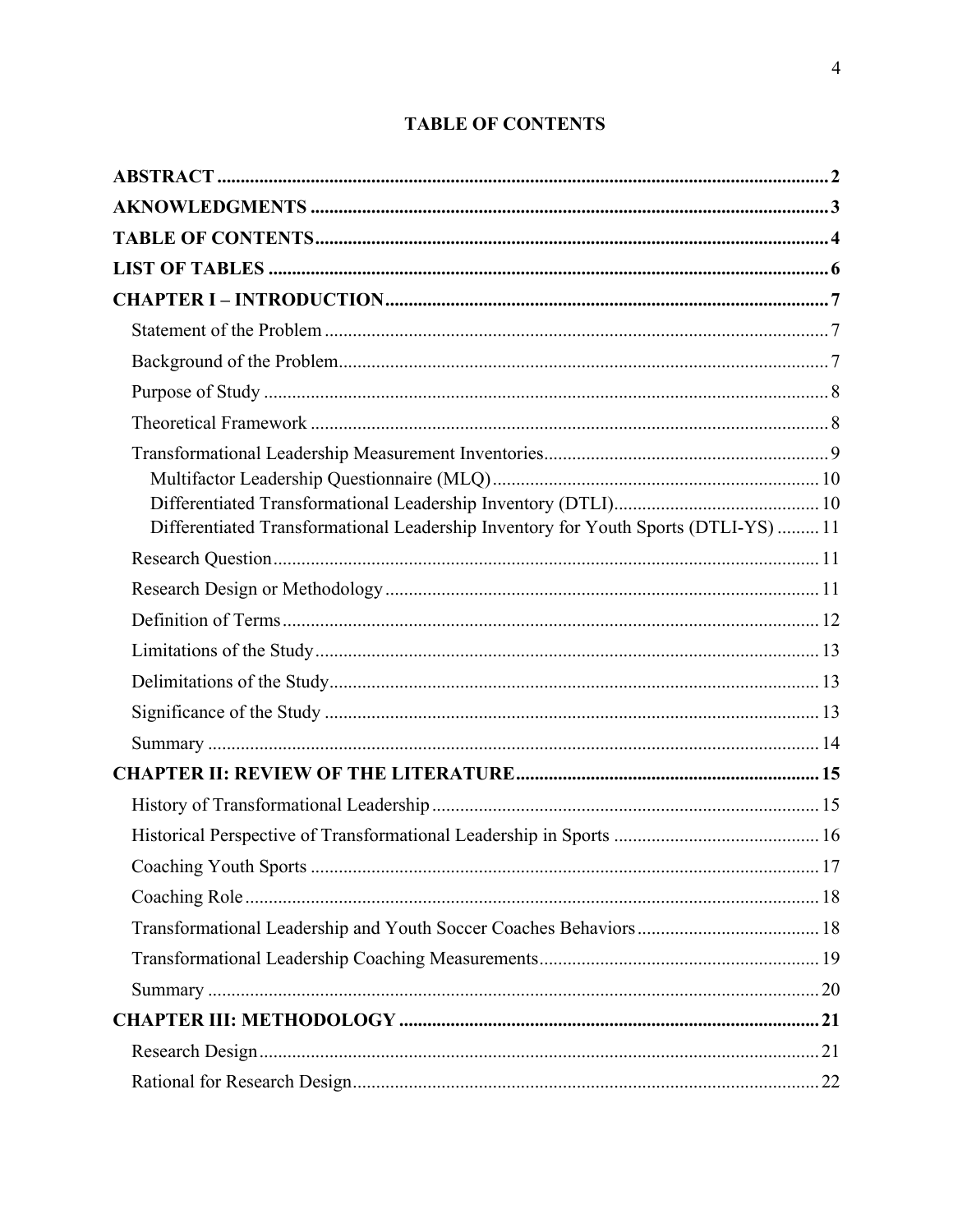# TABLE OF CONTENTS

**ABSTRACT** .......... **2**

**AKNOWLEDGMENTS** .......... **3**

**TABLE OF CONTENTS** .......... **4**

**LIST OF TABLES** .......... **6**

**CHAPTER I – INTRODUCTION** .......... **7**

- Statement of the Problem .......... 7
- Background of the Problem .......... 7
- Purpose of Study .......... 8
- Theoretical Framework .......... 8
- Transformational Leadership Measurement Inventories .......... 9
  - Multifactor Leadership Questionnaire (MLQ) .......... 10
  - Differentiated Transformational Leadership Inventory (DTLI) .......... 10
  - Differentiated Transformational Leadership Inventory for Youth Sports (DTLI-YS) .......... 11
- Research Question .......... 11
- Research Design or Methodology .......... 11
- Definition of Terms .......... 12
- Limitations of the Study .......... 13
- Delimitations of the Study .......... 13
- Significance of the Study .......... 13
- Summary .......... 14

**CHAPTER II: REVIEW OF THE LITERATURE** .......... **15**

- History of Transformational Leadership .......... 15
- Historical Perspective of Transformational Leadership in Sports .......... 16
- Coaching Youth Sports .......... 17
- Coaching Role .......... 18
- Transformational Leadership and Youth Soccer Coaches Behaviors .......... 18
- Transformational Leadership Coaching Measurements .......... 19
- Summary .......... 20

**CHAPTER III: METHODOLOGY** .......... **21**

- Research Design .......... 21
- Rational for Research Design .......... 22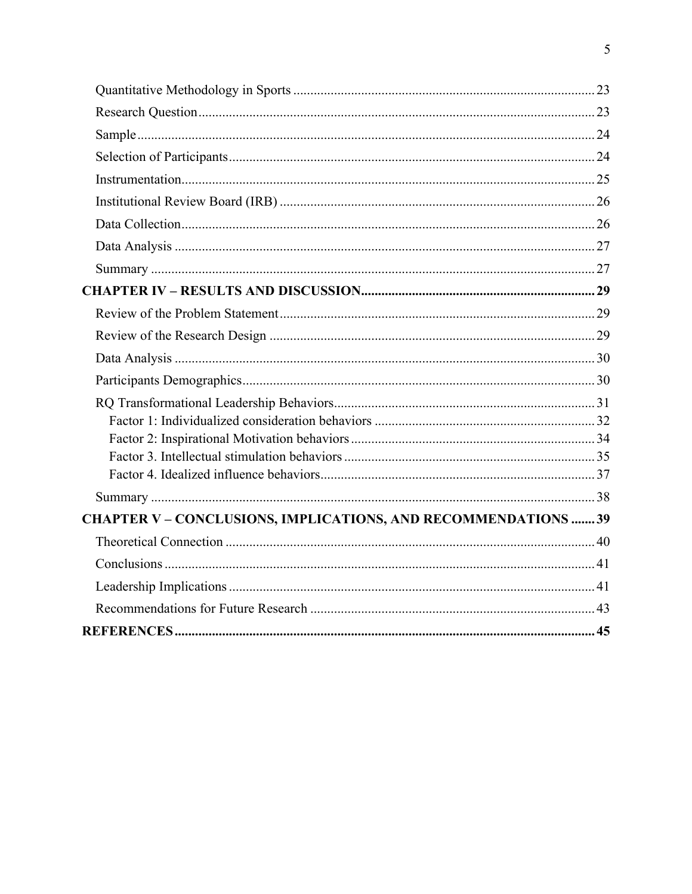Quantitative Methodology in Sports ........ 23

Research Question ........ 23

Sample ........ 24

Selection of Participants ........ 24

Instrumentation ........ 25

Institutional Review Board (IRB) ........ 26

Data Collection ........ 26

Data Analysis ........ 27

Summary ........ 27

**CHAPTER IV – RESULTS AND DISCUSSION ........ 29**

Review of the Problem Statement ........ 29

Review of the Research Design ........ 29

Data Analysis ........ 30

Participants Demographics ........ 30

RQ Transformational Leadership Behaviors ........ 31

- Factor 1: Individualized consideration behaviors ........ 32
- Factor 2: Inspirational Motivation behaviors ........ 34
- Factor 3. Intellectual stimulation behaviors ........ 35
- Factor 4. Idealized influence behaviors ........ 37

Summary ........ 38

**CHAPTER V – CONCLUSIONS, IMPLICATIONS, AND RECOMMENDATIONS ........ 39**

Theoretical Connection ........ 40

Conclusions ........ 41

Leadership Implications ........ 41

Recommendations for Future Research ........ 43

**REFERENCES ........ 45**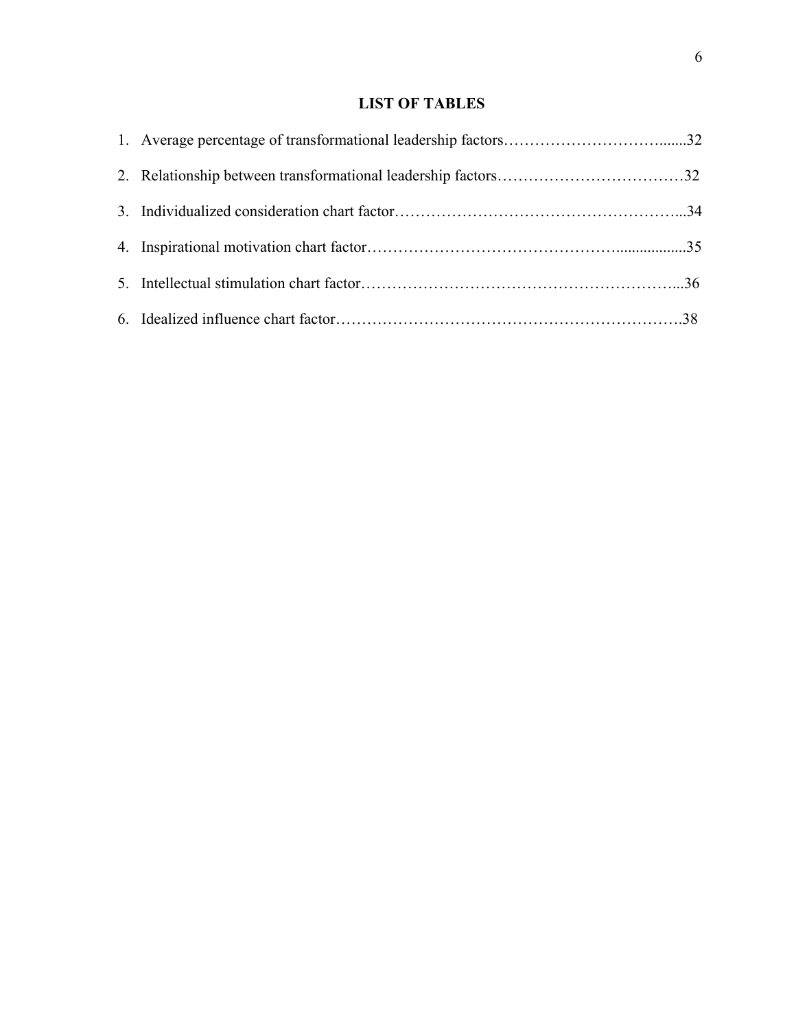## LIST OF TABLES

1. Average percentage of transformational leadership factors…………………………......32
2. Relationship between transformational leadership factors………………………………32
3. Individualized consideration chart factor………………………………………………...34
4. Inspirational motivation chart factor………………………………………..................35
5. Intellectual stimulation chart factor……………………………………………………...36
6. Idealized influence chart factor………………………………………………………….38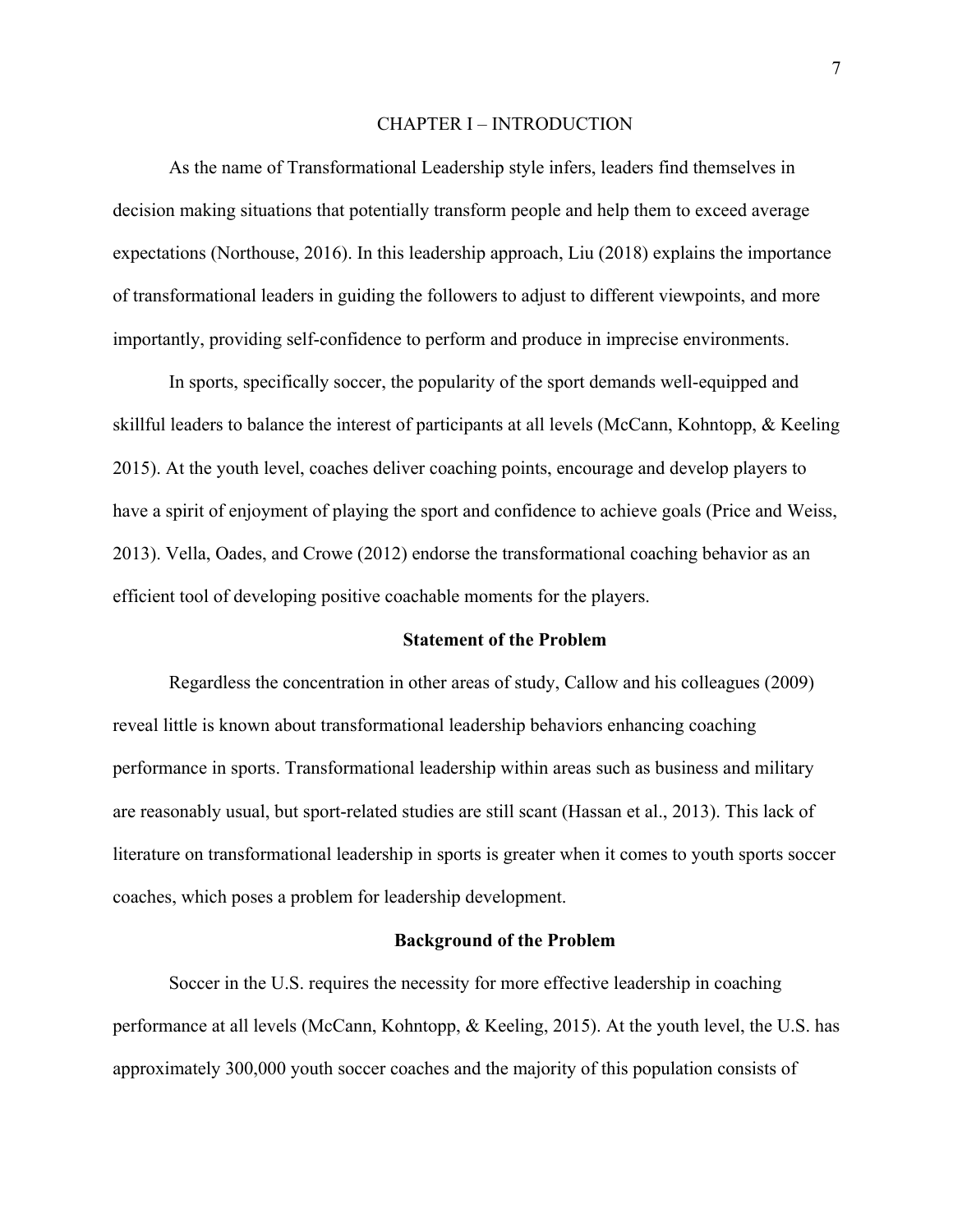# CHAPTER I – INTRODUCTION

As the name of Transformational Leadership style infers, leaders find themselves in decision making situations that potentially transform people and help them to exceed average expectations (Northouse, 2016). In this leadership approach, Liu (2018) explains the importance of transformational leaders in guiding the followers to adjust to different viewpoints, and more importantly, providing self-confidence to perform and produce in imprecise environments.

In sports, specifically soccer, the popularity of the sport demands well-equipped and skillful leaders to balance the interest of participants at all levels (McCann, Kohntopp, & Keeling 2015). At the youth level, coaches deliver coaching points, encourage and develop players to have a spirit of enjoyment of playing the sport and confidence to achieve goals (Price and Weiss, 2013). Vella, Oades, and Crowe (2012) endorse the transformational coaching behavior as an efficient tool of developing positive coachable moments for the players.

## Statement of the Problem

Regardless the concentration in other areas of study, Callow and his colleagues (2009) reveal little is known about transformational leadership behaviors enhancing coaching performance in sports. Transformational leadership within areas such as business and military are reasonably usual, but sport-related studies are still scant (Hassan et al., 2013). This lack of literature on transformational leadership in sports is greater when it comes to youth sports soccer coaches, which poses a problem for leadership development.

## Background of the Problem

Soccer in the U.S. requires the necessity for more effective leadership in coaching performance at all levels (McCann, Kohntopp, & Keeling, 2015). At the youth level, the U.S. has approximately 300,000 youth soccer coaches and the majority of this population consists of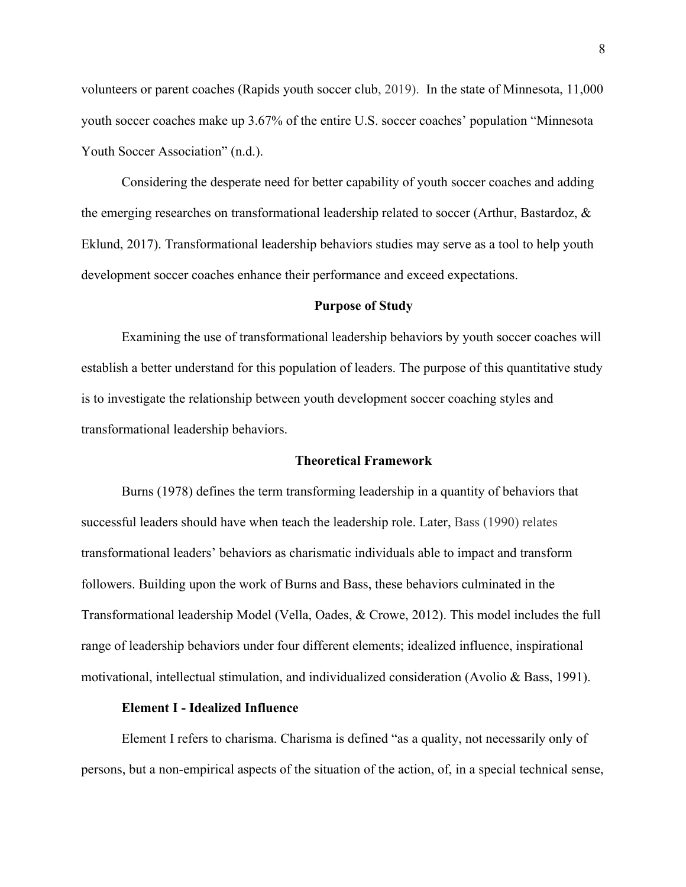volunteers or parent coaches (Rapids youth soccer club, 2019). In the state of Minnesota, 11,000 youth soccer coaches make up 3.67% of the entire U.S. soccer coaches' population "Minnesota Youth Soccer Association" (n.d.).

Considering the desperate need for better capability of youth soccer coaches and adding the emerging researches on transformational leadership related to soccer (Arthur, Bastardoz, & Eklund, 2017). Transformational leadership behaviors studies may serve as a tool to help youth development soccer coaches enhance their performance and exceed expectations.

## Purpose of Study

Examining the use of transformational leadership behaviors by youth soccer coaches will establish a better understand for this population of leaders. The purpose of this quantitative study is to investigate the relationship between youth development soccer coaching styles and transformational leadership behaviors.

## Theoretical Framework

Burns (1978) defines the term transforming leadership in a quantity of behaviors that successful leaders should have when teach the leadership role. Later, Bass (1990) relates transformational leaders' behaviors as charismatic individuals able to impact and transform followers. Building upon the work of Burns and Bass, these behaviors culminated in the Transformational leadership Model (Vella, Oades, & Crowe, 2012). This model includes the full range of leadership behaviors under four different elements; idealized influence, inspirational motivational, intellectual stimulation, and individualized consideration (Avolio & Bass, 1991).

### Element I - Idealized Influence

Element I refers to charisma. Charisma is defined "as a quality, not necessarily only of persons, but a non-empirical aspects of the situation of the action, of, in a special technical sense,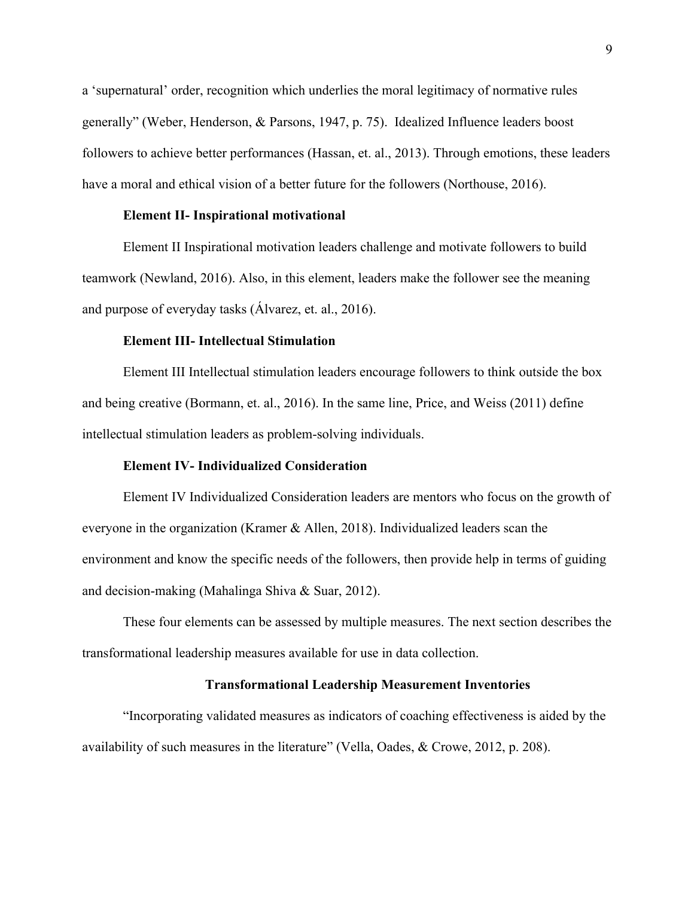a 'supernatural' order, recognition which underlies the moral legitimacy of normative rules generally" (Weber, Henderson, & Parsons, 1947, p. 75). Idealized Influence leaders boost followers to achieve better performances (Hassan, et. al., 2013). Through emotions, these leaders have a moral and ethical vision of a better future for the followers (Northouse, 2016).

### Element II- Inspirational motivational

Element II Inspirational motivation leaders challenge and motivate followers to build teamwork (Newland, 2016). Also, in this element, leaders make the follower see the meaning and purpose of everyday tasks (Álvarez, et. al., 2016).

### Element III- Intellectual Stimulation

Element III Intellectual stimulation leaders encourage followers to think outside the box and being creative (Bormann, et. al., 2016). In the same line, Price, and Weiss (2011) define intellectual stimulation leaders as problem-solving individuals.

### Element IV- Individualized Consideration

Element IV Individualized Consideration leaders are mentors who focus on the growth of everyone in the organization (Kramer & Allen, 2018). Individualized leaders scan the environment and know the specific needs of the followers, then provide help in terms of guiding and decision-making (Mahalinga Shiva & Suar, 2012).

These four elements can be assessed by multiple measures. The next section describes the transformational leadership measures available for use in data collection.

## Transformational Leadership Measurement Inventories

"Incorporating validated measures as indicators of coaching effectiveness is aided by the availability of such measures in the literature" (Vella, Oades, & Crowe, 2012, p. 208).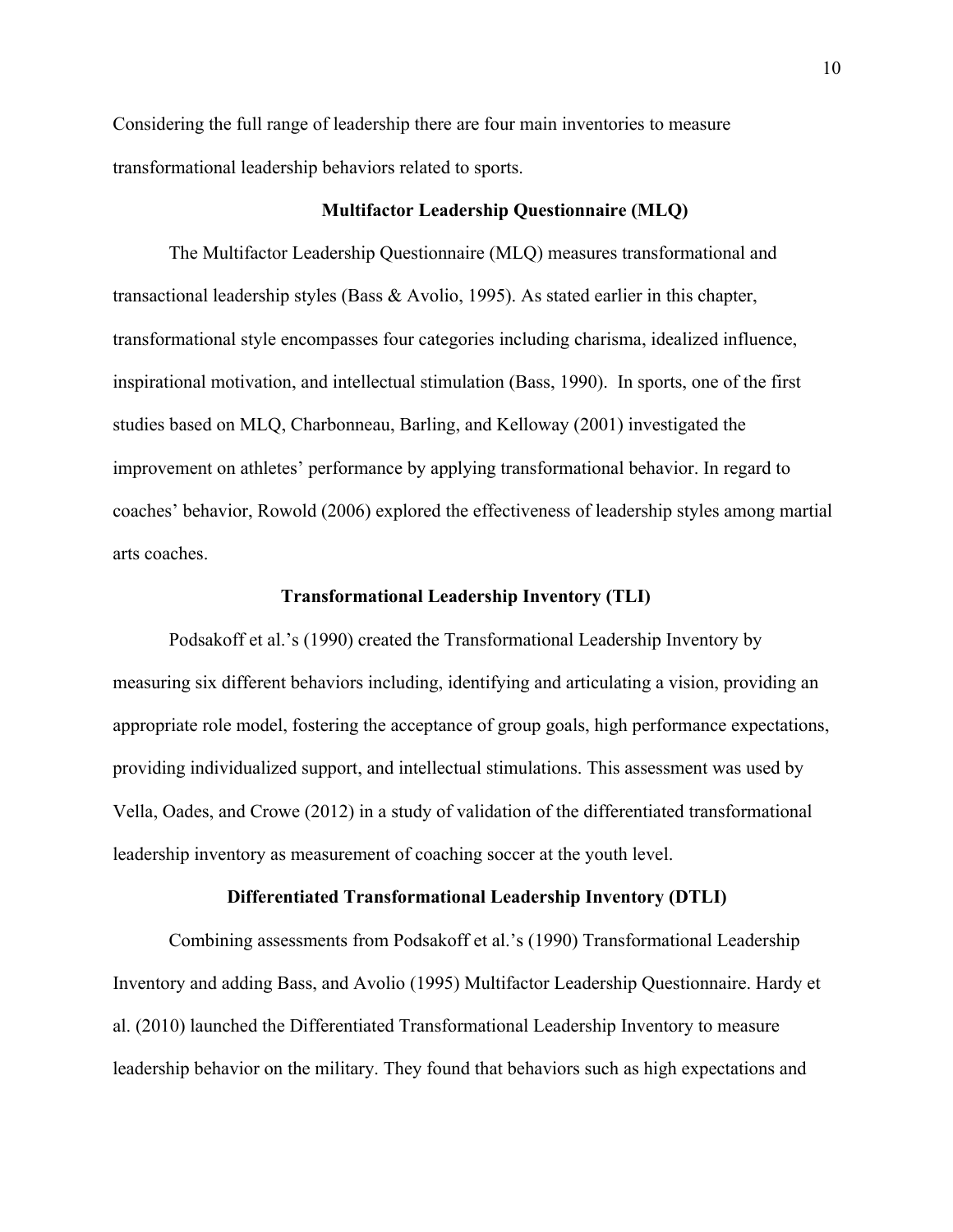Considering the full range of leadership there are four main inventories to measure transformational leadership behaviors related to sports.

### Multifactor Leadership Questionnaire (MLQ)

The Multifactor Leadership Questionnaire (MLQ) measures transformational and transactional leadership styles (Bass & Avolio, 1995). As stated earlier in this chapter, transformational style encompasses four categories including charisma, idealized influence, inspirational motivation, and intellectual stimulation (Bass, 1990). In sports, one of the first studies based on MLQ, Charbonneau, Barling, and Kelloway (2001) investigated the improvement on athletes' performance by applying transformational behavior. In regard to coaches' behavior, Rowold (2006) explored the effectiveness of leadership styles among martial arts coaches.

### Transformational Leadership Inventory (TLI)

Podsakoff et al.'s (1990) created the Transformational Leadership Inventory by measuring six different behaviors including, identifying and articulating a vision, providing an appropriate role model, fostering the acceptance of group goals, high performance expectations, providing individualized support, and intellectual stimulations. This assessment was used by Vella, Oades, and Crowe (2012) in a study of validation of the differentiated transformational leadership inventory as measurement of coaching soccer at the youth level.

### Differentiated Transformational Leadership Inventory (DTLI)

Combining assessments from Podsakoff et al.'s (1990) Transformational Leadership Inventory and adding Bass, and Avolio (1995) Multifactor Leadership Questionnaire. Hardy et al. (2010) launched the Differentiated Transformational Leadership Inventory to measure leadership behavior on the military. They found that behaviors such as high expectations and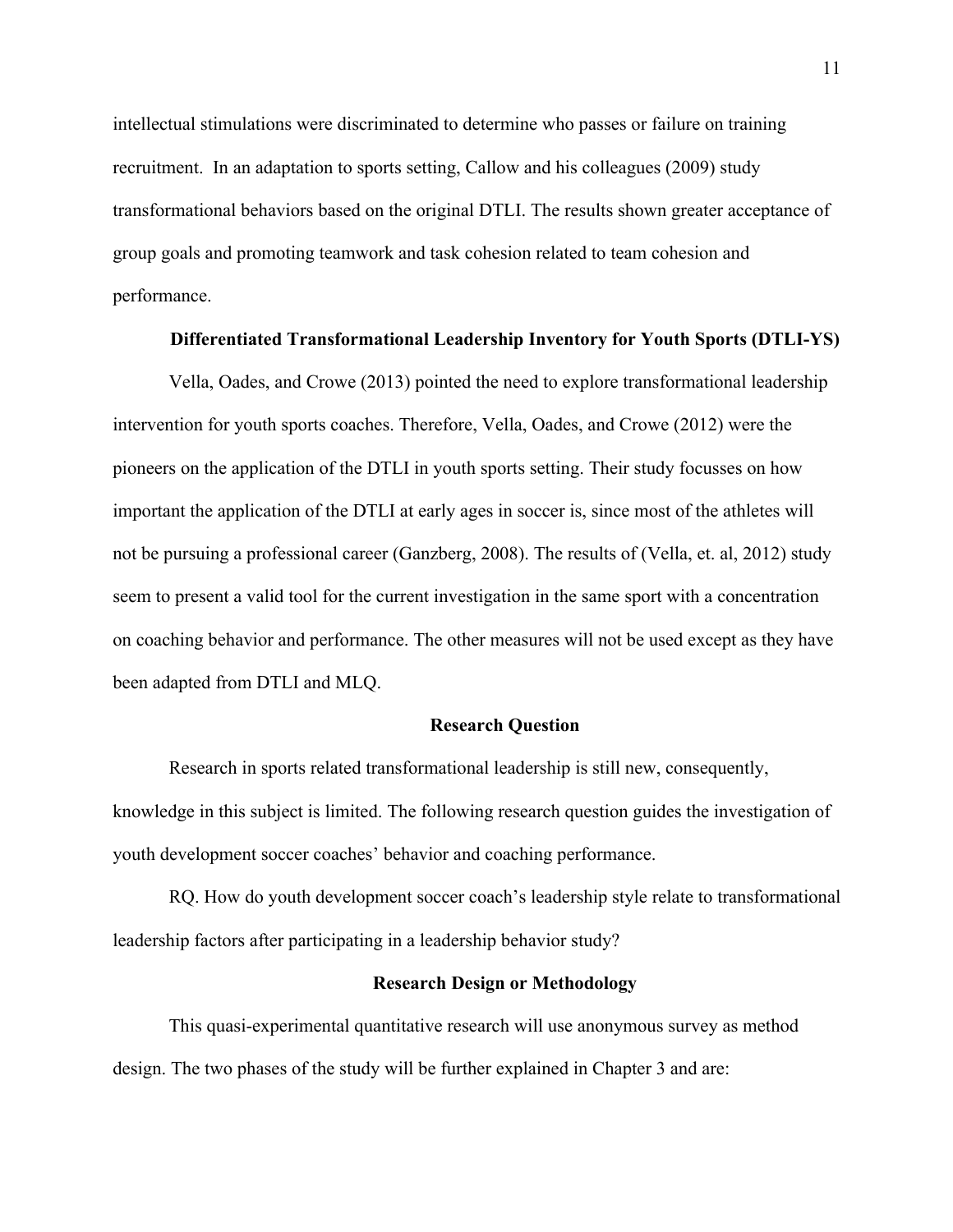intellectual stimulations were discriminated to determine who passes or failure on training recruitment. In an adaptation to sports setting, Callow and his colleagues (2009) study transformational behaviors based on the original DTLI. The results shown greater acceptance of group goals and promoting teamwork and task cohesion related to team cohesion and performance.

## Differentiated Transformational Leadership Inventory for Youth Sports (DTLI-YS)

Vella, Oades, and Crowe (2013) pointed the need to explore transformational leadership intervention for youth sports coaches. Therefore, Vella, Oades, and Crowe (2012) were the pioneers on the application of the DTLI in youth sports setting. Their study focusses on how important the application of the DTLI at early ages in soccer is, since most of the athletes will not be pursuing a professional career (Ganzberg, 2008). The results of (Vella, et. al, 2012) study seem to present a valid tool for the current investigation in the same sport with a concentration on coaching behavior and performance. The other measures will not be used except as they have been adapted from DTLI and MLQ.

## Research Question

Research in sports related transformational leadership is still new, consequently, knowledge in this subject is limited. The following research question guides the investigation of youth development soccer coaches' behavior and coaching performance.

RQ. How do youth development soccer coach's leadership style relate to transformational leadership factors after participating in a leadership behavior study?

## Research Design or Methodology

This quasi-experimental quantitative research will use anonymous survey as method design. The two phases of the study will be further explained in Chapter 3 and are: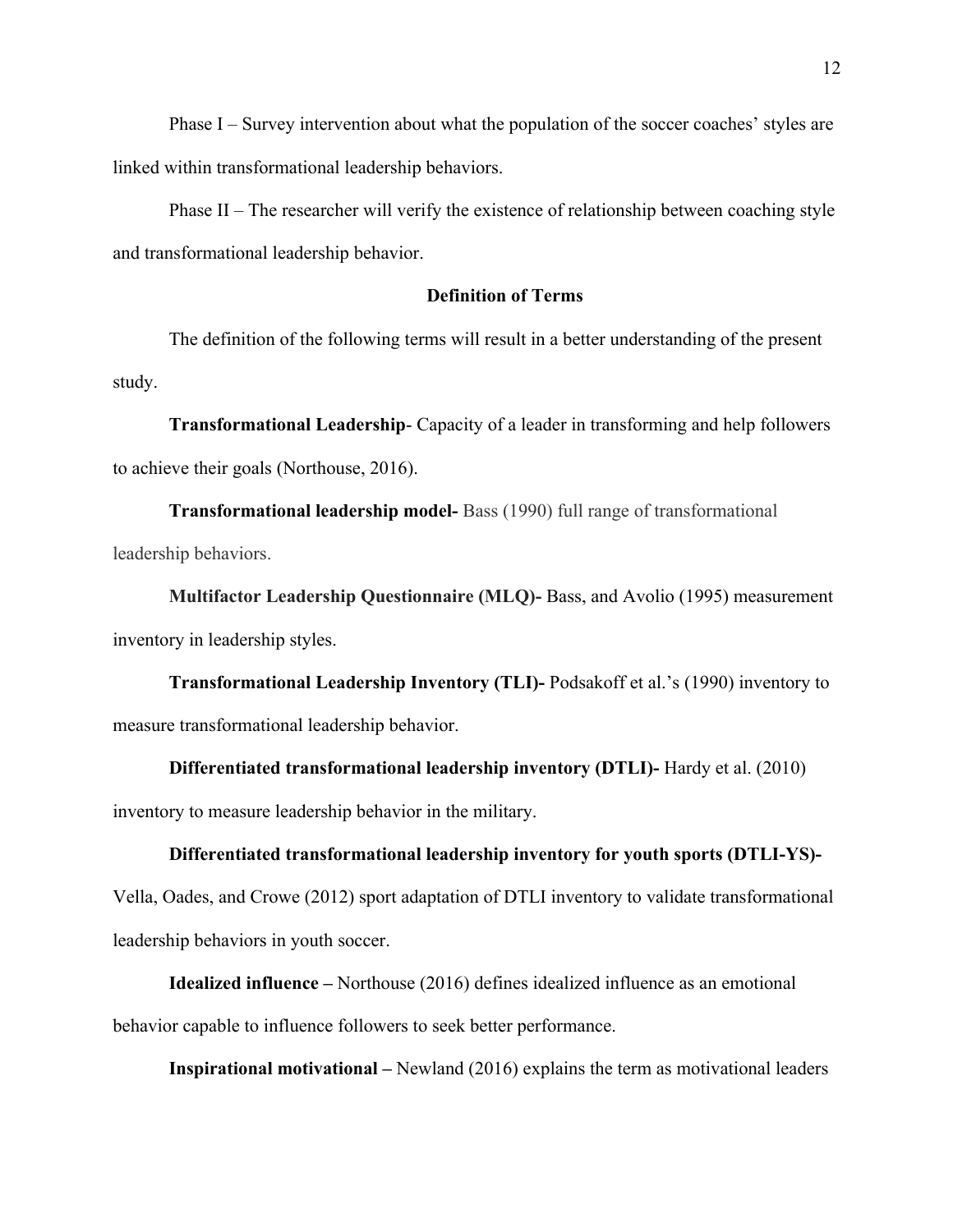Phase I – Survey intervention about what the population of the soccer coaches' styles are linked within transformational leadership behaviors.

Phase II – The researcher will verify the existence of relationship between coaching style and transformational leadership behavior.

## Definition of Terms

The definition of the following terms will result in a better understanding of the present study.

**Transformational Leadership**- Capacity of a leader in transforming and help followers to achieve their goals (Northouse, 2016).

**Transformational leadership model-** Bass (1990) full range of transformational leadership behaviors.

**Multifactor Leadership Questionnaire (MLQ)-** Bass, and Avolio (1995) measurement inventory in leadership styles.

**Transformational Leadership Inventory (TLI)-** Podsakoff et al.'s (1990) inventory to measure transformational leadership behavior.

**Differentiated transformational leadership inventory (DTLI)-** Hardy et al. (2010) inventory to measure leadership behavior in the military.

**Differentiated transformational leadership inventory for youth sports (DTLI-YS)-** Vella, Oades, and Crowe (2012) sport adaptation of DTLI inventory to validate transformational leadership behaviors in youth soccer.

**Idealized influence –** Northouse (2016) defines idealized influence as an emotional behavior capable to influence followers to seek better performance.

**Inspirational motivational –** Newland (2016) explains the term as motivational leaders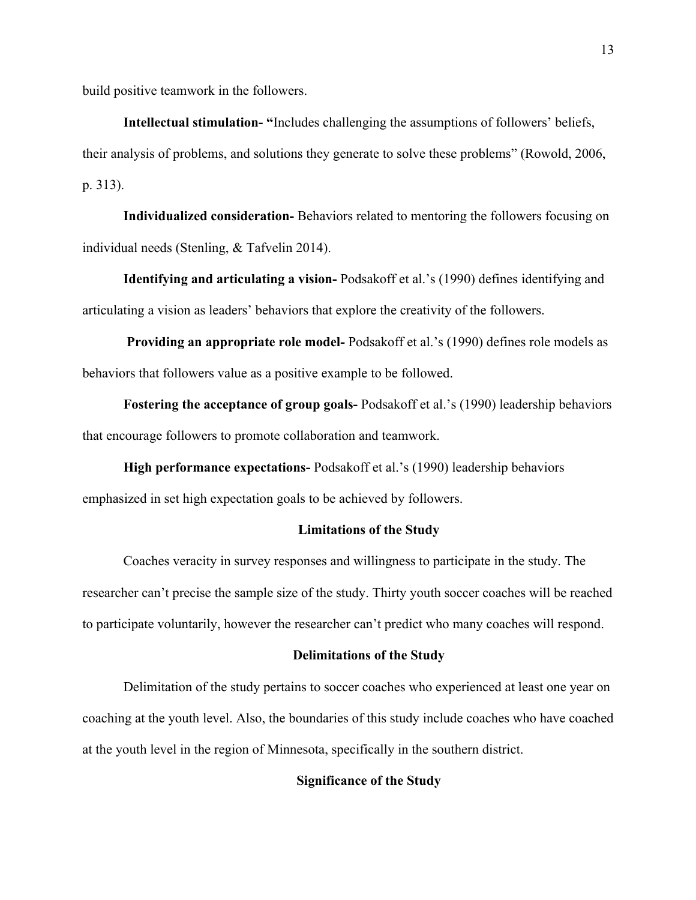build positive teamwork in the followers.

**Intellectual stimulation- "**Includes challenging the assumptions of followers' beliefs, their analysis of problems, and solutions they generate to solve these problems" (Rowold, 2006, p. 313).

**Individualized consideration-** Behaviors related to mentoring the followers focusing on individual needs (Stenling, & Tafvelin 2014).

**Identifying and articulating a vision-** Podsakoff et al.'s (1990) defines identifying and articulating a vision as leaders' behaviors that explore the creativity of the followers.

**Providing an appropriate role model-** Podsakoff et al.'s (1990) defines role models as behaviors that followers value as a positive example to be followed.

**Fostering the acceptance of group goals-** Podsakoff et al.'s (1990) leadership behaviors that encourage followers to promote collaboration and teamwork.

**High performance expectations-** Podsakoff et al.'s (1990) leadership behaviors emphasized in set high expectation goals to be achieved by followers.

## Limitations of the Study

Coaches veracity in survey responses and willingness to participate in the study. The researcher can't precise the sample size of the study. Thirty youth soccer coaches will be reached to participate voluntarily, however the researcher can't predict who many coaches will respond.

## Delimitations of the Study

Delimitation of the study pertains to soccer coaches who experienced at least one year on coaching at the youth level. Also, the boundaries of this study include coaches who have coached at the youth level in the region of Minnesota, specifically in the southern district.

## Significance of the Study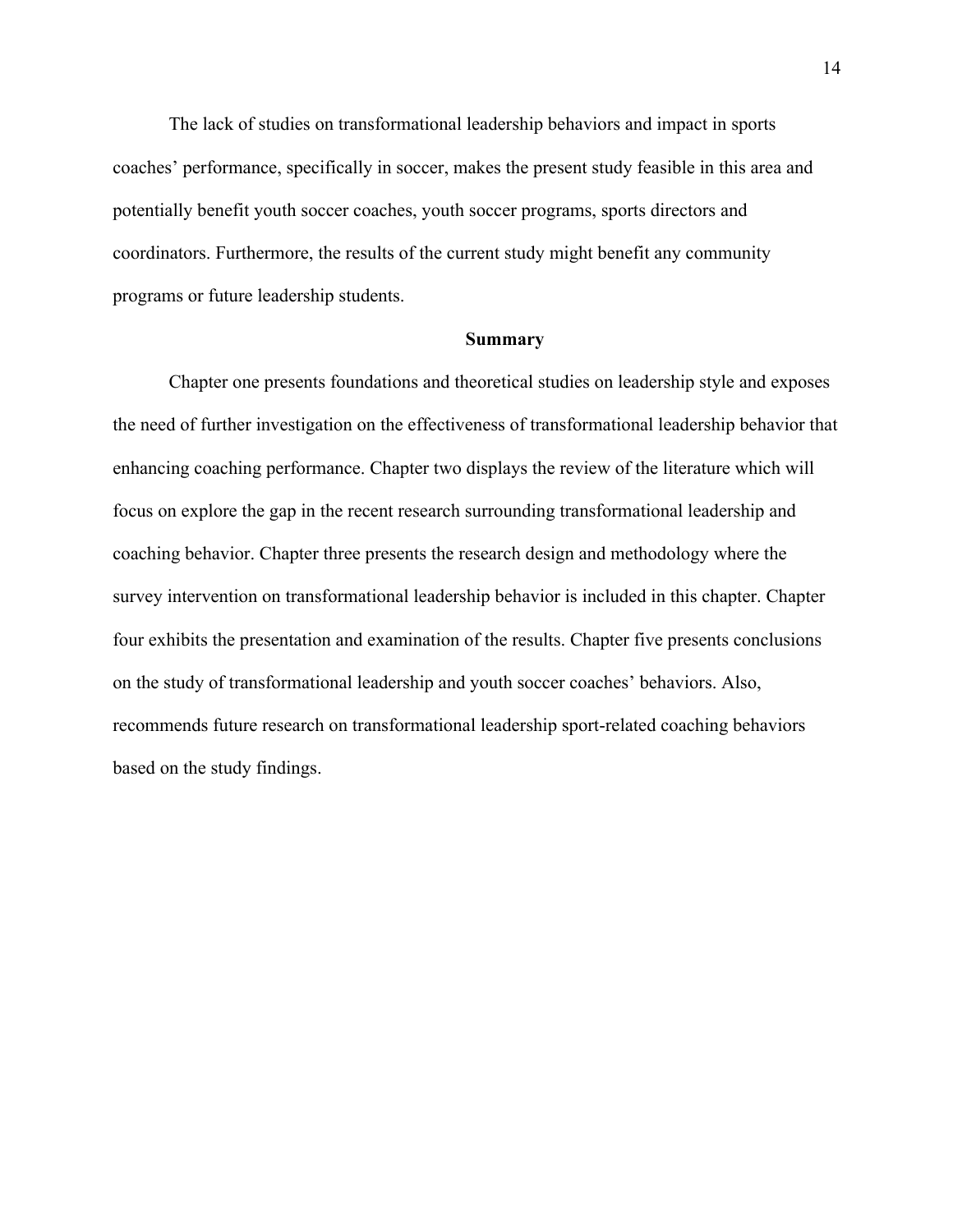The lack of studies on transformational leadership behaviors and impact in sports coaches' performance, specifically in soccer, makes the present study feasible in this area and potentially benefit youth soccer coaches, youth soccer programs, sports directors and coordinators. Furthermore, the results of the current study might benefit any community programs or future leadership students.

## Summary

Chapter one presents foundations and theoretical studies on leadership style and exposes the need of further investigation on the effectiveness of transformational leadership behavior that enhancing coaching performance. Chapter two displays the review of the literature which will focus on explore the gap in the recent research surrounding transformational leadership and coaching behavior. Chapter three presents the research design and methodology where the survey intervention on transformational leadership behavior is included in this chapter. Chapter four exhibits the presentation and examination of the results. Chapter five presents conclusions on the study of transformational leadership and youth soccer coaches' behaviors. Also, recommends future research on transformational leadership sport-related coaching behaviors based on the study findings.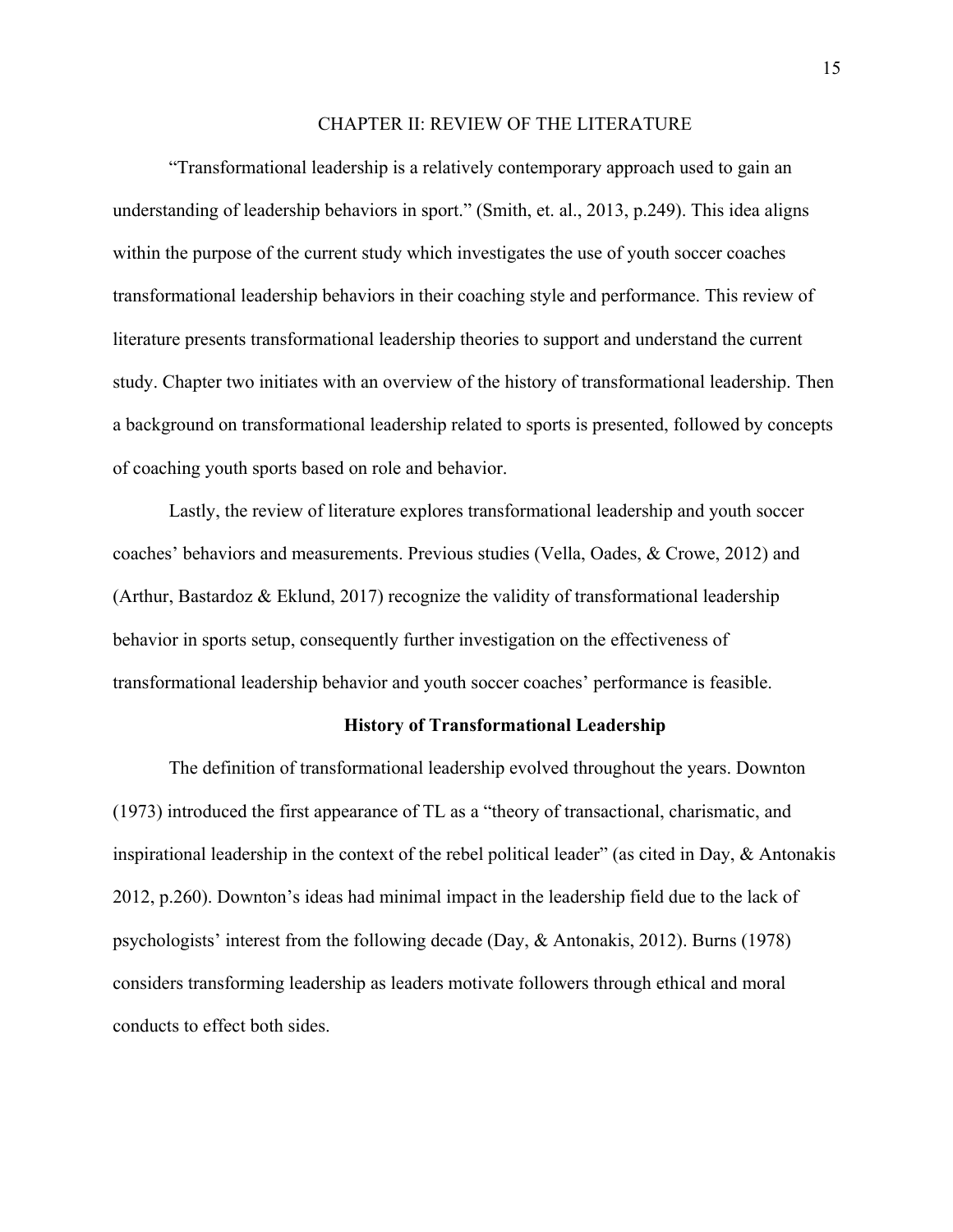# CHAPTER II: REVIEW OF THE LITERATURE

"Transformational leadership is a relatively contemporary approach used to gain an understanding of leadership behaviors in sport." (Smith, et. al., 2013, p.249). This idea aligns within the purpose of the current study which investigates the use of youth soccer coaches transformational leadership behaviors in their coaching style and performance. This review of literature presents transformational leadership theories to support and understand the current study. Chapter two initiates with an overview of the history of transformational leadership. Then a background on transformational leadership related to sports is presented, followed by concepts of coaching youth sports based on role and behavior.

Lastly, the review of literature explores transformational leadership and youth soccer coaches' behaviors and measurements. Previous studies (Vella, Oades, & Crowe, 2012) and (Arthur, Bastardoz & Eklund, 2017) recognize the validity of transformational leadership behavior in sports setup, consequently further investigation on the effectiveness of transformational leadership behavior and youth soccer coaches' performance is feasible.

## History of Transformational Leadership

The definition of transformational leadership evolved throughout the years. Downton (1973) introduced the first appearance of TL as a "theory of transactional, charismatic, and inspirational leadership in the context of the rebel political leader" (as cited in Day, & Antonakis 2012, p.260). Downton's ideas had minimal impact in the leadership field due to the lack of psychologists' interest from the following decade (Day, & Antonakis, 2012). Burns (1978) considers transforming leadership as leaders motivate followers through ethical and moral conducts to effect both sides.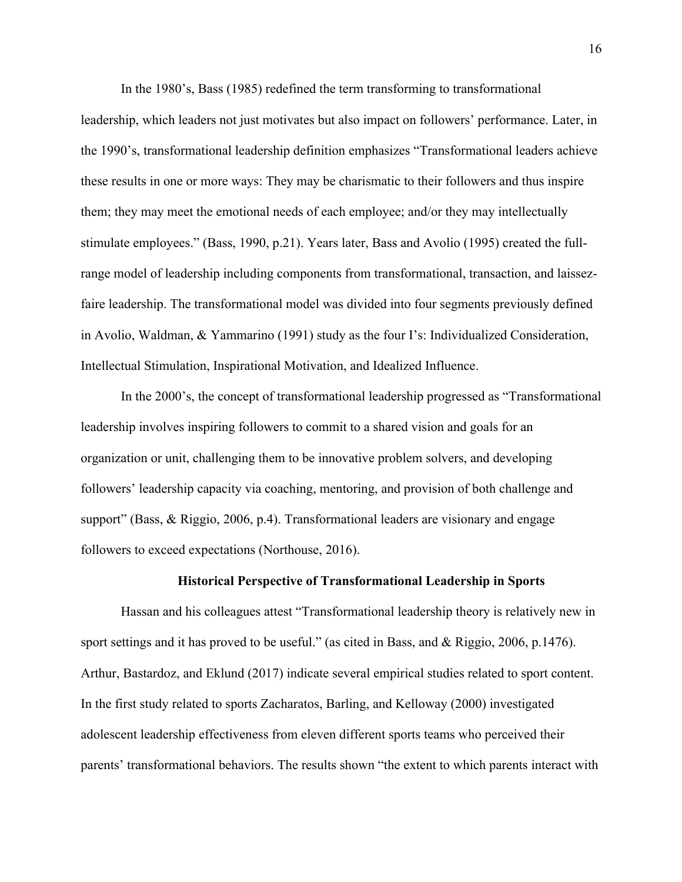In the 1980's, Bass (1985) redefined the term transforming to transformational leadership, which leaders not just motivates but also impact on followers' performance. Later, in the 1990's, transformational leadership definition emphasizes "Transformational leaders achieve these results in one or more ways: They may be charismatic to their followers and thus inspire them; they may meet the emotional needs of each employee; and/or they may intellectually stimulate employees." (Bass, 1990, p.21). Years later, Bass and Avolio (1995) created the full-range model of leadership including components from transformational, transaction, and laissez-faire leadership. The transformational model was divided into four segments previously defined in Avolio, Waldman, & Yammarino (1991) study as the four I's: Individualized Consideration, Intellectual Stimulation, Inspirational Motivation, and Idealized Influence.

In the 2000's, the concept of transformational leadership progressed as "Transformational leadership involves inspiring followers to commit to a shared vision and goals for an organization or unit, challenging them to be innovative problem solvers, and developing followers' leadership capacity via coaching, mentoring, and provision of both challenge and support" (Bass, & Riggio, 2006, p.4). Transformational leaders are visionary and engage followers to exceed expectations (Northouse, 2016).

## Historical Perspective of Transformational Leadership in Sports

Hassan and his colleagues attest "Transformational leadership theory is relatively new in sport settings and it has proved to be useful." (as cited in Bass, and & Riggio, 2006, p.1476). Arthur, Bastardoz, and Eklund (2017) indicate several empirical studies related to sport content. In the first study related to sports Zacharatos, Barling, and Kelloway (2000) investigated adolescent leadership effectiveness from eleven different sports teams who perceived their parents' transformational behaviors. The results shown "the extent to which parents interact with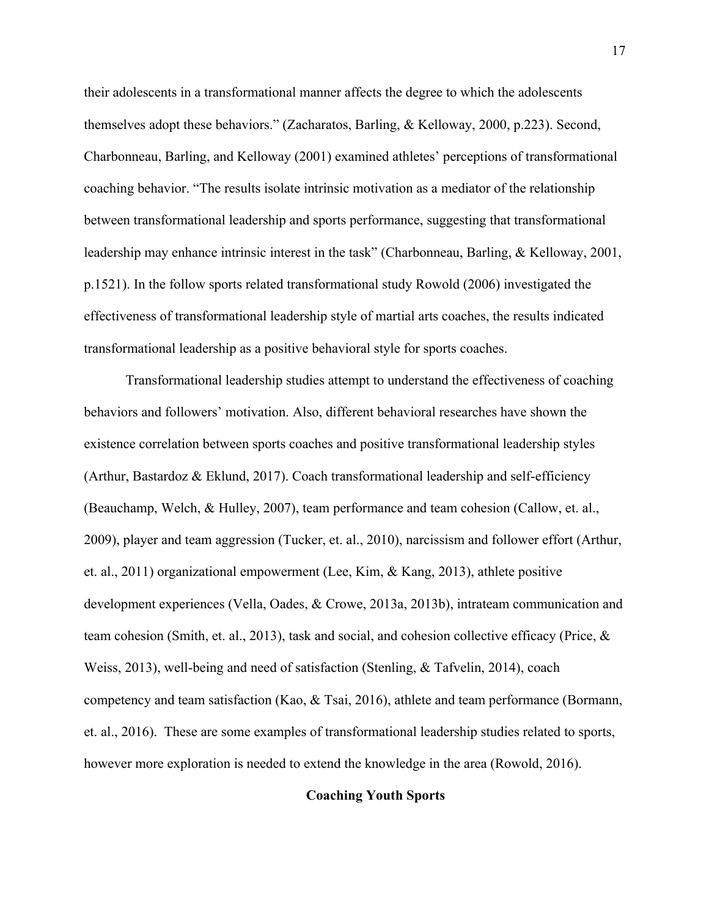their adolescents in a transformational manner affects the degree to which the adolescents themselves adopt these behaviors." (Zacharatos, Barling, & Kelloway, 2000, p.223). Second, Charbonneau, Barling, and Kelloway (2001) examined athletes' perceptions of transformational coaching behavior. "The results isolate intrinsic motivation as a mediator of the relationship between transformational leadership and sports performance, suggesting that transformational leadership may enhance intrinsic interest in the task" (Charbonneau, Barling, & Kelloway, 2001, p.1521). In the follow sports related transformational study Rowold (2006) investigated the effectiveness of transformational leadership style of martial arts coaches, the results indicated transformational leadership as a positive behavioral style for sports coaches.

Transformational leadership studies attempt to understand the effectiveness of coaching behaviors and followers' motivation. Also, different behavioral researches have shown the existence correlation between sports coaches and positive transformational leadership styles (Arthur, Bastardoz & Eklund, 2017). Coach transformational leadership and self-efficiency (Beauchamp, Welch, & Hulley, 2007), team performance and team cohesion (Callow, et. al., 2009), player and team aggression (Tucker, et. al., 2010), narcissism and follower effort (Arthur, et. al., 2011) organizational empowerment (Lee, Kim, & Kang, 2013), athlete positive development experiences (Vella, Oades, & Crowe, 2013a, 2013b), intrateam communication and team cohesion (Smith, et. al., 2013), task and social, and cohesion collective efficacy (Price, & Weiss, 2013), well-being and need of satisfaction (Stenling, & Tafvelin, 2014), coach competency and team satisfaction (Kao, & Tsai, 2016), athlete and team performance (Bormann, et. al., 2016). These are some examples of transformational leadership studies related to sports, however more exploration is needed to extend the knowledge in the area (Rowold, 2016).

## Coaching Youth Sports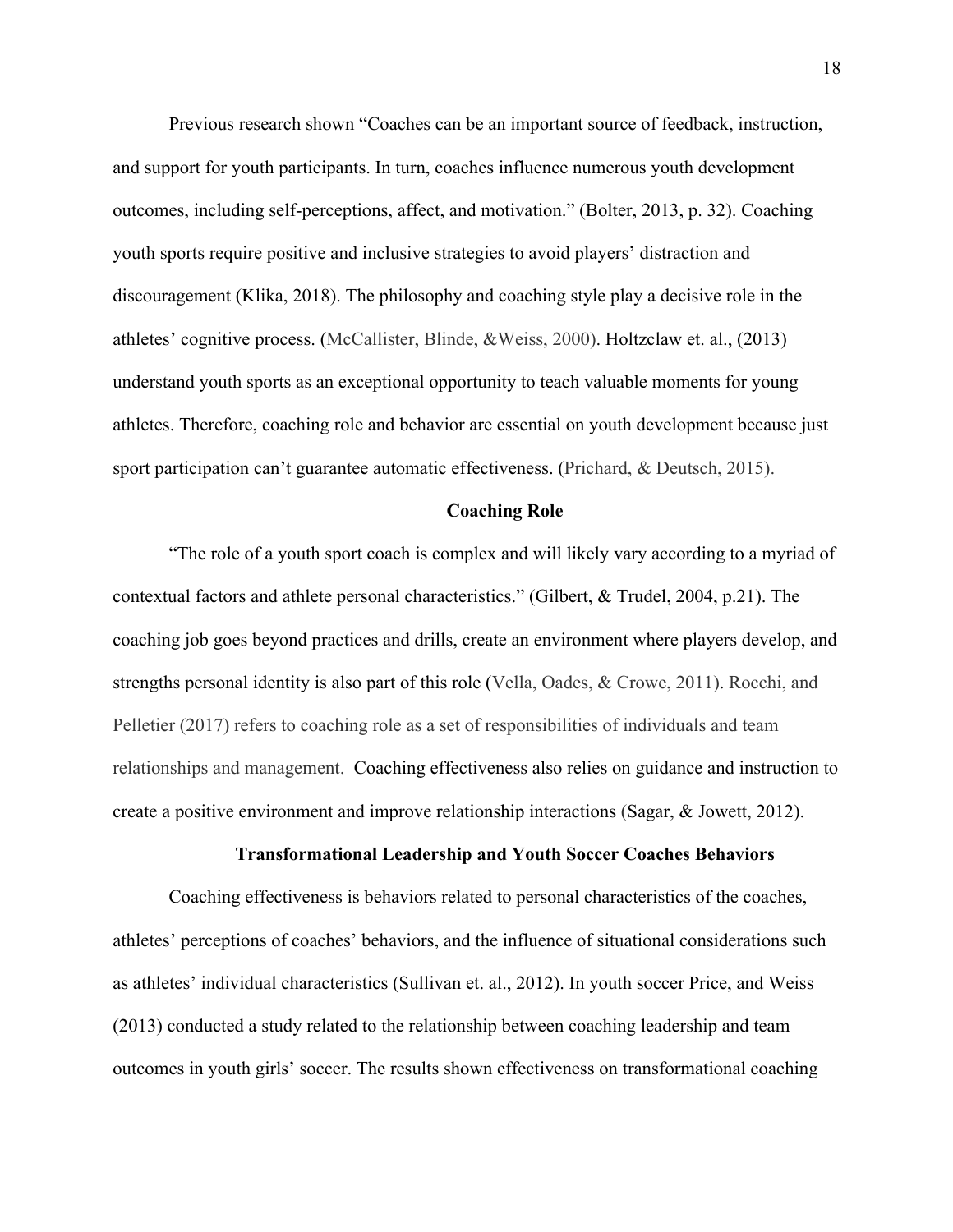Previous research shown “Coaches can be an important source of feedback, instruction, and support for youth participants. In turn, coaches influence numerous youth development outcomes, including self-perceptions, affect, and motivation.” (Bolter, 2013, p. 32). Coaching youth sports require positive and inclusive strategies to avoid players’ distraction and discouragement (Klika, 2018). The philosophy and coaching style play a decisive role in the athletes’ cognitive process. (McCallister, Blinde, &Weiss, 2000). Holtzclaw et. al., (2013) understand youth sports as an exceptional opportunity to teach valuable moments for young athletes. Therefore, coaching role and behavior are essential on youth development because just sport participation can’t guarantee automatic effectiveness. (Prichard, & Deutsch, 2015).

**Coaching Role**

“The role of a youth sport coach is complex and will likely vary according to a myriad of contextual factors and athlete personal characteristics.” (Gilbert, & Trudel, 2004, p.21). The coaching job goes beyond practices and drills, create an environment where players develop, and strengths personal identity is also part of this role (Vella, Oades, & Crowe, 2011). Rocchi, and Pelletier (2017) refers to coaching role as a set of responsibilities of individuals and team relationships and management. Coaching effectiveness also relies on guidance and instruction to create a positive environment and improve relationship interactions (Sagar, & Jowett, 2012).

**Transformational Leadership and Youth Soccer Coaches Behaviors**

Coaching effectiveness is behaviors related to personal characteristics of the coaches, athletes’ perceptions of coaches’ behaviors, and the influence of situational considerations such as athletes’ individual characteristics (Sullivan et. al., 2012). In youth soccer Price, and Weiss (2013) conducted a study related to the relationship between coaching leadership and team outcomes in youth girls’ soccer. The results shown effectiveness on transformational coaching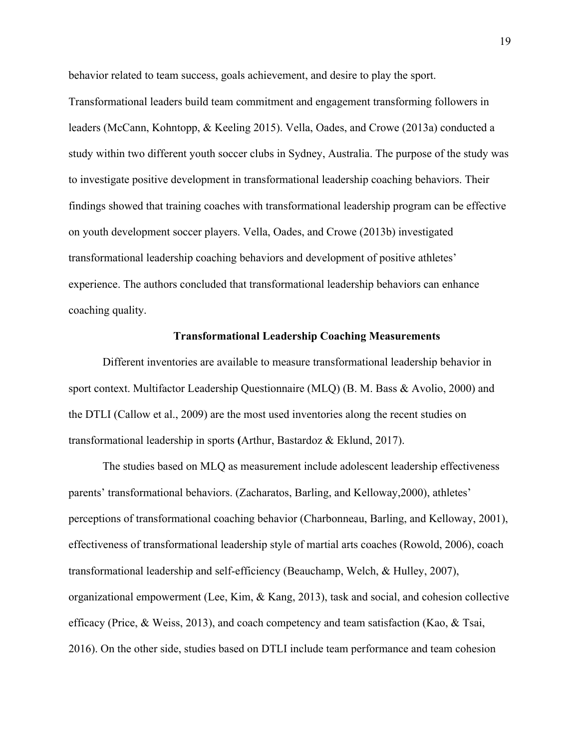behavior related to team success, goals achievement, and desire to play the sport. Transformational leaders build team commitment and engagement transforming followers in leaders (McCann, Kohntopp, & Keeling 2015). Vella, Oades, and Crowe (2013a) conducted a study within two different youth soccer clubs in Sydney, Australia. The purpose of the study was to investigate positive development in transformational leadership coaching behaviors. Their findings showed that training coaches with transformational leadership program can be effective on youth development soccer players. Vella, Oades, and Crowe (2013b) investigated transformational leadership coaching behaviors and development of positive athletes' experience. The authors concluded that transformational leadership behaviors can enhance coaching quality.

## Transformational Leadership Coaching Measurements

Different inventories are available to measure transformational leadership behavior in sport context. Multifactor Leadership Questionnaire (MLQ) (B. M. Bass & Avolio, 2000) and the DTLI (Callow et al., 2009) are the most used inventories along the recent studies on transformational leadership in sports **(**Arthur, Bastardoz & Eklund, 2017).

The studies based on MLQ as measurement include adolescent leadership effectiveness parents' transformational behaviors. (Zacharatos, Barling, and Kelloway,2000), athletes' perceptions of transformational coaching behavior (Charbonneau, Barling, and Kelloway, 2001), effectiveness of transformational leadership style of martial arts coaches (Rowold, 2006), coach transformational leadership and self-efficiency (Beauchamp, Welch, & Hulley, 2007), organizational empowerment (Lee, Kim, & Kang, 2013), task and social, and cohesion collective efficacy (Price, & Weiss, 2013), and coach competency and team satisfaction (Kao, & Tsai, 2016). On the other side, studies based on DTLI include team performance and team cohesion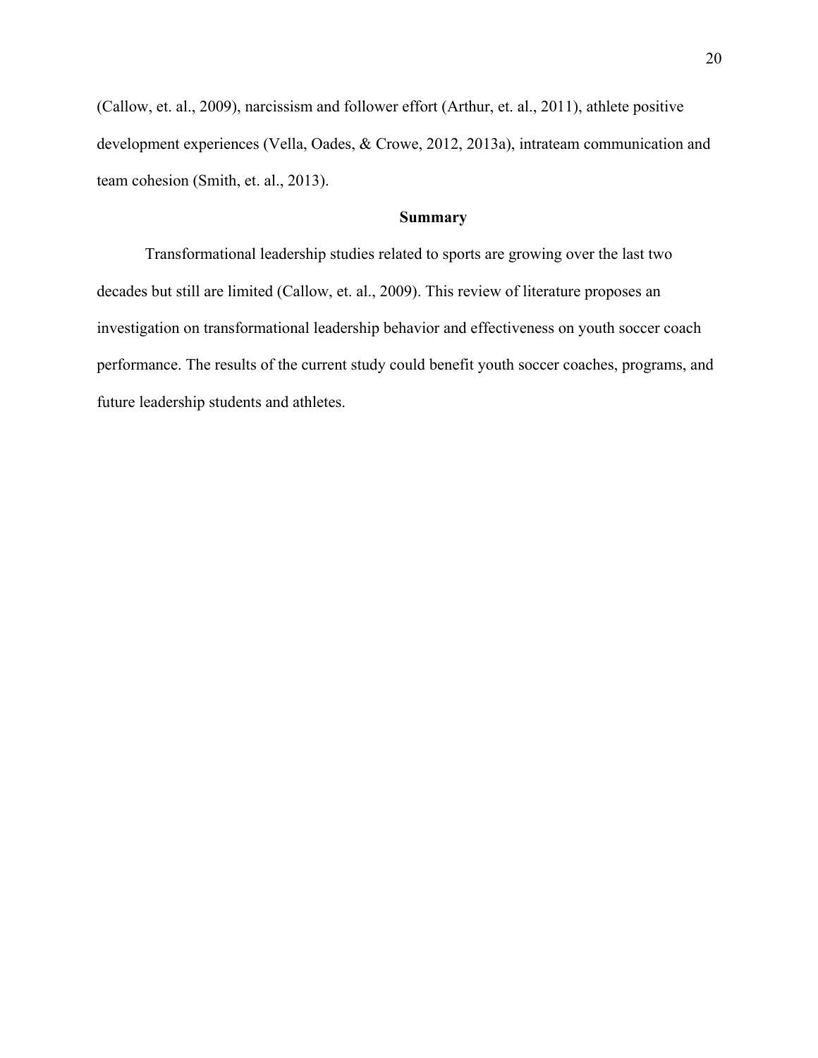(Callow, et. al., 2009), narcissism and follower effort (Arthur, et. al., 2011), athlete positive development experiences (Vella, Oades, & Crowe, 2012, 2013a), intrateam communication and team cohesion (Smith, et. al., 2013).

## Summary

Transformational leadership studies related to sports are growing over the last two decades but still are limited (Callow, et. al., 2009). This review of literature proposes an investigation on transformational leadership behavior and effectiveness on youth soccer coach performance. The results of the current study could benefit youth soccer coaches, programs, and future leadership students and athletes.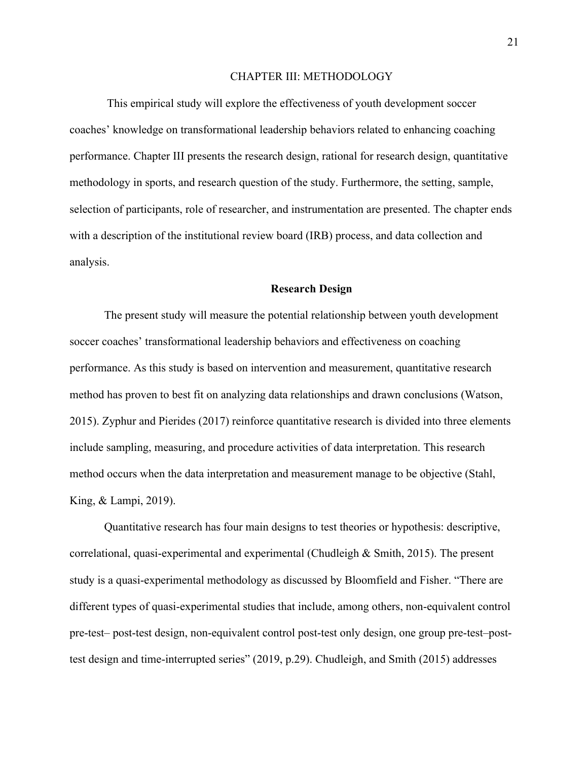# CHAPTER III: METHODOLOGY

This empirical study will explore the effectiveness of youth development soccer coaches' knowledge on transformational leadership behaviors related to enhancing coaching performance. Chapter III presents the research design, rational for research design, quantitative methodology in sports, and research question of the study. Furthermore, the setting, sample, selection of participants, role of researcher, and instrumentation are presented. The chapter ends with a description of the institutional review board (IRB) process, and data collection and analysis.

## Research Design

The present study will measure the potential relationship between youth development soccer coaches' transformational leadership behaviors and effectiveness on coaching performance. As this study is based on intervention and measurement, quantitative research method has proven to best fit on analyzing data relationships and drawn conclusions (Watson, 2015). Zyphur and Pierides (2017) reinforce quantitative research is divided into three elements include sampling, measuring, and procedure activities of data interpretation. This research method occurs when the data interpretation and measurement manage to be objective (Stahl, King, & Lampi, 2019).

Quantitative research has four main designs to test theories or hypothesis: descriptive, correlational, quasi-experimental and experimental (Chudleigh & Smith, 2015). The present study is a quasi-experimental methodology as discussed by Bloomfield and Fisher. "There are different types of quasi-experimental studies that include, among others, non-equivalent control pre-test– post-test design, non-equivalent control post-test only design, one group pre-test–post-test design and time-interrupted series" (2019, p.29). Chudleigh, and Smith (2015) addresses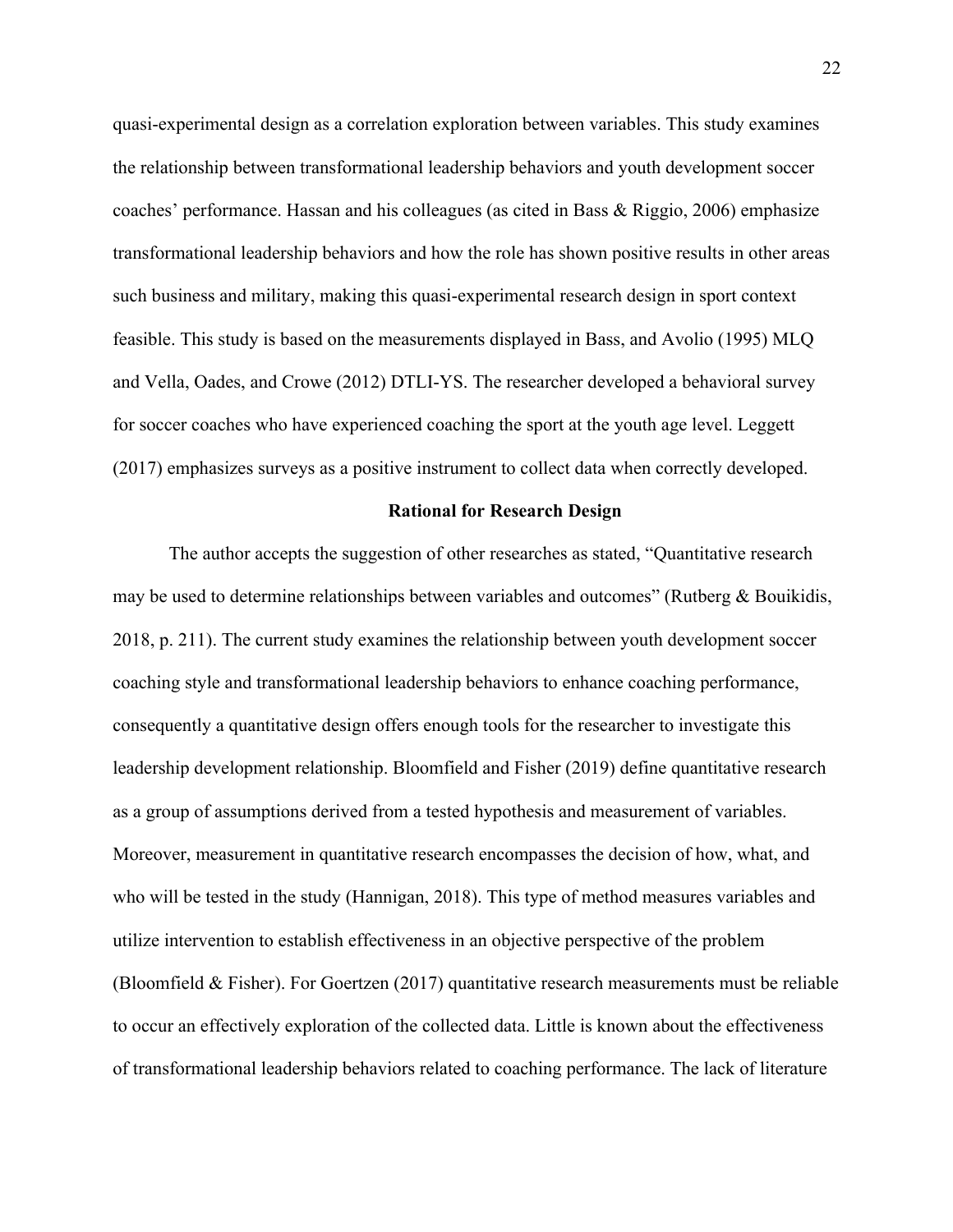quasi-experimental design as a correlation exploration between variables. This study examines the relationship between transformational leadership behaviors and youth development soccer coaches' performance. Hassan and his colleagues (as cited in Bass & Riggio, 2006) emphasize transformational leadership behaviors and how the role has shown positive results in other areas such business and military, making this quasi-experimental research design in sport context feasible. This study is based on the measurements displayed in Bass, and Avolio (1995) MLQ and Vella, Oades, and Crowe (2012) DTLI-YS. The researcher developed a behavioral survey for soccer coaches who have experienced coaching the sport at the youth age level. Leggett (2017) emphasizes surveys as a positive instrument to collect data when correctly developed.

## Rational for Research Design

The author accepts the suggestion of other researches as stated, "Quantitative research may be used to determine relationships between variables and outcomes" (Rutberg & Bouikidis, 2018, p. 211). The current study examines the relationship between youth development soccer coaching style and transformational leadership behaviors to enhance coaching performance, consequently a quantitative design offers enough tools for the researcher to investigate this leadership development relationship. Bloomfield and Fisher (2019) define quantitative research as a group of assumptions derived from a tested hypothesis and measurement of variables. Moreover, measurement in quantitative research encompasses the decision of how, what, and who will be tested in the study (Hannigan, 2018). This type of method measures variables and utilize intervention to establish effectiveness in an objective perspective of the problem (Bloomfield & Fisher). For Goertzen (2017) quantitative research measurements must be reliable to occur an effectively exploration of the collected data. Little is known about the effectiveness of transformational leadership behaviors related to coaching performance. The lack of literature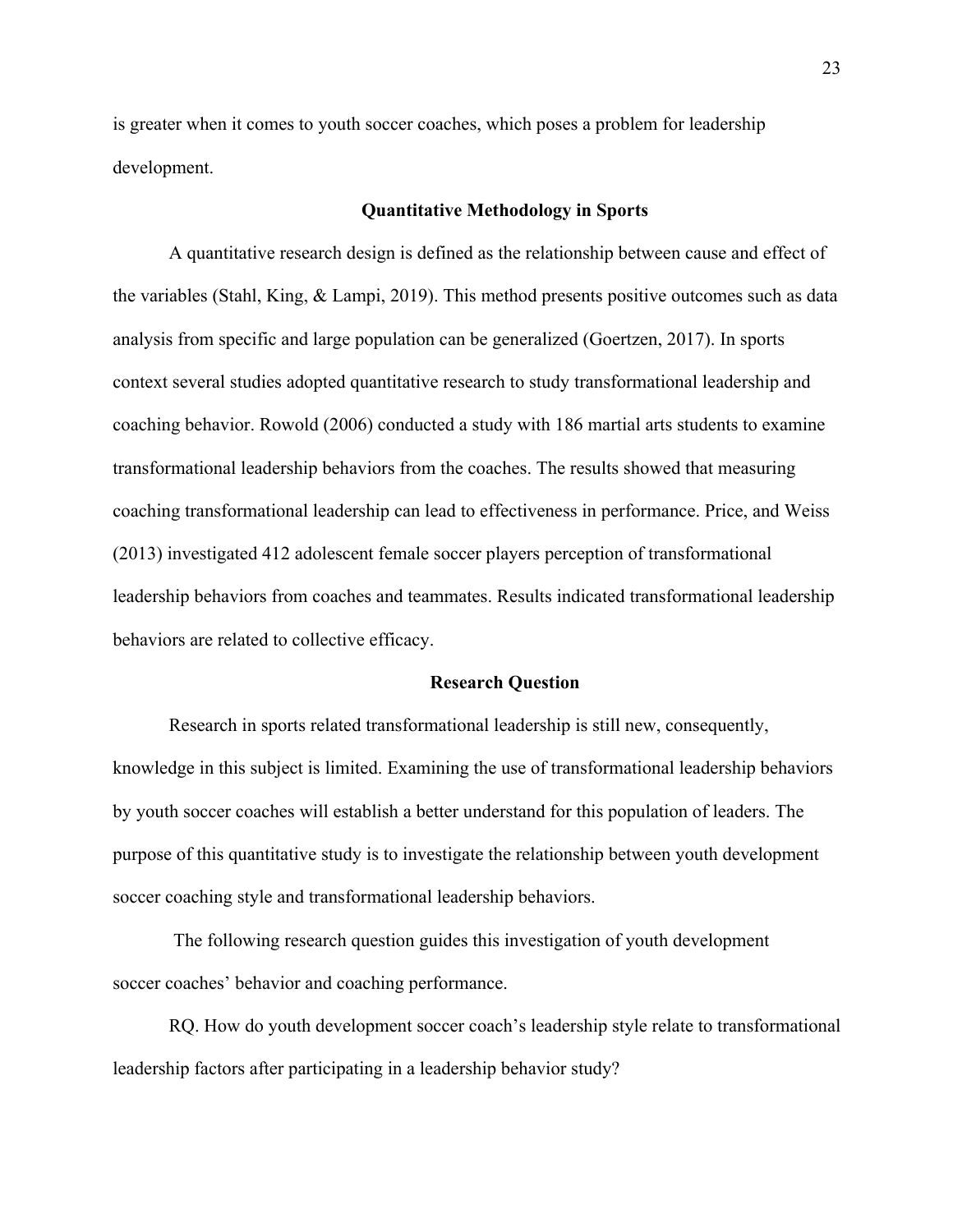is greater when it comes to youth soccer coaches, which poses a problem for leadership development.

## Quantitative Methodology in Sports

A quantitative research design is defined as the relationship between cause and effect of the variables (Stahl, King, & Lampi, 2019). This method presents positive outcomes such as data analysis from specific and large population can be generalized (Goertzen, 2017). In sports context several studies adopted quantitative research to study transformational leadership and coaching behavior. Rowold (2006) conducted a study with 186 martial arts students to examine transformational leadership behaviors from the coaches. The results showed that measuring coaching transformational leadership can lead to effectiveness in performance. Price, and Weiss (2013) investigated 412 adolescent female soccer players perception of transformational leadership behaviors from coaches and teammates. Results indicated transformational leadership behaviors are related to collective efficacy.

## Research Question

Research in sports related transformational leadership is still new, consequently, knowledge in this subject is limited. Examining the use of transformational leadership behaviors by youth soccer coaches will establish a better understand for this population of leaders. The purpose of this quantitative study is to investigate the relationship between youth development soccer coaching style and transformational leadership behaviors.

The following research question guides this investigation of youth development soccer coaches' behavior and coaching performance.

RQ. How do youth development soccer coach's leadership style relate to transformational leadership factors after participating in a leadership behavior study?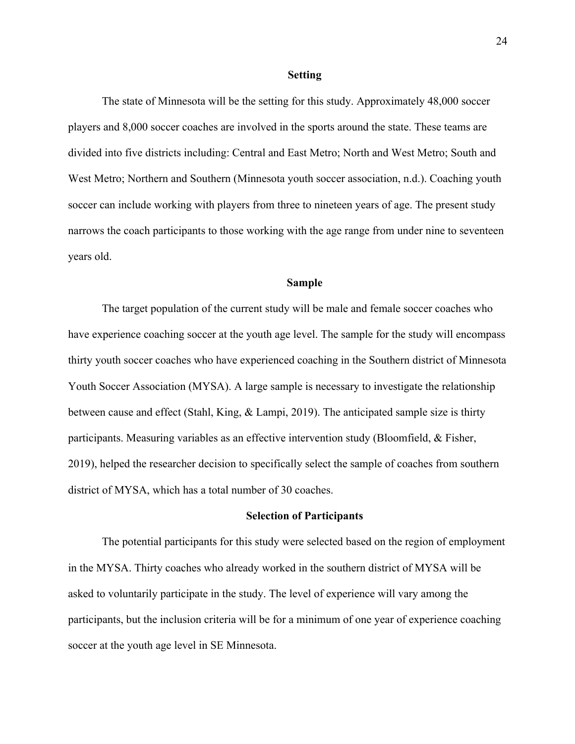## Setting

The state of Minnesota will be the setting for this study. Approximately 48,000 soccer players and 8,000 soccer coaches are involved in the sports around the state. These teams are divided into five districts including: Central and East Metro; North and West Metro; South and West Metro; Northern and Southern (Minnesota youth soccer association, n.d.). Coaching youth soccer can include working with players from three to nineteen years of age. The present study narrows the coach participants to those working with the age range from under nine to seventeen years old.

## Sample

The target population of the current study will be male and female soccer coaches who have experience coaching soccer at the youth age level. The sample for the study will encompass thirty youth soccer coaches who have experienced coaching in the Southern district of Minnesota Youth Soccer Association (MYSA). A large sample is necessary to investigate the relationship between cause and effect (Stahl, King, & Lampi, 2019). The anticipated sample size is thirty participants. Measuring variables as an effective intervention study (Bloomfield, & Fisher, 2019), helped the researcher decision to specifically select the sample of coaches from southern district of MYSA, which has a total number of 30 coaches.

## Selection of Participants

The potential participants for this study were selected based on the region of employment in the MYSA. Thirty coaches who already worked in the southern district of MYSA will be asked to voluntarily participate in the study. The level of experience will vary among the participants, but the inclusion criteria will be for a minimum of one year of experience coaching soccer at the youth age level in SE Minnesota.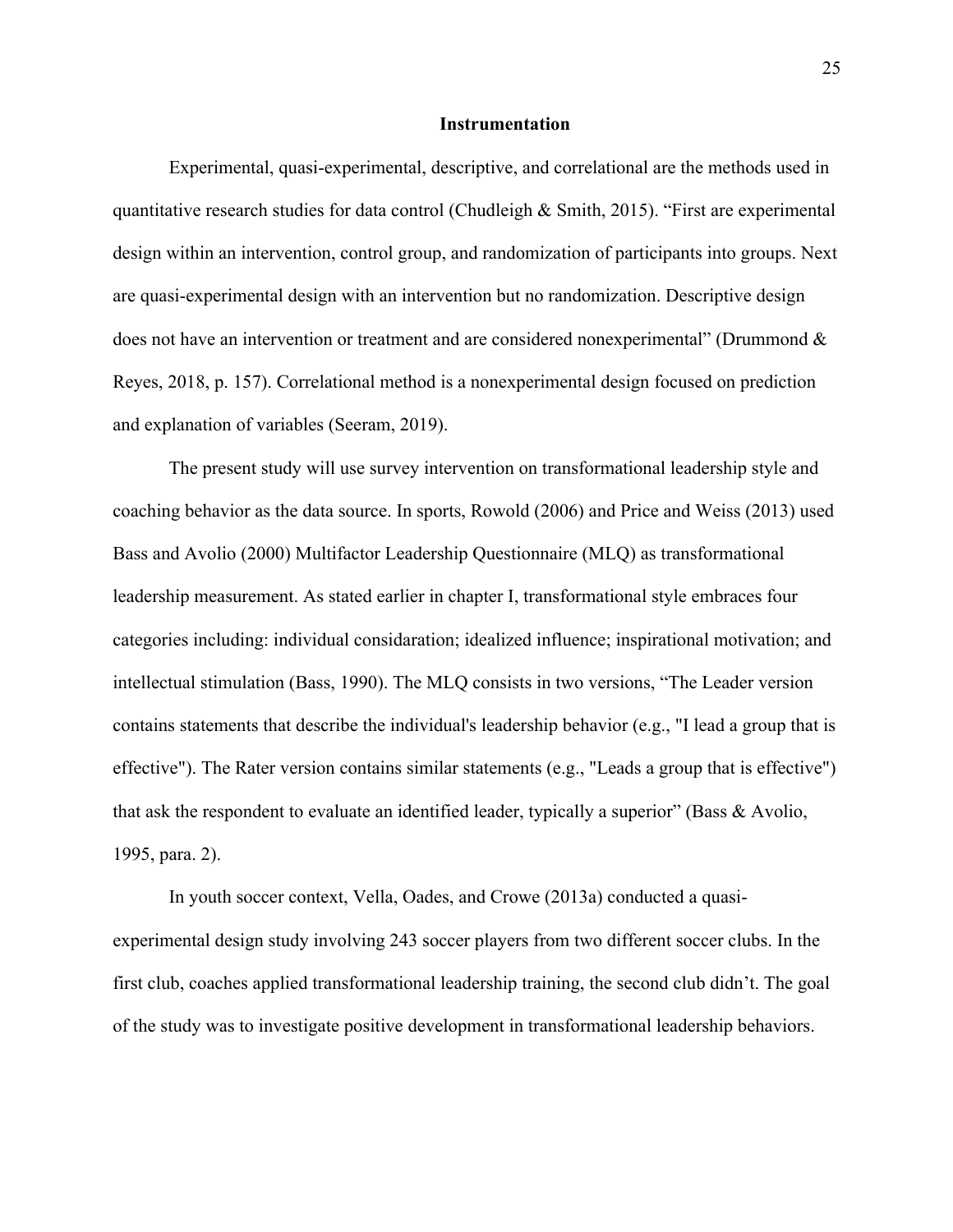## Instrumentation

Experimental, quasi-experimental, descriptive, and correlational are the methods used in quantitative research studies for data control (Chudleigh & Smith, 2015). "First are experimental design within an intervention, control group, and randomization of participants into groups. Next are quasi-experimental design with an intervention but no randomization. Descriptive design does not have an intervention or treatment and are considered nonexperimental" (Drummond & Reyes, 2018, p. 157). Correlational method is a nonexperimental design focused on prediction and explanation of variables (Seeram, 2019).

The present study will use survey intervention on transformational leadership style and coaching behavior as the data source. In sports, Rowold (2006) and Price and Weiss (2013) used Bass and Avolio (2000) Multifactor Leadership Questionnaire (MLQ) as transformational leadership measurement. As stated earlier in chapter I, transformational style embraces four categories including: individual considaration; idealized influence; inspirational motivation; and intellectual stimulation (Bass, 1990). The MLQ consists in two versions, "The Leader version contains statements that describe the individual's leadership behavior (e.g., "I lead a group that is effective"). The Rater version contains similar statements (e.g., "Leads a group that is effective") that ask the respondent to evaluate an identified leader, typically a superior" (Bass & Avolio, 1995, para. 2).

In youth soccer context, Vella, Oades, and Crowe (2013a) conducted a quasi-experimental design study involving 243 soccer players from two different soccer clubs. In the first club, coaches applied transformational leadership training, the second club didn't. The goal of the study was to investigate positive development in transformational leadership behaviors.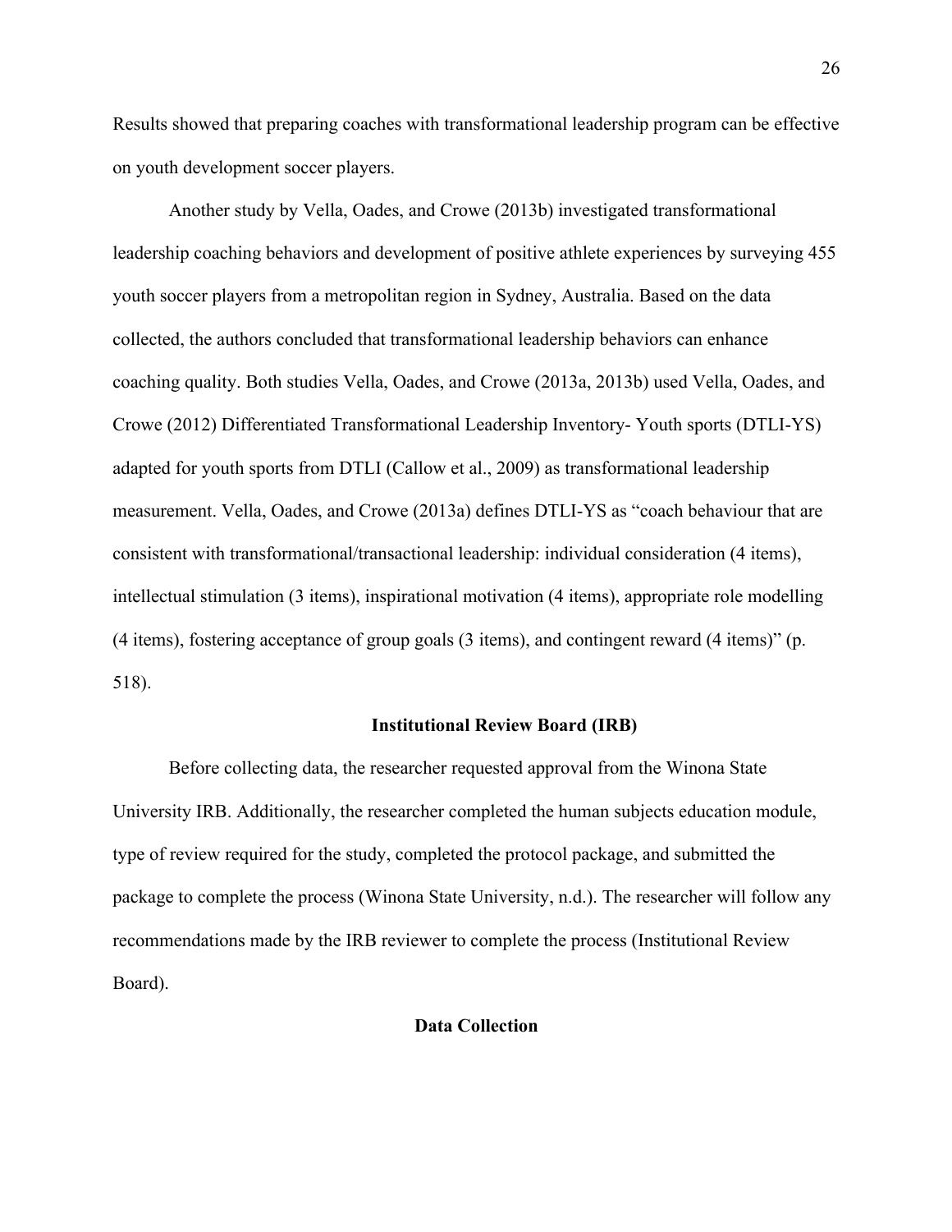Results showed that preparing coaches with transformational leadership program can be effective on youth development soccer players.

Another study by Vella, Oades, and Crowe (2013b) investigated transformational leadership coaching behaviors and development of positive athlete experiences by surveying 455 youth soccer players from a metropolitan region in Sydney, Australia. Based on the data collected, the authors concluded that transformational leadership behaviors can enhance coaching quality. Both studies Vella, Oades, and Crowe (2013a, 2013b) used Vella, Oades, and Crowe (2012) Differentiated Transformational Leadership Inventory- Youth sports (DTLI-YS) adapted for youth sports from DTLI (Callow et al., 2009) as transformational leadership measurement. Vella, Oades, and Crowe (2013a) defines DTLI-YS as "coach behaviour that are consistent with transformational/transactional leadership: individual consideration (4 items), intellectual stimulation (3 items), inspirational motivation (4 items), appropriate role modelling (4 items), fostering acceptance of group goals (3 items), and contingent reward (4 items)" (p. 518).

## Institutional Review Board (IRB)

Before collecting data, the researcher requested approval from the Winona State University IRB. Additionally, the researcher completed the human subjects education module, type of review required for the study, completed the protocol package, and submitted the package to complete the process (Winona State University, n.d.). The researcher will follow any recommendations made by the IRB reviewer to complete the process (Institutional Review Board).

## Data Collection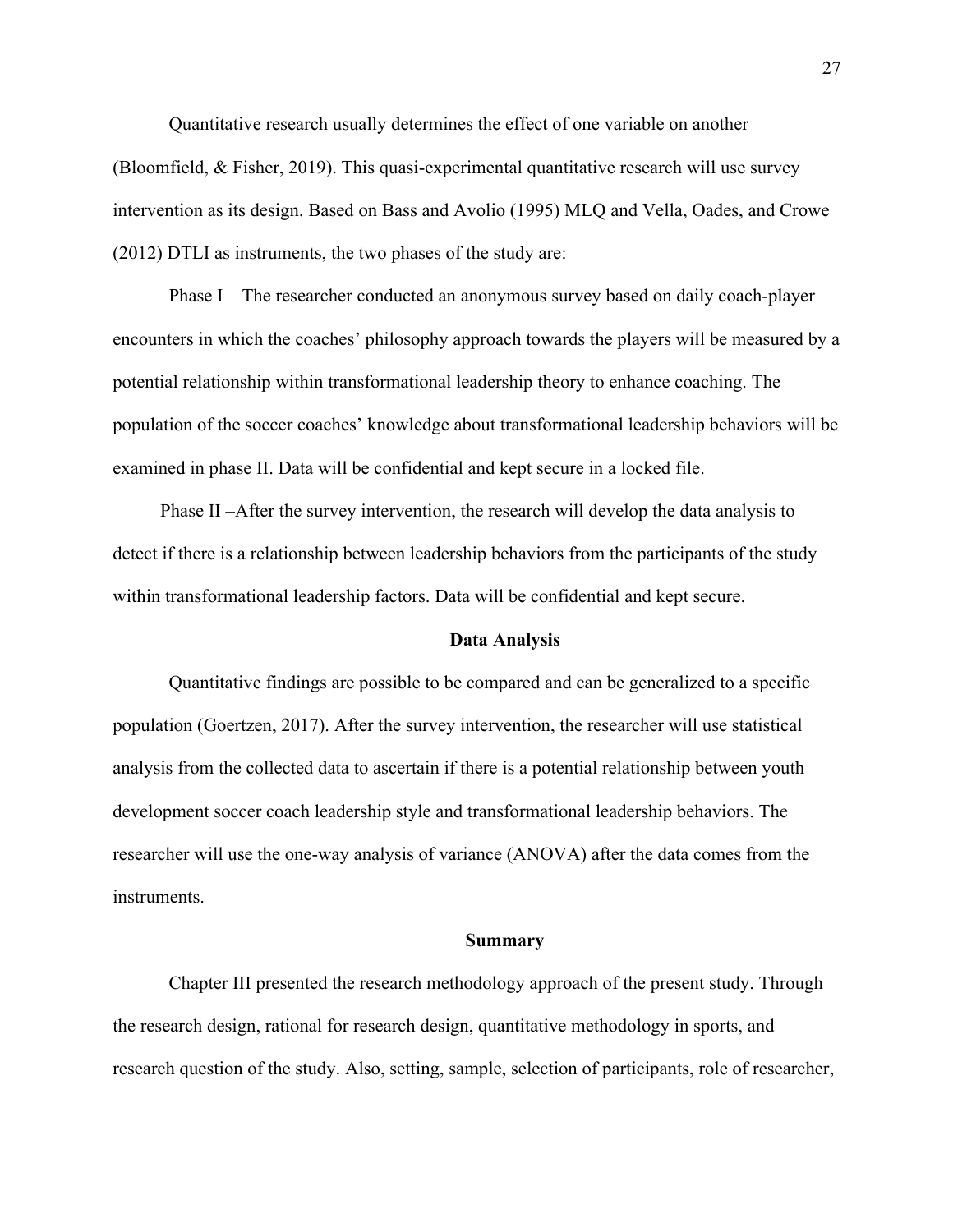Quantitative research usually determines the effect of one variable on another (Bloomfield, & Fisher, 2019). This quasi-experimental quantitative research will use survey intervention as its design. Based on Bass and Avolio (1995) MLQ and Vella, Oades, and Crowe (2012) DTLI as instruments, the two phases of the study are:

Phase I – The researcher conducted an anonymous survey based on daily coach-player encounters in which the coaches' philosophy approach towards the players will be measured by a potential relationship within transformational leadership theory to enhance coaching. The population of the soccer coaches' knowledge about transformational leadership behaviors will be examined in phase II. Data will be confidential and kept secure in a locked file.

Phase II –After the survey intervention, the research will develop the data analysis to detect if there is a relationship between leadership behaviors from the participants of the study within transformational leadership factors. Data will be confidential and kept secure.

## Data Analysis

Quantitative findings are possible to be compared and can be generalized to a specific population (Goertzen, 2017). After the survey intervention, the researcher will use statistical analysis from the collected data to ascertain if there is a potential relationship between youth development soccer coach leadership style and transformational leadership behaviors. The researcher will use the one-way analysis of variance (ANOVA) after the data comes from the instruments.

## Summary

Chapter III presented the research methodology approach of the present study. Through the research design, rational for research design, quantitative methodology in sports, and research question of the study. Also, setting, sample, selection of participants, role of researcher,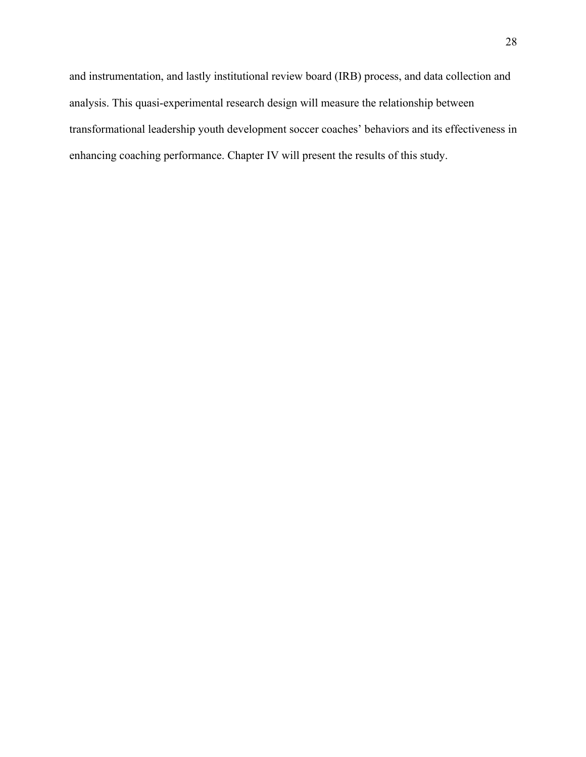and instrumentation, and lastly institutional review board (IRB) process, and data collection and analysis. This quasi-experimental research design will measure the relationship between transformational leadership youth development soccer coaches' behaviors and its effectiveness in enhancing coaching performance. Chapter IV will present the results of this study.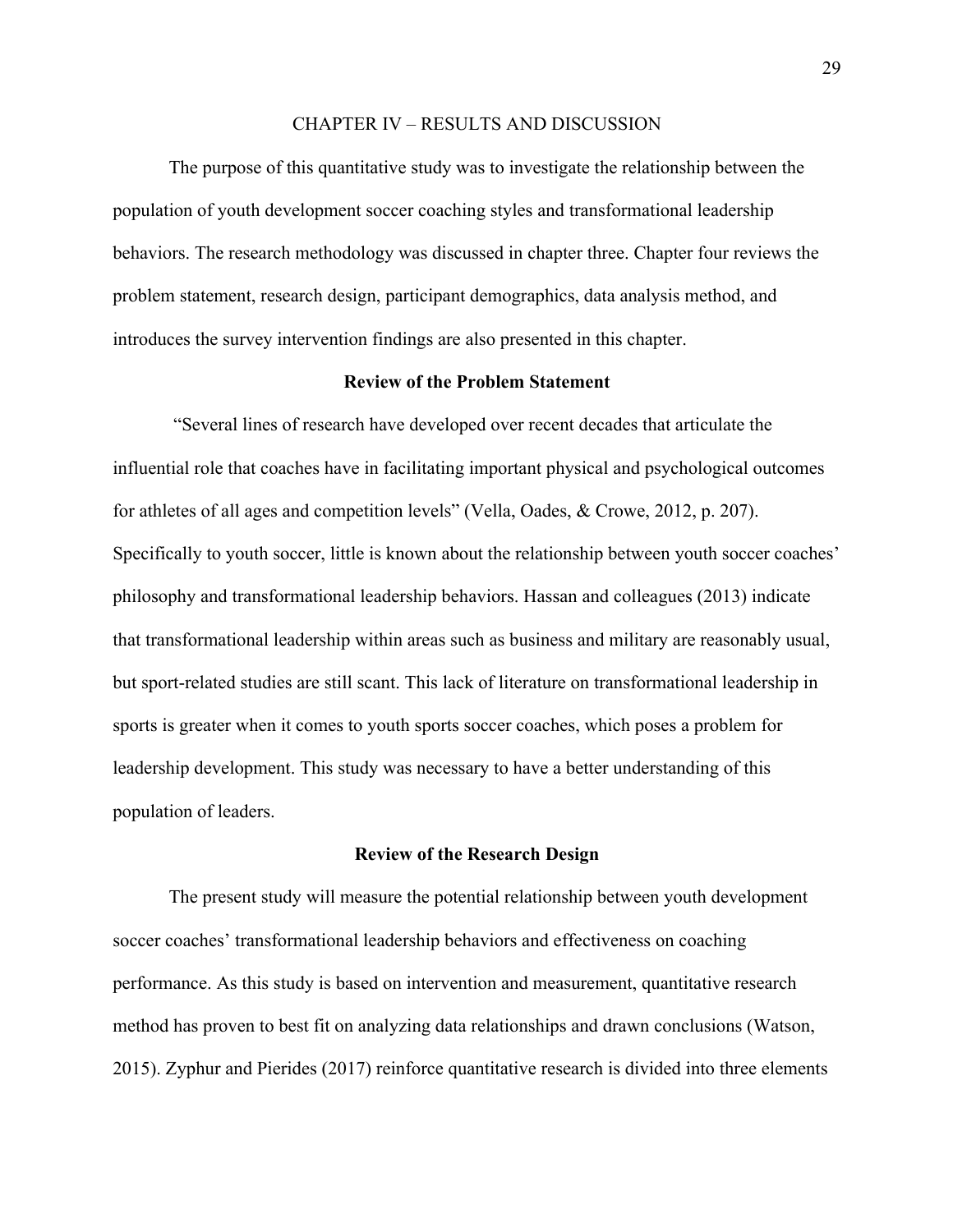# CHAPTER IV – RESULTS AND DISCUSSION

The purpose of this quantitative study was to investigate the relationship between the population of youth development soccer coaching styles and transformational leadership behaviors. The research methodology was discussed in chapter three. Chapter four reviews the problem statement, research design, participant demographics, data analysis method, and introduces the survey intervention findings are also presented in this chapter.

## Review of the Problem Statement

"Several lines of research have developed over recent decades that articulate the influential role that coaches have in facilitating important physical and psychological outcomes for athletes of all ages and competition levels" (Vella, Oades, & Crowe, 2012, p. 207). Specifically to youth soccer, little is known about the relationship between youth soccer coaches' philosophy and transformational leadership behaviors. Hassan and colleagues (2013) indicate that transformational leadership within areas such as business and military are reasonably usual, but sport-related studies are still scant. This lack of literature on transformational leadership in sports is greater when it comes to youth sports soccer coaches, which poses a problem for leadership development. This study was necessary to have a better understanding of this population of leaders.

## Review of the Research Design

The present study will measure the potential relationship between youth development soccer coaches' transformational leadership behaviors and effectiveness on coaching performance. As this study is based on intervention and measurement, quantitative research method has proven to best fit on analyzing data relationships and drawn conclusions (Watson, 2015). Zyphur and Pierides (2017) reinforce quantitative research is divided into three elements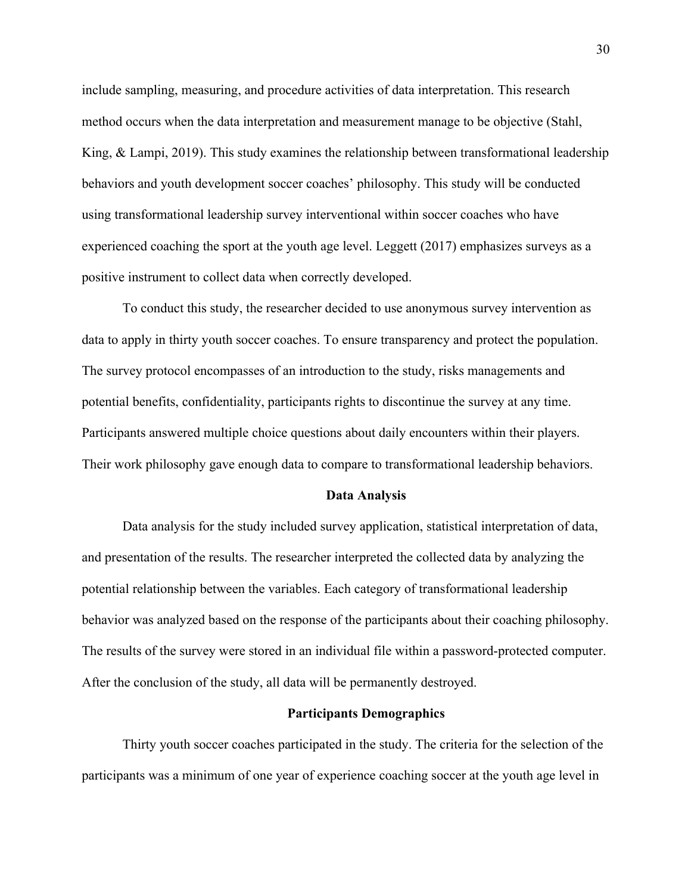include sampling, measuring, and procedure activities of data interpretation. This research method occurs when the data interpretation and measurement manage to be objective (Stahl, King, & Lampi, 2019). This study examines the relationship between transformational leadership behaviors and youth development soccer coaches' philosophy. This study will be conducted using transformational leadership survey interventional within soccer coaches who have experienced coaching the sport at the youth age level. Leggett (2017) emphasizes surveys as a positive instrument to collect data when correctly developed.

To conduct this study, the researcher decided to use anonymous survey intervention as data to apply in thirty youth soccer coaches. To ensure transparency and protect the population. The survey protocol encompasses of an introduction to the study, risks managements and potential benefits, confidentiality, participants rights to discontinue the survey at any time. Participants answered multiple choice questions about daily encounters within their players. Their work philosophy gave enough data to compare to transformational leadership behaviors.

## Data Analysis

Data analysis for the study included survey application, statistical interpretation of data, and presentation of the results. The researcher interpreted the collected data by analyzing the potential relationship between the variables. Each category of transformational leadership behavior was analyzed based on the response of the participants about their coaching philosophy. The results of the survey were stored in an individual file within a password-protected computer. After the conclusion of the study, all data will be permanently destroyed.

## Participants Demographics

Thirty youth soccer coaches participated in the study. The criteria for the selection of the participants was a minimum of one year of experience coaching soccer at the youth age level in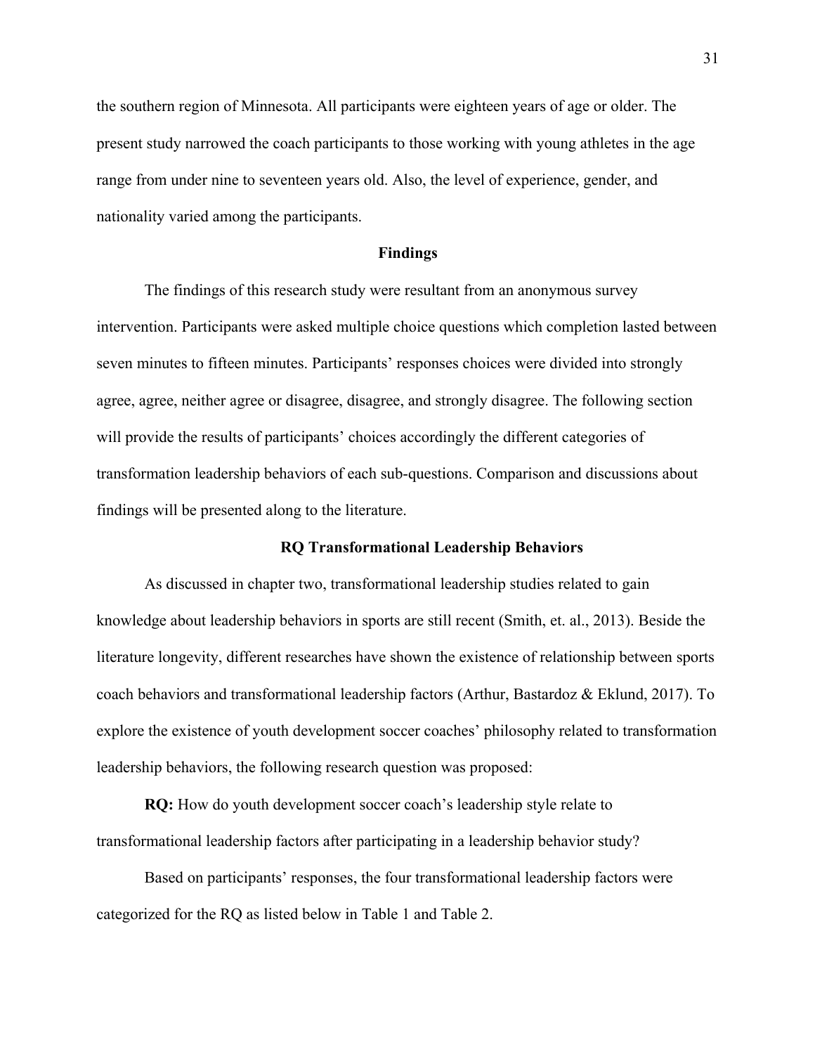the southern region of Minnesota. All participants were eighteen years of age or older. The present study narrowed the coach participants to those working with young athletes in the age range from under nine to seventeen years old. Also, the level of experience, gender, and nationality varied among the participants.

## Findings

The findings of this research study were resultant from an anonymous survey intervention. Participants were asked multiple choice questions which completion lasted between seven minutes to fifteen minutes. Participants' responses choices were divided into strongly agree, agree, neither agree or disagree, disagree, and strongly disagree. The following section will provide the results of participants' choices accordingly the different categories of transformation leadership behaviors of each sub-questions. Comparison and discussions about findings will be presented along to the literature.

## RQ Transformational Leadership Behaviors

As discussed in chapter two, transformational leadership studies related to gain knowledge about leadership behaviors in sports are still recent (Smith, et. al., 2013). Beside the literature longevity, different researches have shown the existence of relationship between sports coach behaviors and transformational leadership factors (Arthur, Bastardoz & Eklund, 2017). To explore the existence of youth development soccer coaches' philosophy related to transformation leadership behaviors, the following research question was proposed:

**RQ:** How do youth development soccer coach's leadership style relate to transformational leadership factors after participating in a leadership behavior study?

Based on participants' responses, the four transformational leadership factors were categorized for the RQ as listed below in Table 1 and Table 2.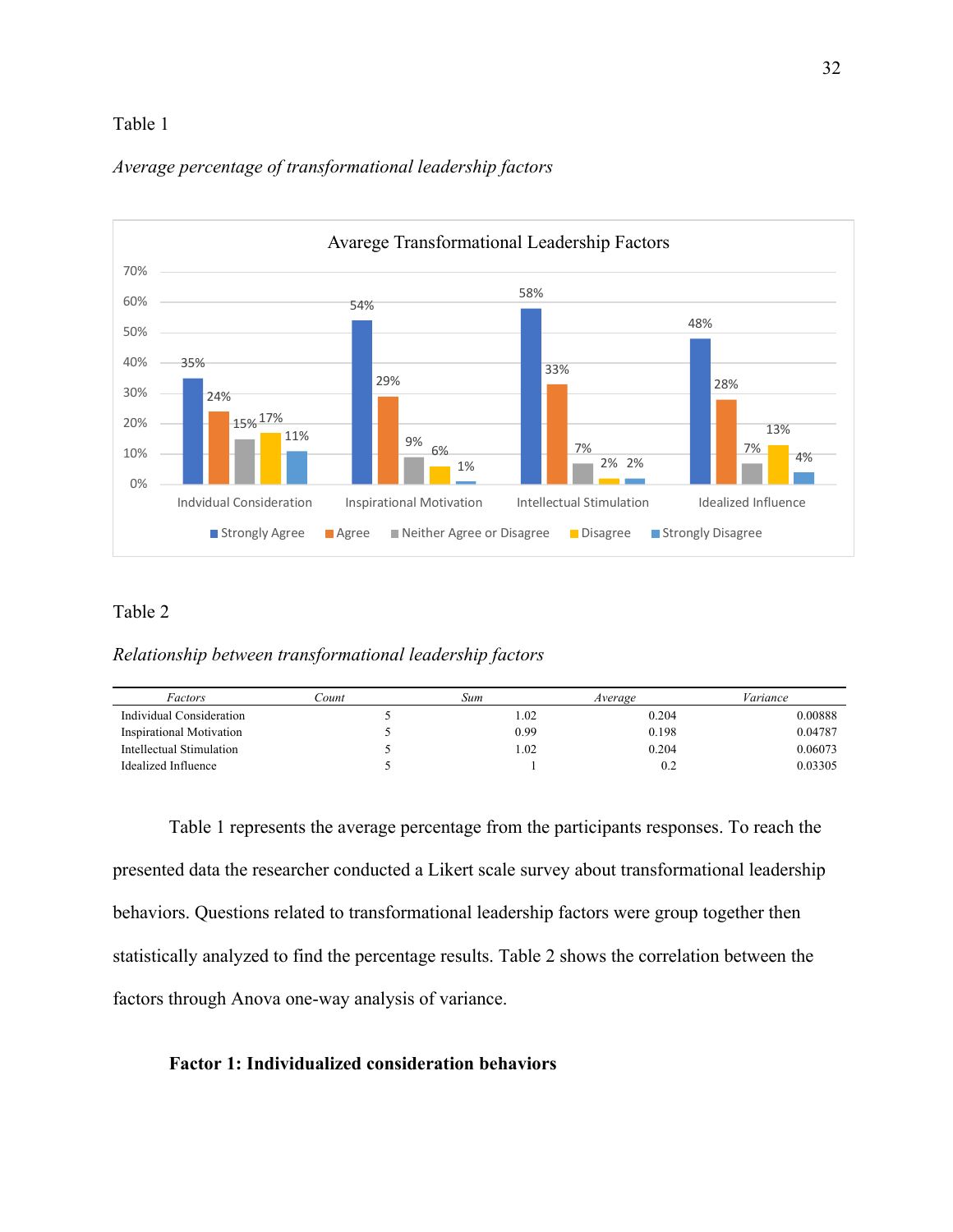Table 1

*Average percentage of transformational leadership factors*

Avarege Transformational Leadership Factors

| | Indvidual Consideration | Inspirational Motivation | Intellectual Stimulation | Idealized Influence |
|---|---|---|---|---|
| Strongly Agree | 35% | 54% | 58% | 48% |
| Agree | 24% | 29% | 33% | 28% |
| Neither Agree or Disagree | 15% | 9% | 7% | 7% |
| Disagree | 17% | 6% | 2% | 13% |
| Strongly Disagree | 11% | 1% | 2% | 4% |

Table 2

*Relationship between transformational leadership factors*

| *Factors* | *Count* | *Sum* | *Average* | *Variance* |
|---|---|---|---|---|
| Individual Consideration | 5 | 1.02 | 0.204 | 0.00888 |
| Inspirational Motivation | 5 | 0.99 | 0.198 | 0.04787 |
| Intellectual Stimulation | 5 | 1.02 | 0.204 | 0.06073 |
| Idealized Influence | 5 | 1 | 0.2 | 0.03305 |

Table 1 represents the average percentage from the participants responses. To reach the presented data the researcher conducted a Likert scale survey about transformational leadership behaviors. Questions related to transformational leadership factors were group together then statistically analyzed to find the percentage results. Table 2 shows the correlation between the factors through Anova one-way analysis of variance.

**Factor 1: Individualized consideration behaviors**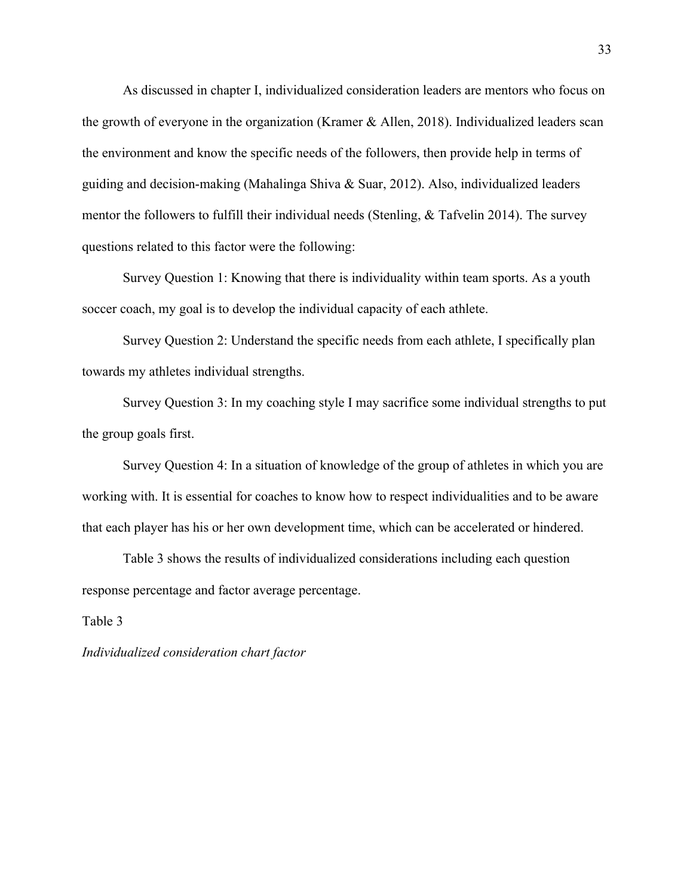As discussed in chapter I, individualized consideration leaders are mentors who focus on the growth of everyone in the organization (Kramer & Allen, 2018). Individualized leaders scan the environment and know the specific needs of the followers, then provide help in terms of guiding and decision-making (Mahalinga Shiva & Suar, 2012). Also, individualized leaders mentor the followers to fulfill their individual needs (Stenling, & Tafvelin 2014). The survey questions related to this factor were the following:

Survey Question 1: Knowing that there is individuality within team sports. As a youth soccer coach, my goal is to develop the individual capacity of each athlete.

Survey Question 2: Understand the specific needs from each athlete, I specifically plan towards my athletes individual strengths.

Survey Question 3: In my coaching style I may sacrifice some individual strengths to put the group goals first.

Survey Question 4: In a situation of knowledge of the group of athletes in which you are working with. It is essential for coaches to know how to respect individualities and to be aware that each player has his or her own development time, which can be accelerated or hindered.

Table 3 shows the results of individualized considerations including each question response percentage and factor average percentage.

Table 3

*Individualized consideration chart factor*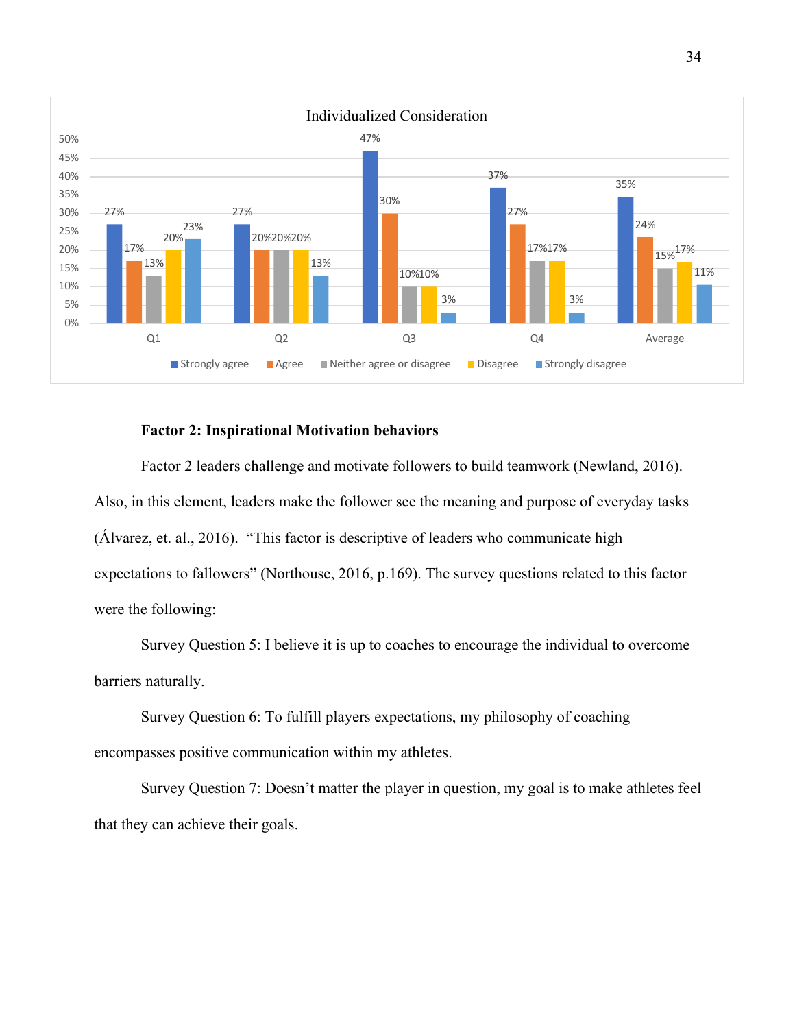Individualized Consideration

| | Strongly agree | Agree | Neither agree or disagree | Disagree | Strongly disagree |
|---|---|---|---|---|---|
| Q1 | 27% | 17% | 13% | 20% | 23% |
| Q2 | 27% | 20% | 20% | 20% | 13% |
| Q3 | 47% | 30% | 10% | 10% | 3% |
| Q4 | 37% | 27% | 17% | 17% | 3% |
| Average | 35% | 24% | 15% | 17% | 11% |

**Factor 2: Inspirational Motivation behaviors**

Factor 2 leaders challenge and motivate followers to build teamwork (Newland, 2016). Also, in this element, leaders make the follower see the meaning and purpose of everyday tasks (Álvarez, et. al., 2016). "This factor is descriptive of leaders who communicate high expectations to fallowers" (Northouse, 2016, p.169). The survey questions related to this factor were the following:

Survey Question 5: I believe it is up to coaches to encourage the individual to overcome barriers naturally.

Survey Question 6: To fulfill players expectations, my philosophy of coaching encompasses positive communication within my athletes.

Survey Question 7: Doesn't matter the player in question, my goal is to make athletes feel that they can achieve their goals.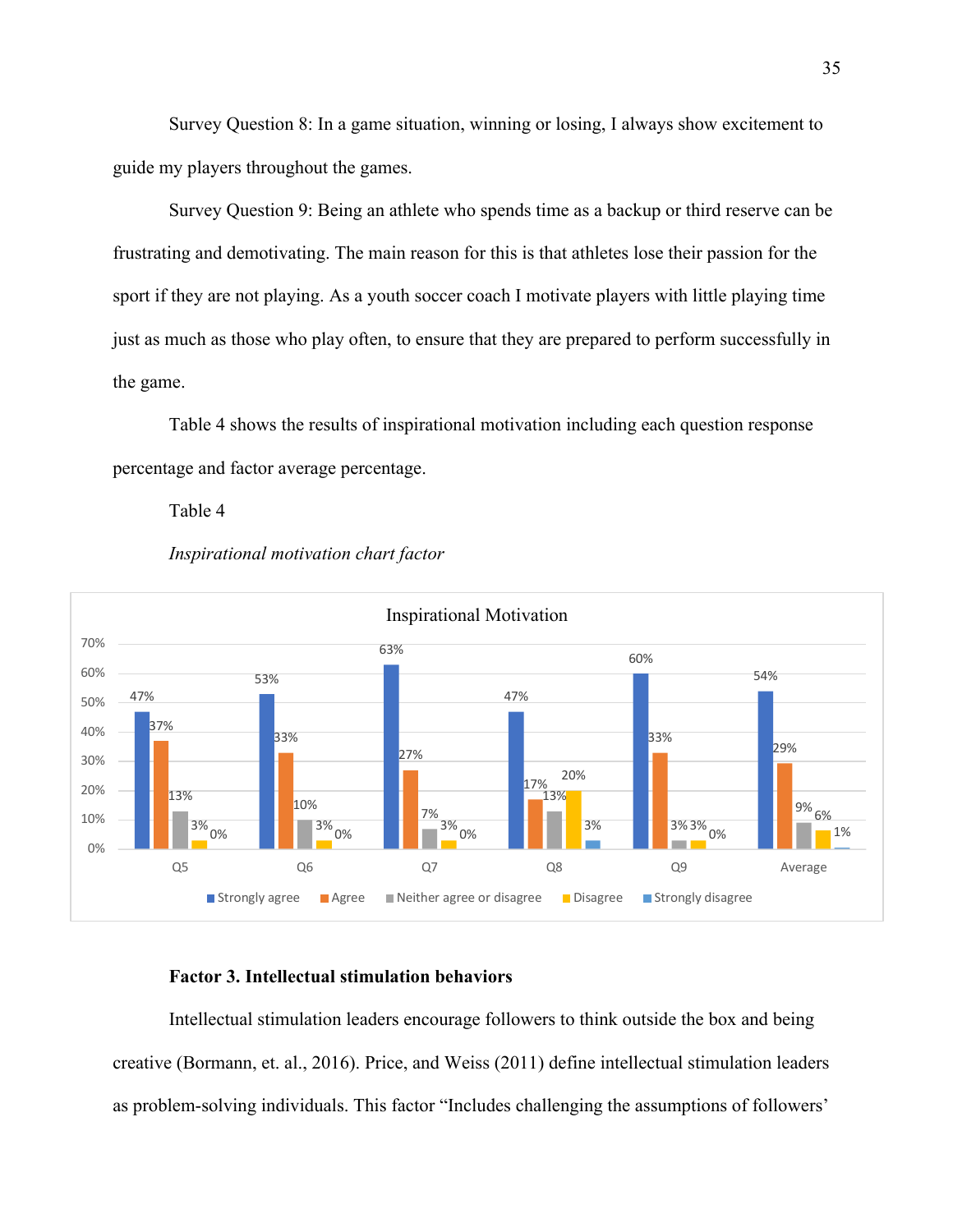Survey Question 8: In a game situation, winning or losing, I always show excitement to guide my players throughout the games.

Survey Question 9: Being an athlete who spends time as a backup or third reserve can be frustrating and demotivating. The main reason for this is that athletes lose their passion for the sport if they are not playing. As a youth soccer coach I motivate players with little playing time just as much as those who play often, to ensure that they are prepared to perform successfully in the game.

Table 4 shows the results of inspirational motivation including each question response percentage and factor average percentage.

Table 4

*Inspirational motivation chart factor*

Inspirational Motivation

| | Strongly agree | Agree | Neither agree or disagree | Disagree | Strongly disagree |
|---|---|---|---|---|---|
| Q5 | 47% | 37% | 13% | 3% | 0% |
| Q6 | 53% | 33% | 10% | 3% | 0% |
| Q7 | 63% | 27% | 7% | 3% | 0% |
| Q8 | 47% | 17% | 13% | 20% | 3% |
| Q9 | 60% | 33% | 3% | 3% | 0% |
| Average | 54% | 29% | 9% | 6% | 1% |

**Factor 3. Intellectual stimulation behaviors**

Intellectual stimulation leaders encourage followers to think outside the box and being creative (Bormann, et. al., 2016). Price, and Weiss (2011) define intellectual stimulation leaders as problem-solving individuals. This factor "Includes challenging the assumptions of followers'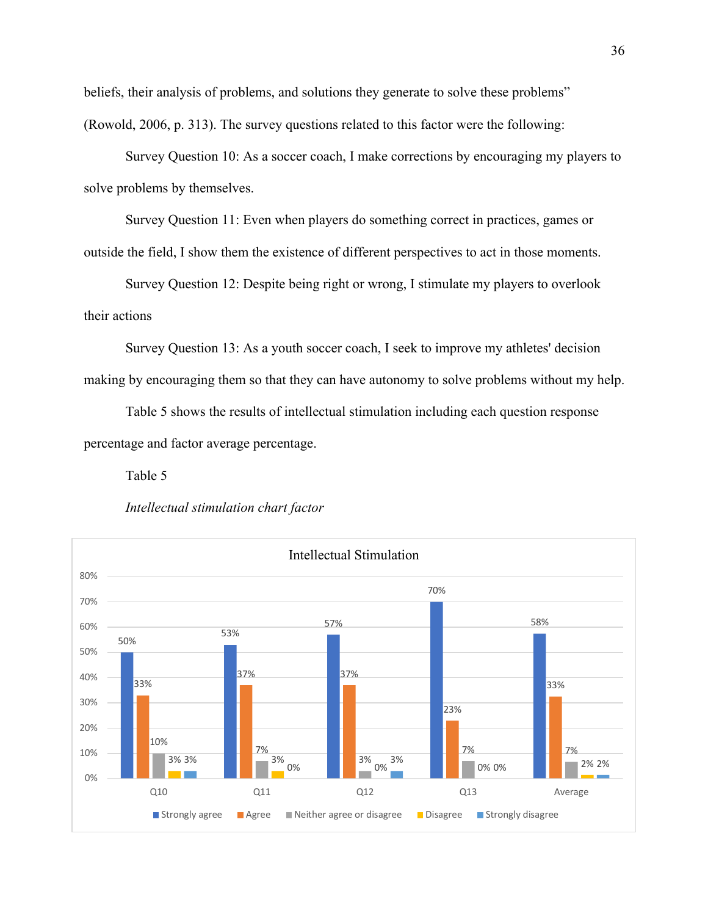beliefs, their analysis of problems, and solutions they generate to solve these problems" (Rowold, 2006, p. 313). The survey questions related to this factor were the following:

Survey Question 10: As a soccer coach, I make corrections by encouraging my players to solve problems by themselves.

Survey Question 11: Even when players do something correct in practices, games or outside the field, I show them the existence of different perspectives to act in those moments.

Survey Question 12: Despite being right or wrong, I stimulate my players to overlook their actions

Survey Question 13: As a youth soccer coach, I seek to improve my athletes' decision making by encouraging them so that they can have autonomy to solve problems without my help.

Table 5 shows the results of intellectual stimulation including each question response percentage and factor average percentage.

Table 5

*Intellectual stimulation chart factor*

**Intellectual Stimulation**

| | Strongly agree | Agree | Neither agree or disagree | Disagree | Strongly disagree |
|---|---|---|---|---|---|
| Q10 | 50% | 33% | 10% | 3% | 3% |
| Q11 | 53% | 37% | 7% | 3% | 0% |
| Q12 | 57% | 37% | 3% | 0% | 3% |
| Q13 | 70% | 23% | 7% | 0% | 0% |
| Average | 58% | 33% | 7% | 2% | 2% |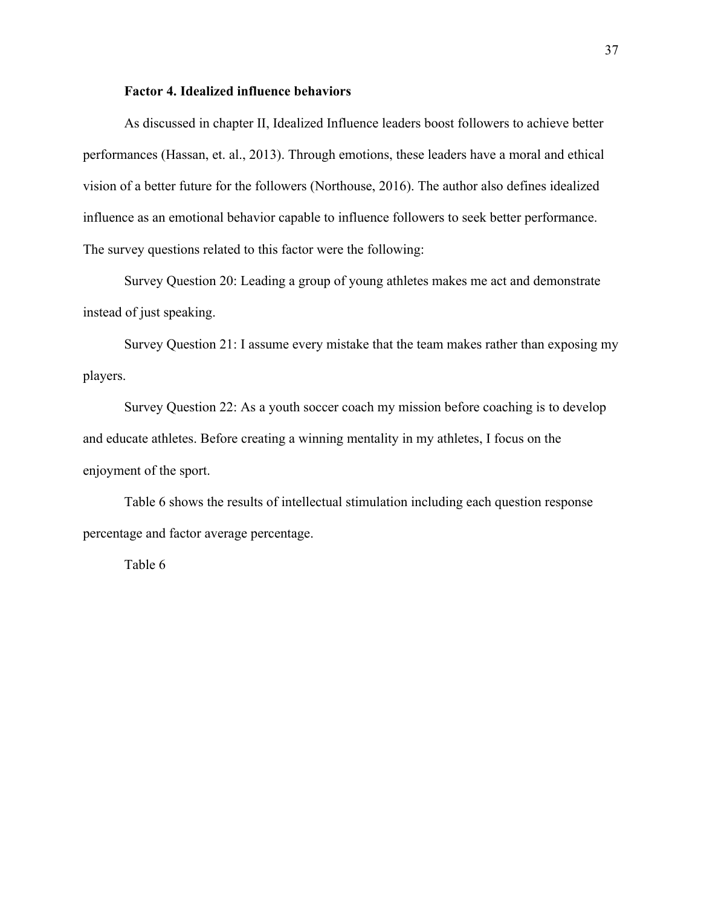**Factor 4. Idealized influence behaviors**

As discussed in chapter II, Idealized Influence leaders boost followers to achieve better performances (Hassan, et. al., 2013). Through emotions, these leaders have a moral and ethical vision of a better future for the followers (Northouse, 2016). The author also defines idealized influence as an emotional behavior capable to influence followers to seek better performance. The survey questions related to this factor were the following:

Survey Question 20: Leading a group of young athletes makes me act and demonstrate instead of just speaking.

Survey Question 21: I assume every mistake that the team makes rather than exposing my players.

Survey Question 22: As a youth soccer coach my mission before coaching is to develop and educate athletes. Before creating a winning mentality in my athletes, I focus on the enjoyment of the sport.

Table 6 shows the results of intellectual stimulation including each question response percentage and factor average percentage.

Table 6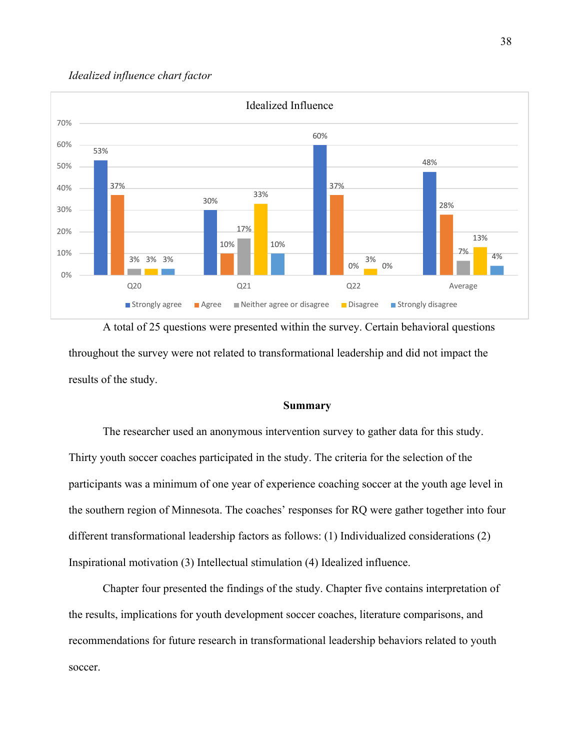*Idealized influence chart factor*

Idealized Influence

| | Strongly agree | Agree | Neither agree or disagree | Disagree | Strongly disagree |
|---|---|---|---|---|---|
| Q20 | 53% | 37% | 3% | 3% | 3% |
| Q21 | 30% | 10% | 17% | 33% | 10% |
| Q22 | 60% | 37% | 0% | 3% | 0% |
| Average | 48% | 28% | 7% | 13% | 4% |

A total of 25 questions were presented within the survey. Certain behavioral questions throughout the survey were not related to transformational leadership and did not impact the results of the study.

## Summary

The researcher used an anonymous intervention survey to gather data for this study. Thirty youth soccer coaches participated in the study. The criteria for the selection of the participants was a minimum of one year of experience coaching soccer at the youth age level in the southern region of Minnesota. The coaches' responses for RQ were gather together into four different transformational leadership factors as follows: (1) Individualized considerations (2) Inspirational motivation (3) Intellectual stimulation (4) Idealized influence.

Chapter four presented the findings of the study. Chapter five contains interpretation of the results, implications for youth development soccer coaches, literature comparisons, and recommendations for future research in transformational leadership behaviors related to youth soccer.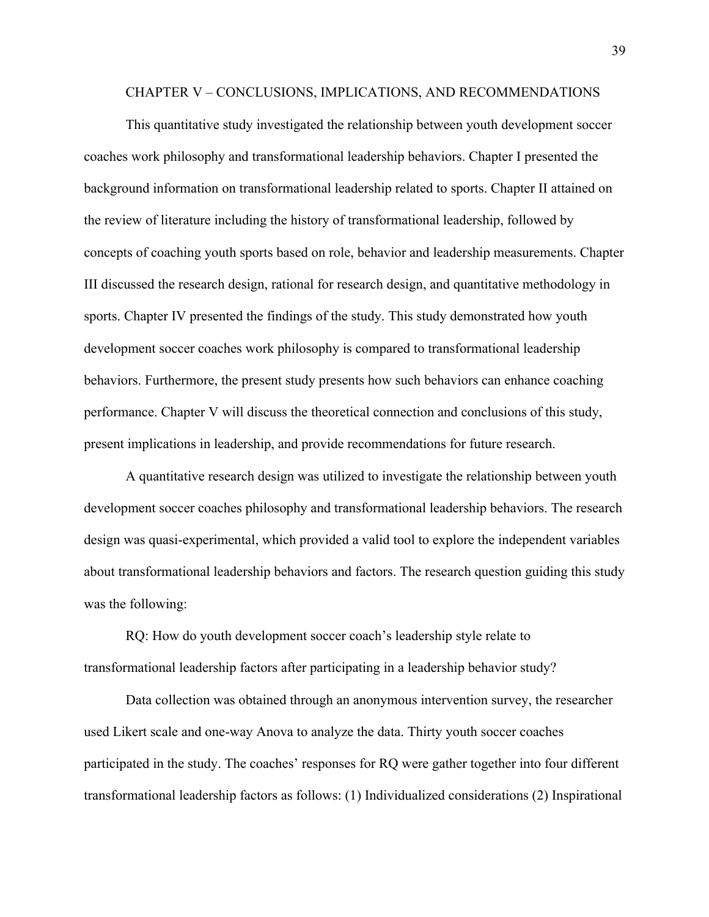# CHAPTER V – CONCLUSIONS, IMPLICATIONS, AND RECOMMENDATIONS

This quantitative study investigated the relationship between youth development soccer coaches work philosophy and transformational leadership behaviors. Chapter I presented the background information on transformational leadership related to sports. Chapter II attained on the review of literature including the history of transformational leadership, followed by concepts of coaching youth sports based on role, behavior and leadership measurements. Chapter III discussed the research design, rational for research design, and quantitative methodology in sports. Chapter IV presented the findings of the study. This study demonstrated how youth development soccer coaches work philosophy is compared to transformational leadership behaviors. Furthermore, the present study presents how such behaviors can enhance coaching performance. Chapter V will discuss the theoretical connection and conclusions of this study, present implications in leadership, and provide recommendations for future research.

A quantitative research design was utilized to investigate the relationship between youth development soccer coaches philosophy and transformational leadership behaviors. The research design was quasi-experimental, which provided a valid tool to explore the independent variables about transformational leadership behaviors and factors. The research question guiding this study was the following:

RQ: How do youth development soccer coach's leadership style relate to transformational leadership factors after participating in a leadership behavior study?

Data collection was obtained through an anonymous intervention survey, the researcher used Likert scale and one-way Anova to analyze the data. Thirty youth soccer coaches participated in the study. The coaches' responses for RQ were gather together into four different transformational leadership factors as follows: (1) Individualized considerations (2) Inspirational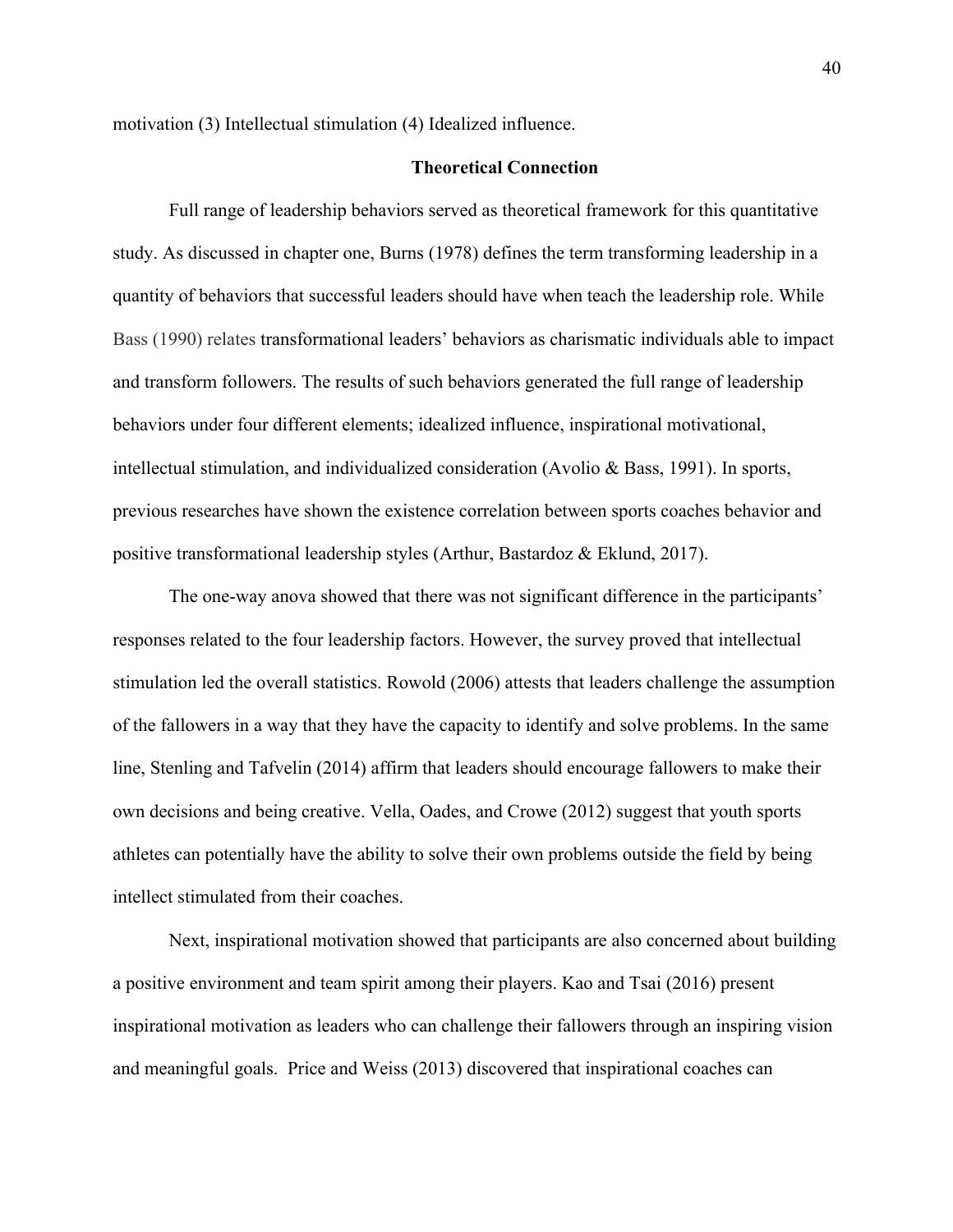motivation (3) Intellectual stimulation (4) Idealized influence.

## Theoretical Connection

Full range of leadership behaviors served as theoretical framework for this quantitative study. As discussed in chapter one, Burns (1978) defines the term transforming leadership in a quantity of behaviors that successful leaders should have when teach the leadership role. While Bass (1990) relates transformational leaders' behaviors as charismatic individuals able to impact and transform followers. The results of such behaviors generated the full range of leadership behaviors under four different elements; idealized influence, inspirational motivational, intellectual stimulation, and individualized consideration (Avolio & Bass, 1991). In sports, previous researches have shown the existence correlation between sports coaches behavior and positive transformational leadership styles (Arthur, Bastardoz & Eklund, 2017).

The one-way anova showed that there was not significant difference in the participants' responses related to the four leadership factors. However, the survey proved that intellectual stimulation led the overall statistics. Rowold (2006) attests that leaders challenge the assumption of the fallowers in a way that they have the capacity to identify and solve problems. In the same line, Stenling and Tafvelin (2014) affirm that leaders should encourage fallowers to make their own decisions and being creative. Vella, Oades, and Crowe (2012) suggest that youth sports athletes can potentially have the ability to solve their own problems outside the field by being intellect stimulated from their coaches.

Next, inspirational motivation showed that participants are also concerned about building a positive environment and team spirit among their players. Kao and Tsai (2016) present inspirational motivation as leaders who can challenge their fallowers through an inspiring vision and meaningful goals. Price and Weiss (2013) discovered that inspirational coaches can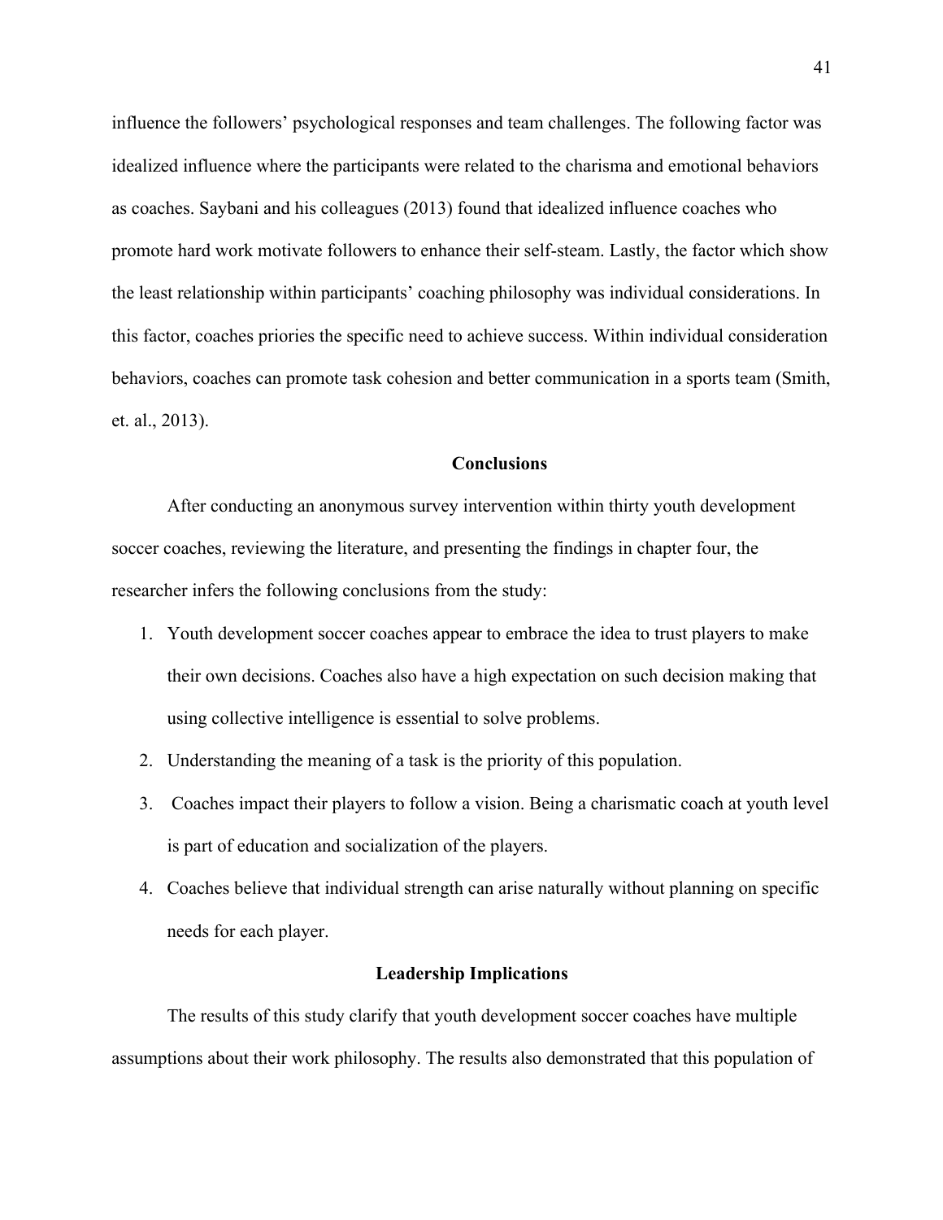influence the followers' psychological responses and team challenges. The following factor was idealized influence where the participants were related to the charisma and emotional behaviors as coaches. Saybani and his colleagues (2013) found that idealized influence coaches who promote hard work motivate followers to enhance their self-steam. Lastly, the factor which show the least relationship within participants' coaching philosophy was individual considerations. In this factor, coaches priories the specific need to achieve success. Within individual consideration behaviors, coaches can promote task cohesion and better communication in a sports team (Smith, et. al., 2013).

## Conclusions

After conducting an anonymous survey intervention within thirty youth development soccer coaches, reviewing the literature, and presenting the findings in chapter four, the researcher infers the following conclusions from the study:

1. Youth development soccer coaches appear to embrace the idea to trust players to make their own decisions. Coaches also have a high expectation on such decision making that using collective intelligence is essential to solve problems.
2. Understanding the meaning of a task is the priority of this population.
3. Coaches impact their players to follow a vision. Being a charismatic coach at youth level is part of education and socialization of the players.
4. Coaches believe that individual strength can arise naturally without planning on specific needs for each player.

## Leadership Implications

The results of this study clarify that youth development soccer coaches have multiple assumptions about their work philosophy. The results also demonstrated that this population of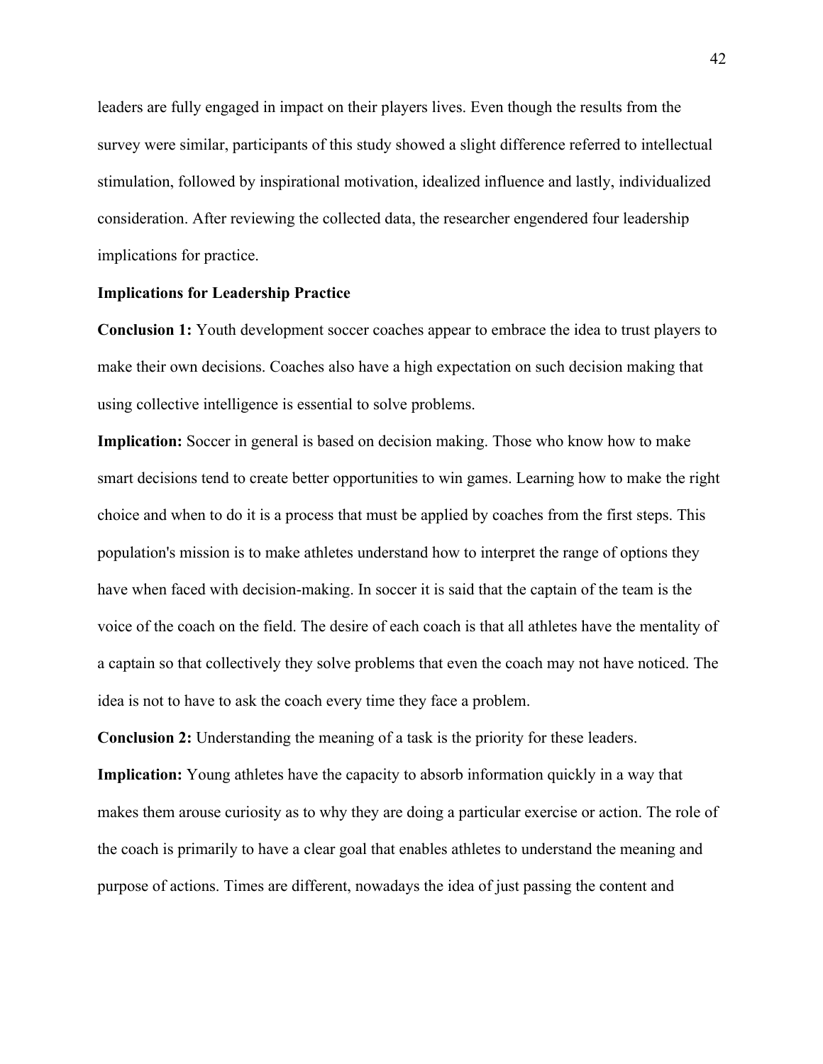leaders are fully engaged in impact on their players lives. Even though the results from the survey were similar, participants of this study showed a slight difference referred to intellectual stimulation, followed by inspirational motivation, idealized influence and lastly, individualized consideration. After reviewing the collected data, the researcher engendered four leadership implications for practice.

**Implications for Leadership Practice**

**Conclusion 1:** Youth development soccer coaches appear to embrace the idea to trust players to make their own decisions. Coaches also have a high expectation on such decision making that using collective intelligence is essential to solve problems.

**Implication:** Soccer in general is based on decision making. Those who know how to make smart decisions tend to create better opportunities to win games. Learning how to make the right choice and when to do it is a process that must be applied by coaches from the first steps. This population's mission is to make athletes understand how to interpret the range of options they have when faced with decision-making. In soccer it is said that the captain of the team is the voice of the coach on the field. The desire of each coach is that all athletes have the mentality of a captain so that collectively they solve problems that even the coach may not have noticed. The idea is not to have to ask the coach every time they face a problem.

**Conclusion 2:** Understanding the meaning of a task is the priority for these leaders.

**Implication:** Young athletes have the capacity to absorb information quickly in a way that makes them arouse curiosity as to why they are doing a particular exercise or action. The role of the coach is primarily to have a clear goal that enables athletes to understand the meaning and purpose of actions. Times are different, nowadays the idea of just passing the content and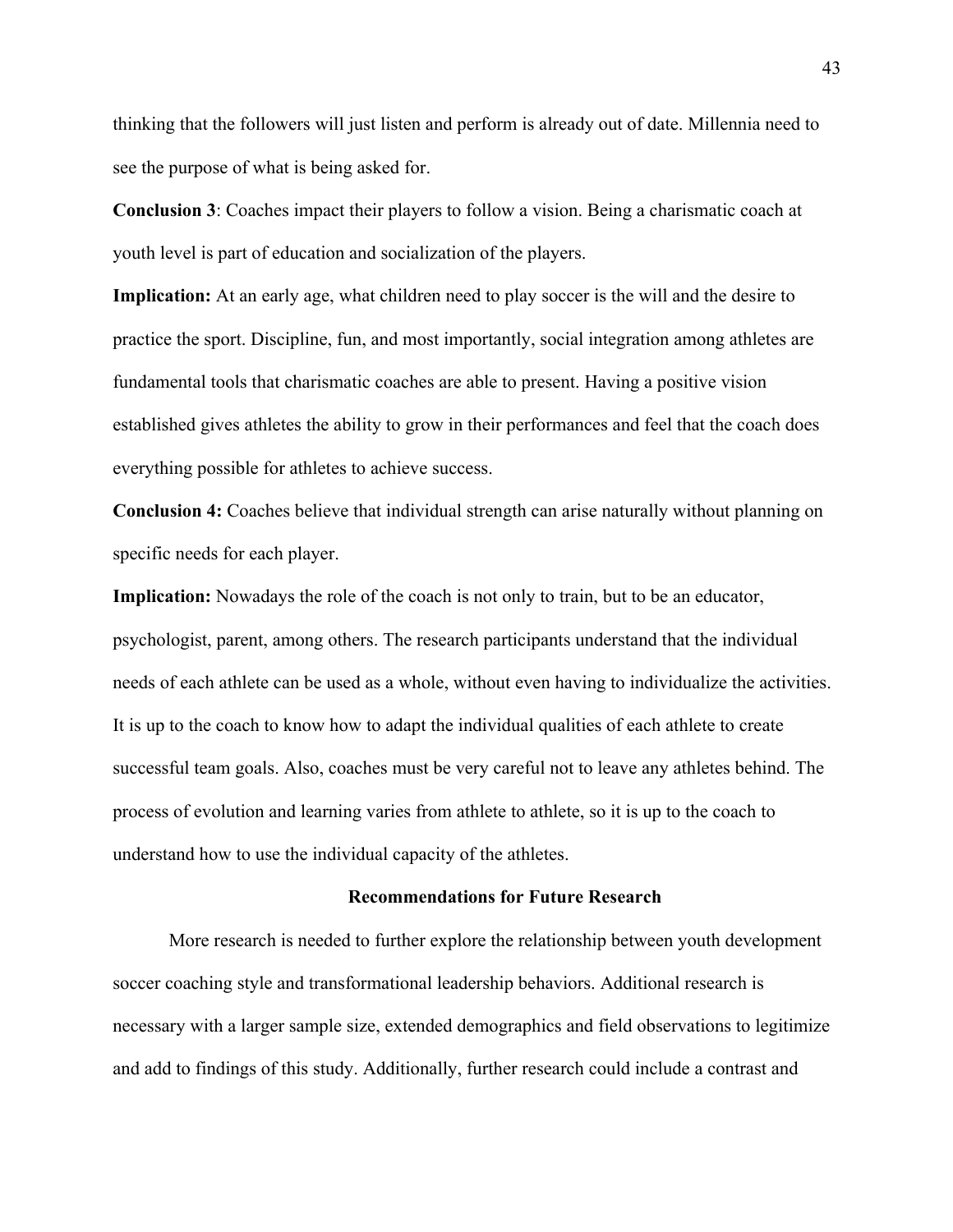thinking that the followers will just listen and perform is already out of date. Millennia need to see the purpose of what is being asked for.

**Conclusion 3**: Coaches impact their players to follow a vision. Being a charismatic coach at youth level is part of education and socialization of the players.

**Implication:** At an early age, what children need to play soccer is the will and the desire to practice the sport. Discipline, fun, and most importantly, social integration among athletes are fundamental tools that charismatic coaches are able to present. Having a positive vision established gives athletes the ability to grow in their performances and feel that the coach does everything possible for athletes to achieve success.

**Conclusion 4:** Coaches believe that individual strength can arise naturally without planning on specific needs for each player.

**Implication:** Nowadays the role of the coach is not only to train, but to be an educator, psychologist, parent, among others. The research participants understand that the individual needs of each athlete can be used as a whole, without even having to individualize the activities. It is up to the coach to know how to adapt the individual qualities of each athlete to create successful team goals. Also, coaches must be very careful not to leave any athletes behind. The process of evolution and learning varies from athlete to athlete, so it is up to the coach to understand how to use the individual capacity of the athletes.

## Recommendations for Future Research

More research is needed to further explore the relationship between youth development soccer coaching style and transformational leadership behaviors. Additional research is necessary with a larger sample size, extended demographics and field observations to legitimize and add to findings of this study. Additionally, further research could include a contrast and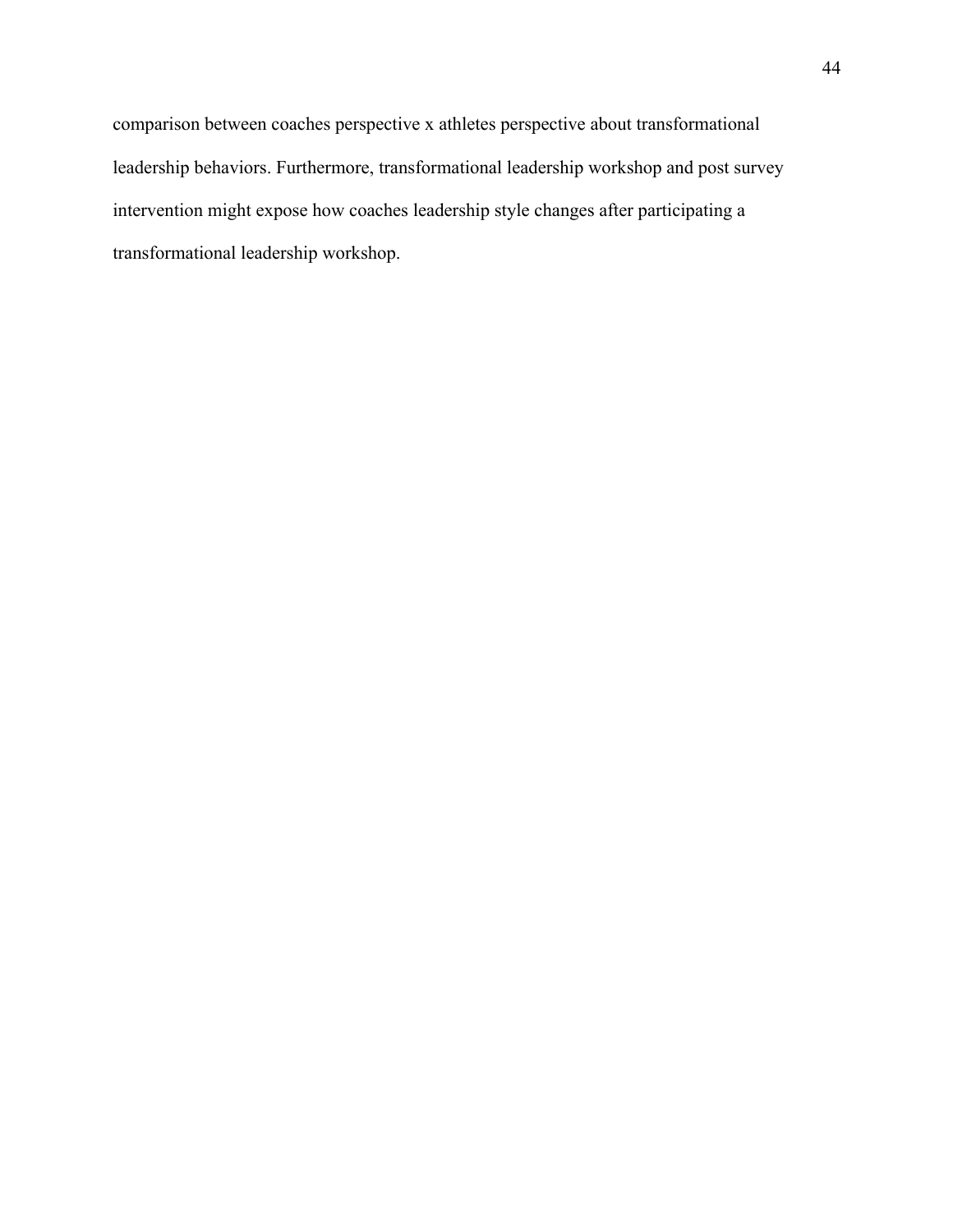comparison between coaches perspective x athletes perspective about transformational leadership behaviors. Furthermore, transformational leadership workshop and post survey intervention might expose how coaches leadership style changes after participating a transformational leadership workshop.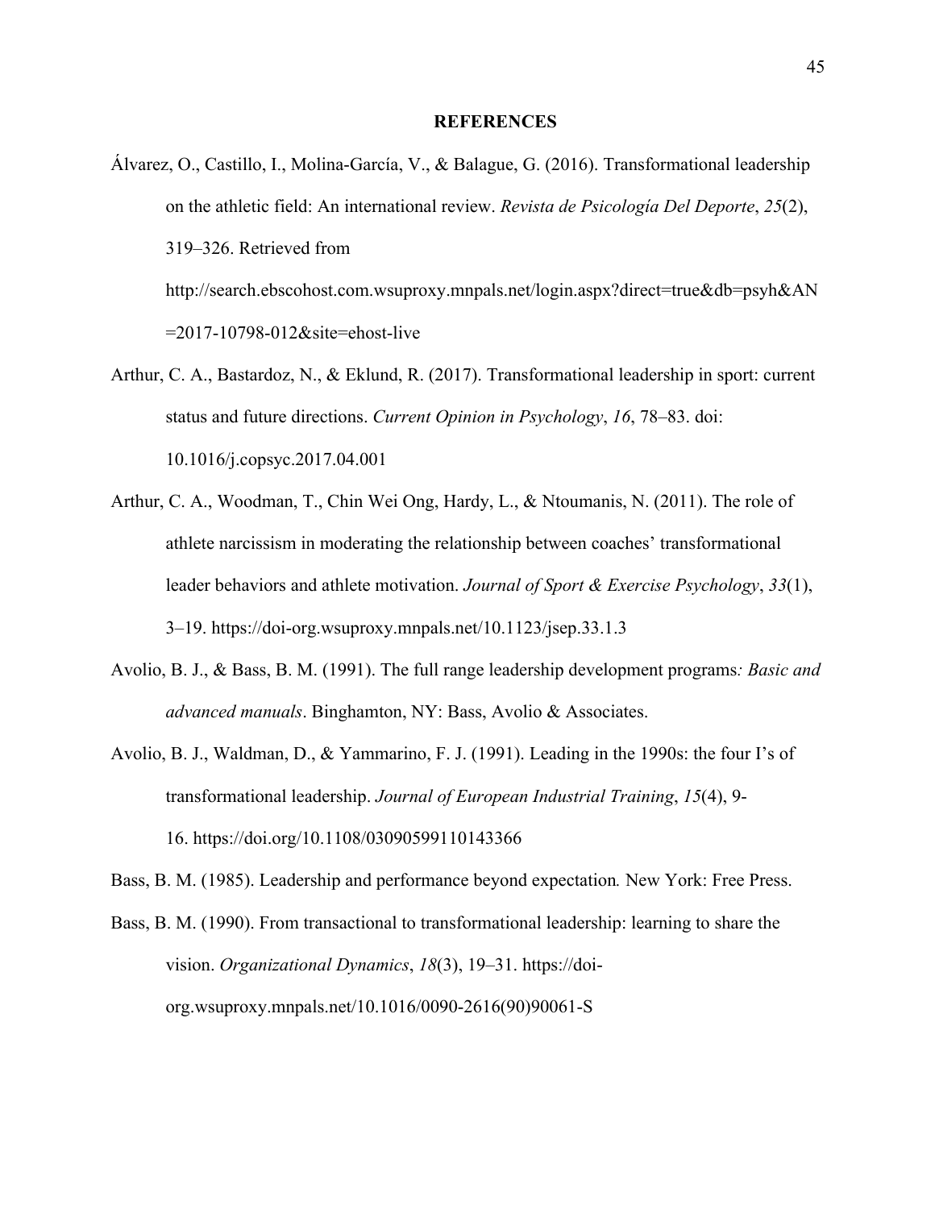# REFERENCES

Álvarez, O., Castillo, I., Molina-García, V., & Balague, G. (2016). Transformational leadership on the athletic field: An international review. *Revista de Psicología Del Deporte*, *25*(2), 319–326. Retrieved from http://search.ebscohost.com.wsuproxy.mnpals.net/login.aspx?direct=true&db=psyh&AN=2017-10798-012&site=ehost-live

Arthur, C. A., Bastardoz, N., & Eklund, R. (2017). Transformational leadership in sport: current status and future directions. *Current Opinion in Psychology*, *16*, 78–83. doi: 10.1016/j.copsyc.2017.04.001

Arthur, C. A., Woodman, T., Chin Wei Ong, Hardy, L., & Ntoumanis, N. (2011). The role of athlete narcissism in moderating the relationship between coaches' transformational leader behaviors and athlete motivation. *Journal of Sport & Exercise Psychology*, *33*(1), 3–19. https://doi-org.wsuproxy.mnpals.net/10.1123/jsep.33.1.3

Avolio, B. J., & Bass, B. M. (1991). The full range leadership development programs*: Basic and advanced manuals*. Binghamton, NY: Bass, Avolio & Associates.

Avolio, B. J., Waldman, D., & Yammarino, F. J. (1991). Leading in the 1990s: the four I's of transformational leadership. *Journal of European Industrial Training*, *15*(4), 9-16. https://doi.org/10.1108/03090599110143366

Bass, B. M. (1985). Leadership and performance beyond expectation*.* New York: Free Press.

Bass, B. M. (1990). From transactional to transformational leadership: learning to share the vision. *Organizational Dynamics*, *18*(3), 19–31. https://doi-org.wsuproxy.mnpals.net/10.1016/0090-2616(90)90061-S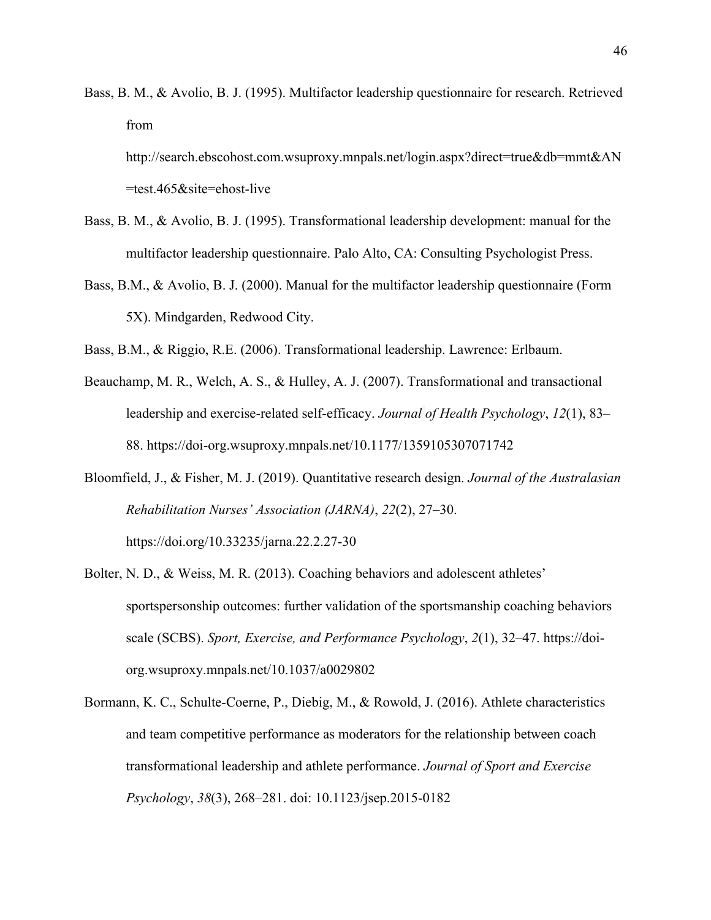Bass, B. M., & Avolio, B. J. (1995). Multifactor leadership questionnaire for research. Retrieved from http://search.ebscohost.com.wsuproxy.mnpals.net/login.aspx?direct=true&db=mmt&AN=test.465&site=ehost-live

Bass, B. M., & Avolio, B. J. (1995). Transformational leadership development: manual for the multifactor leadership questionnaire. Palo Alto, CA: Consulting Psychologist Press.

Bass, B.M., & Avolio, B. J. (2000). Manual for the multifactor leadership questionnaire (Form 5X). Mindgarden, Redwood City.

Bass, B.M., & Riggio, R.E. (2006). Transformational leadership. Lawrence: Erlbaum.

Beauchamp, M. R., Welch, A. S., & Hulley, A. J. (2007). Transformational and transactional leadership and exercise-related self-efficacy. *Journal of Health Psychology*, *12*(1), 83–88. https://doi-org.wsuproxy.mnpals.net/10.1177/1359105307071742

Bloomfield, J., & Fisher, M. J. (2019). Quantitative research design. *Journal of the Australasian Rehabilitation Nurses' Association (JARNA)*, *22*(2), 27–30. https://doi.org/10.33235/jarna.22.2.27-30

Bolter, N. D., & Weiss, M. R. (2013). Coaching behaviors and adolescent athletes' sportspersonship outcomes: further validation of the sportsmanship coaching behaviors scale (SCBS). *Sport, Exercise, and Performance Psychology*, *2*(1), 32–47. https://doi-org.wsuproxy.mnpals.net/10.1037/a0029802

Bormann, K. C., Schulte-Coerne, P., Diebig, M., & Rowold, J. (2016). Athlete characteristics and team competitive performance as moderators for the relationship between coach transformational leadership and athlete performance. *Journal of Sport and Exercise Psychology*, *38*(3), 268–281. doi: 10.1123/jsep.2015-0182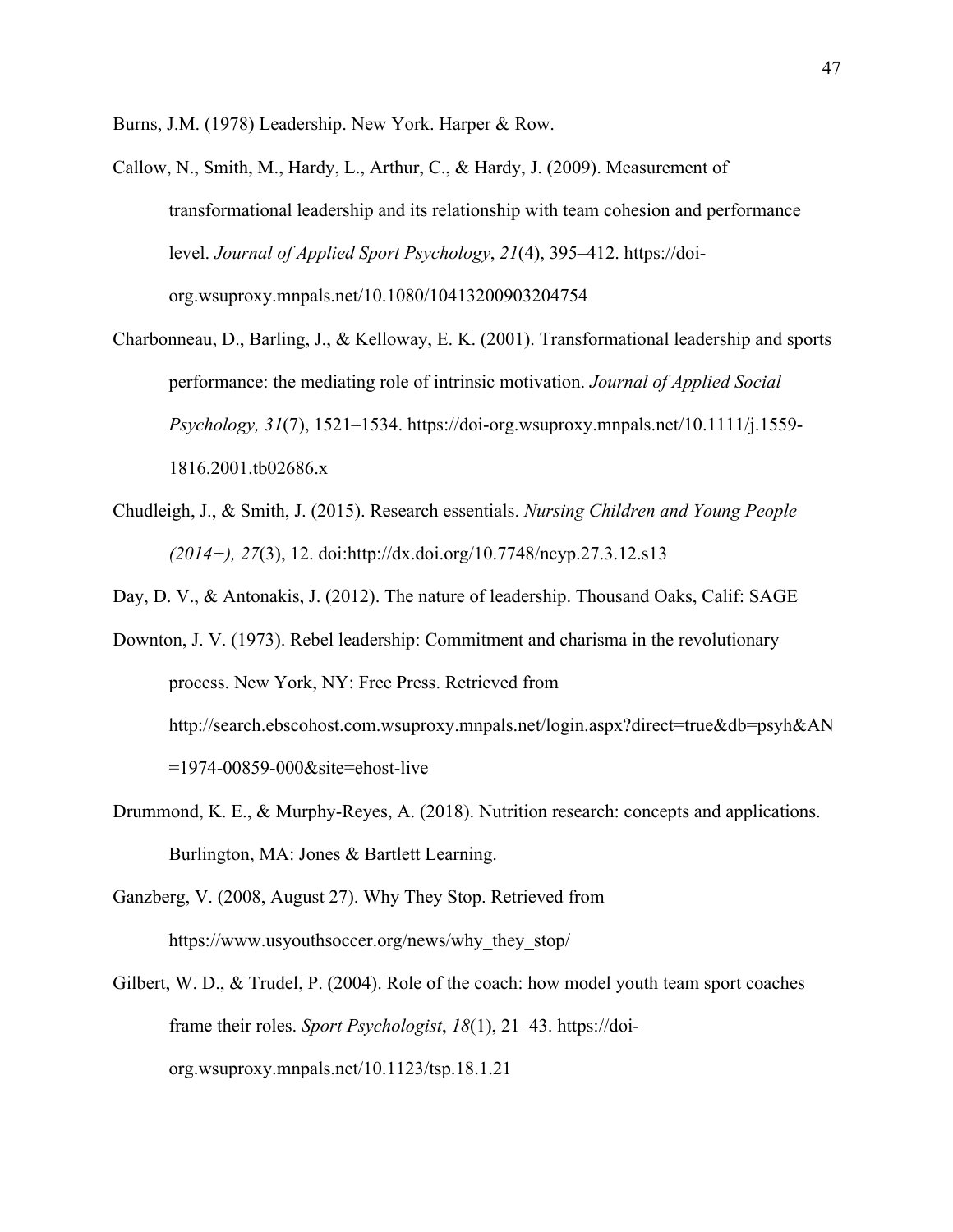Burns, J.M. (1978) Leadership. New York. Harper & Row.

Callow, N., Smith, M., Hardy, L., Arthur, C., & Hardy, J. (2009). Measurement of transformational leadership and its relationship with team cohesion and performance level. *Journal of Applied Sport Psychology*, *21*(4), 395–412. https://doi-org.wsuproxy.mnpals.net/10.1080/10413200903204754

Charbonneau, D., Barling, J., & Kelloway, E. K. (2001). Transformational leadership and sports performance: the mediating role of intrinsic motivation. *Journal of Applied Social Psychology, 31*(7), 1521–1534. https://doi-org.wsuproxy.mnpals.net/10.1111/j.1559-1816.2001.tb02686.x

Chudleigh, J., & Smith, J. (2015). Research essentials. *Nursing Children and Young People (2014+), 27*(3), 12. doi:http://dx.doi.org/10.7748/ncyp.27.3.12.s13

Day, D. V., & Antonakis, J. (2012). The nature of leadership. Thousand Oaks, Calif: SAGE

Downton, J. V. (1973). Rebel leadership: Commitment and charisma in the revolutionary process. New York, NY: Free Press. Retrieved from http://search.ebscohost.com.wsuproxy.mnpals.net/login.aspx?direct=true&db=psyh&AN=1974-00859-000&site=ehost-live

Drummond, K. E., & Murphy-Reyes, A. (2018). Nutrition research: concepts and applications. Burlington, MA: Jones & Bartlett Learning.

Ganzberg, V. (2008, August 27). Why They Stop. Retrieved from https://www.usyouthsoccer.org/news/why_they_stop/

Gilbert, W. D., & Trudel, P. (2004). Role of the coach: how model youth team sport coaches frame their roles. *Sport Psychologist*, *18*(1), 21–43. https://doi-org.wsuproxy.mnpals.net/10.1123/tsp.18.1.21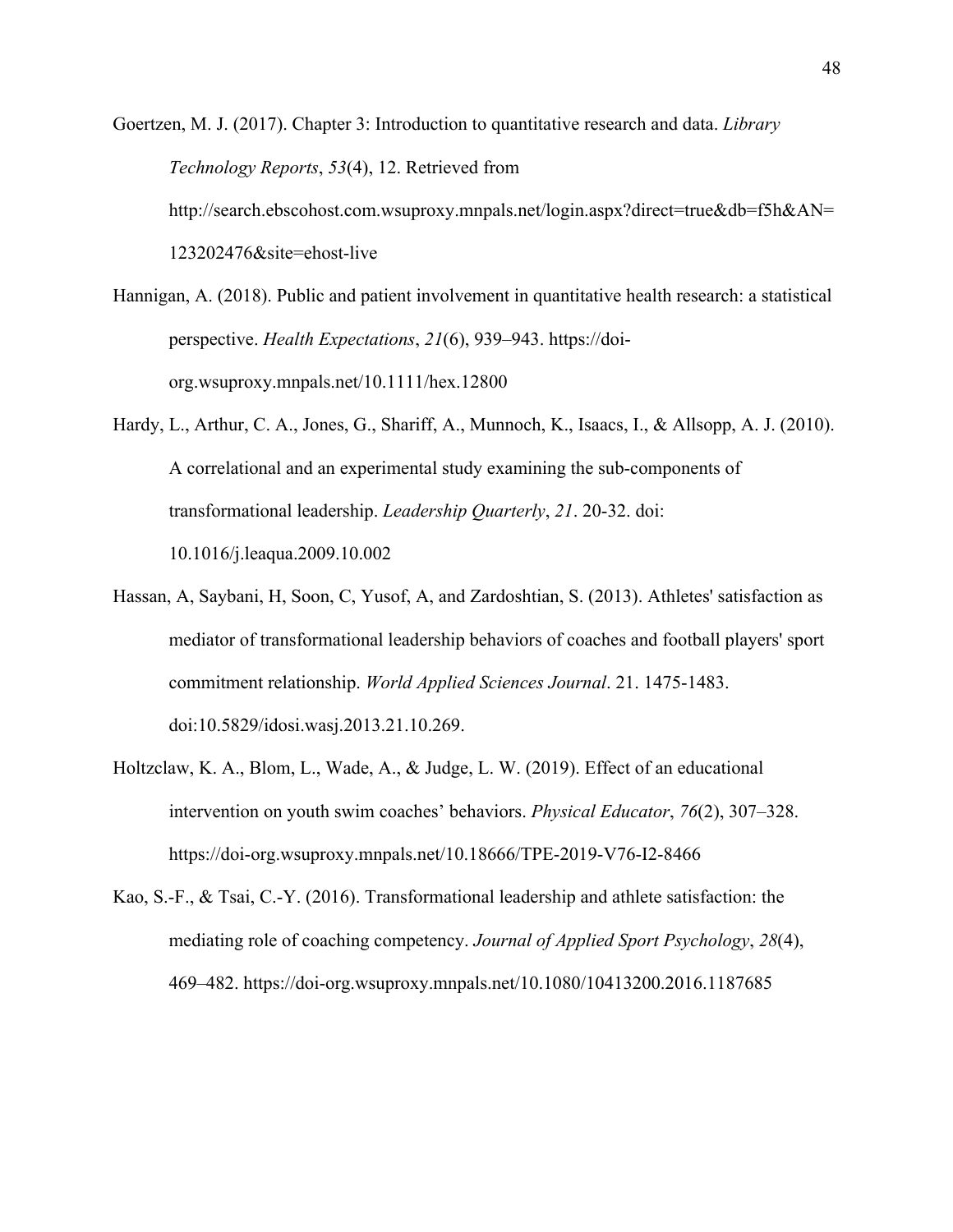Goertzen, M. J. (2017). Chapter 3: Introduction to quantitative research and data. *Library Technology Reports*, *53*(4), 12. Retrieved from http://search.ebscohost.com.wsuproxy.mnpals.net/login.aspx?direct=true&db=f5h&AN=123202476&site=ehost-live

Hannigan, A. (2018). Public and patient involvement in quantitative health research: a statistical perspective. *Health Expectations*, *21*(6), 939–943. https://doi-org.wsuproxy.mnpals.net/10.1111/hex.12800

Hardy, L., Arthur, C. A., Jones, G., Shariff, A., Munnoch, K., Isaacs, I., & Allsopp, A. J. (2010). A correlational and an experimental study examining the sub-components of transformational leadership. *Leadership Quarterly*, *21*. 20-32. doi: 10.1016/j.leaqua.2009.10.002

Hassan, A, Saybani, H, Soon, C, Yusof, A, and Zardoshtian, S. (2013). Athletes' satisfaction as mediator of transformational leadership behaviors of coaches and football players' sport commitment relationship. *World Applied Sciences Journal*. 21. 1475-1483. doi:10.5829/idosi.wasj.2013.21.10.269.

Holtzclaw, K. A., Blom, L., Wade, A., & Judge, L. W. (2019). Effect of an educational intervention on youth swim coaches' behaviors. *Physical Educator*, *76*(2), 307–328. https://doi-org.wsuproxy.mnpals.net/10.18666/TPE-2019-V76-I2-8466

Kao, S.-F., & Tsai, C.-Y. (2016). Transformational leadership and athlete satisfaction: the mediating role of coaching competency. *Journal of Applied Sport Psychology*, *28*(4), 469–482. https://doi-org.wsuproxy.mnpals.net/10.1080/10413200.2016.1187685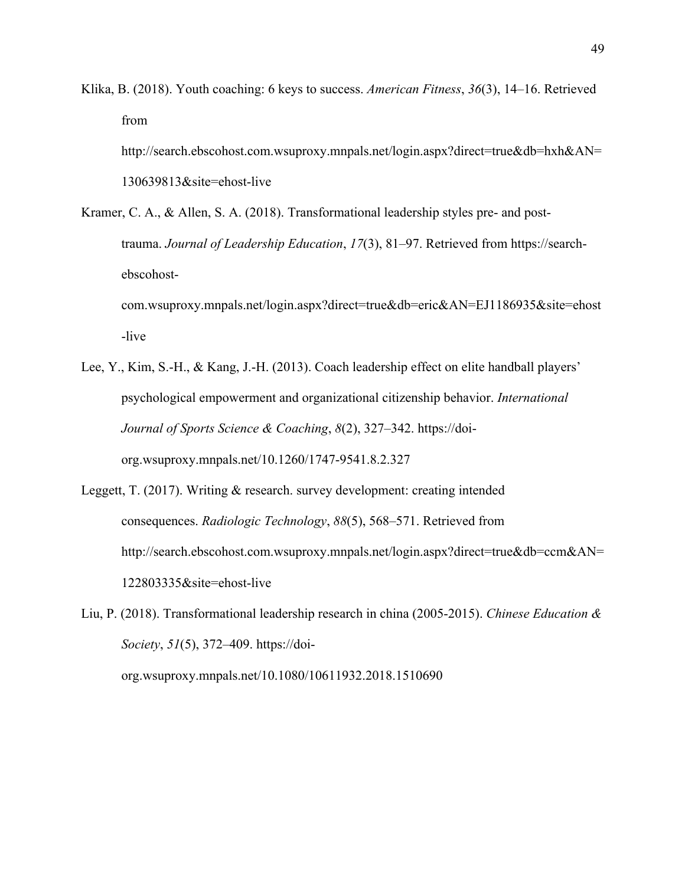Klika, B. (2018). Youth coaching: 6 keys to success. *American Fitness*, *36*(3), 14–16. Retrieved from http://search.ebscohost.com.wsuproxy.mnpals.net/login.aspx?direct=true&db=hxh&AN=130639813&site=ehost-live

Kramer, C. A., & Allen, S. A. (2018). Transformational leadership styles pre- and post-trauma. *Journal of Leadership Education*, *17*(3), 81–97. Retrieved from https://search-ebscohost-com.wsuproxy.mnpals.net/login.aspx?direct=true&db=eric&AN=EJ1186935&site=ehost-live

Lee, Y., Kim, S.-H., & Kang, J.-H. (2013). Coach leadership effect on elite handball players' psychological empowerment and organizational citizenship behavior. *International Journal of Sports Science & Coaching*, *8*(2), 327–342. https://doi-org.wsuproxy.mnpals.net/10.1260/1747-9541.8.2.327

Leggett, T. (2017). Writing & research. survey development: creating intended consequences. *Radiologic Technology*, *88*(5), 568–571. Retrieved from http://search.ebscohost.com.wsuproxy.mnpals.net/login.aspx?direct=true&db=ccm&AN=122803335&site=ehost-live

Liu, P. (2018). Transformational leadership research in china (2005-2015). *Chinese Education & Society*, *51*(5), 372–409. https://doi-org.wsuproxy.mnpals.net/10.1080/10611932.2018.1510690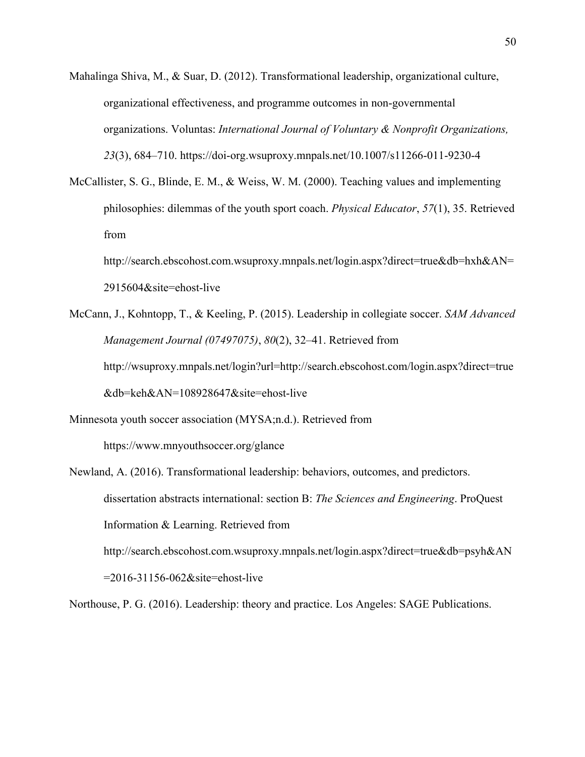Mahalinga Shiva, M., & Suar, D. (2012). Transformational leadership, organizational culture, organizational effectiveness, and programme outcomes in non-governmental organizations. Voluntas: *International Journal of Voluntary & Nonprofit Organizations, 23*(3), 684–710. https://doi-org.wsuproxy.mnpals.net/10.1007/s11266-011-9230-4

McCallister, S. G., Blinde, E. M., & Weiss, W. M. (2000). Teaching values and implementing philosophies: dilemmas of the youth sport coach. *Physical Educator*, *57*(1), 35. Retrieved from http://search.ebscohost.com.wsuproxy.mnpals.net/login.aspx?direct=true&db=hxh&AN=2915604&site=ehost-live

McCann, J., Kohntopp, T., & Keeling, P. (2015). Leadership in collegiate soccer. *SAM Advanced Management Journal (07497075)*, *80*(2), 32–41. Retrieved from http://wsuproxy.mnpals.net/login?url=http://search.ebscohost.com/login.aspx?direct=true&db=keh&AN=108928647&site=ehost-live

Minnesota youth soccer association (MYSA;n.d.). Retrieved from https://www.mnyouthsoccer.org/glance

Newland, A. (2016). Transformational leadership: behaviors, outcomes, and predictors. dissertation abstracts international: section B: *The Sciences and Engineering*. ProQuest Information & Learning. Retrieved from http://search.ebscohost.com.wsuproxy.mnpals.net/login.aspx?direct=true&db=psyh&AN=2016-31156-062&site=ehost-live

Northouse, P. G. (2016). Leadership: theory and practice. Los Angeles: SAGE Publications.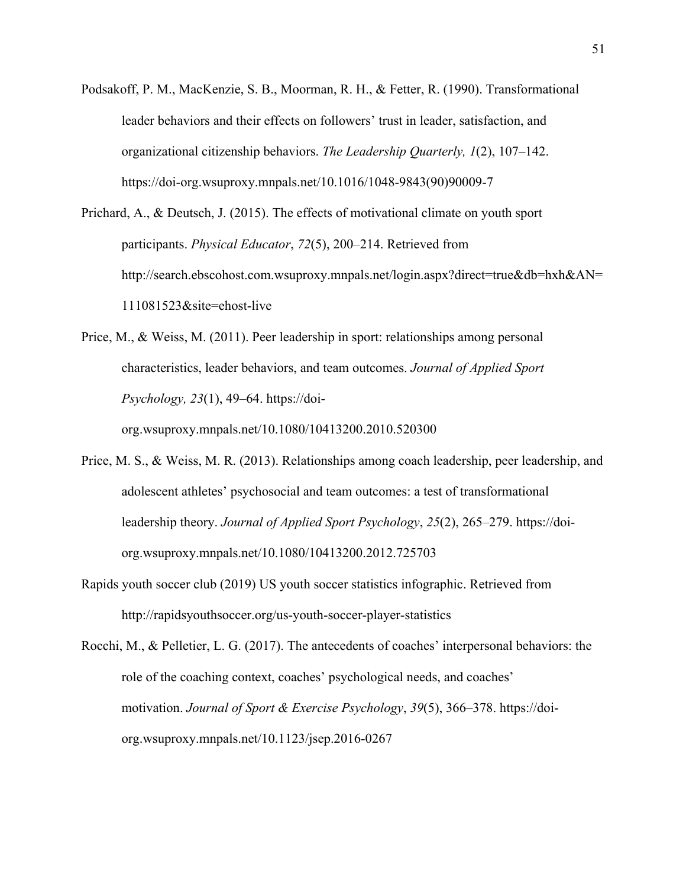Podsakoff, P. M., MacKenzie, S. B., Moorman, R. H., & Fetter, R. (1990). Transformational leader behaviors and their effects on followers' trust in leader, satisfaction, and organizational citizenship behaviors. *The Leadership Quarterly, 1*(2), 107–142. https://doi-org.wsuproxy.mnpals.net/10.1016/1048-9843(90)90009-7

Prichard, A., & Deutsch, J. (2015). The effects of motivational climate on youth sport participants. *Physical Educator*, *72*(5), 200–214. Retrieved from http://search.ebscohost.com.wsuproxy.mnpals.net/login.aspx?direct=true&db=hxh&AN=111081523&site=ehost-live

Price, M., & Weiss, M. (2011). Peer leadership in sport: relationships among personal characteristics, leader behaviors, and team outcomes. *Journal of Applied Sport Psychology, 23*(1), 49–64. https://doi-org.wsuproxy.mnpals.net/10.1080/10413200.2010.520300

Price, M. S., & Weiss, M. R. (2013). Relationships among coach leadership, peer leadership, and adolescent athletes' psychosocial and team outcomes: a test of transformational leadership theory. *Journal of Applied Sport Psychology*, *25*(2), 265–279. https://doi-org.wsuproxy.mnpals.net/10.1080/10413200.2012.725703

Rapids youth soccer club (2019) US youth soccer statistics infographic. Retrieved from http://rapidsyouthsoccer.org/us-youth-soccer-player-statistics

Rocchi, M., & Pelletier, L. G. (2017). The antecedents of coaches' interpersonal behaviors: the role of the coaching context, coaches' psychological needs, and coaches' motivation. *Journal of Sport & Exercise Psychology*, *39*(5), 366–378. https://doi-org.wsuproxy.mnpals.net/10.1123/jsep.2016-0267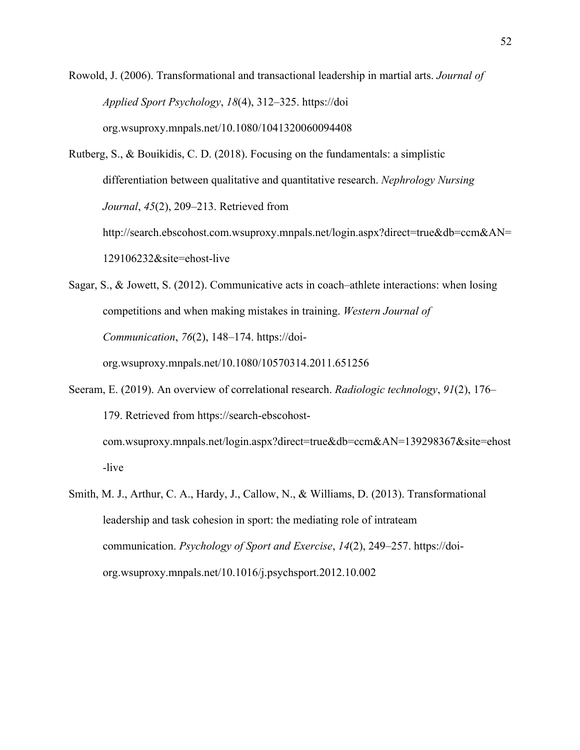Rowold, J. (2006). Transformational and transactional leadership in martial arts. *Journal of Applied Sport Psychology*, *18*(4), 312–325. https://doi org.wsuproxy.mnpals.net/10.1080/1041320060094408

Rutberg, S., & Bouikidis, C. D. (2018). Focusing on the fundamentals: a simplistic differentiation between qualitative and quantitative research. *Nephrology Nursing Journal*, *45*(2), 209–213. Retrieved from http://search.ebscohost.com.wsuproxy.mnpals.net/login.aspx?direct=true&db=ccm&AN=129106232&site=ehost-live

Sagar, S., & Jowett, S. (2012). Communicative acts in coach–athlete interactions: when losing competitions and when making mistakes in training. *Western Journal of Communication*, *76*(2), 148–174. https://doi-org.wsuproxy.mnpals.net/10.1080/10570314.2011.651256

Seeram, E. (2019). An overview of correlational research. *Radiologic technology*, *91*(2), 176–179. Retrieved from https://search-ebscohost-com.wsuproxy.mnpals.net/login.aspx?direct=true&db=ccm&AN=139298367&site=ehost-live

Smith, M. J., Arthur, C. A., Hardy, J., Callow, N., & Williams, D. (2013). Transformational leadership and task cohesion in sport: the mediating role of intrateam communication. *Psychology of Sport and Exercise*, *14*(2), 249–257. https://doi-org.wsuproxy.mnpals.net/10.1016/j.psychsport.2012.10.002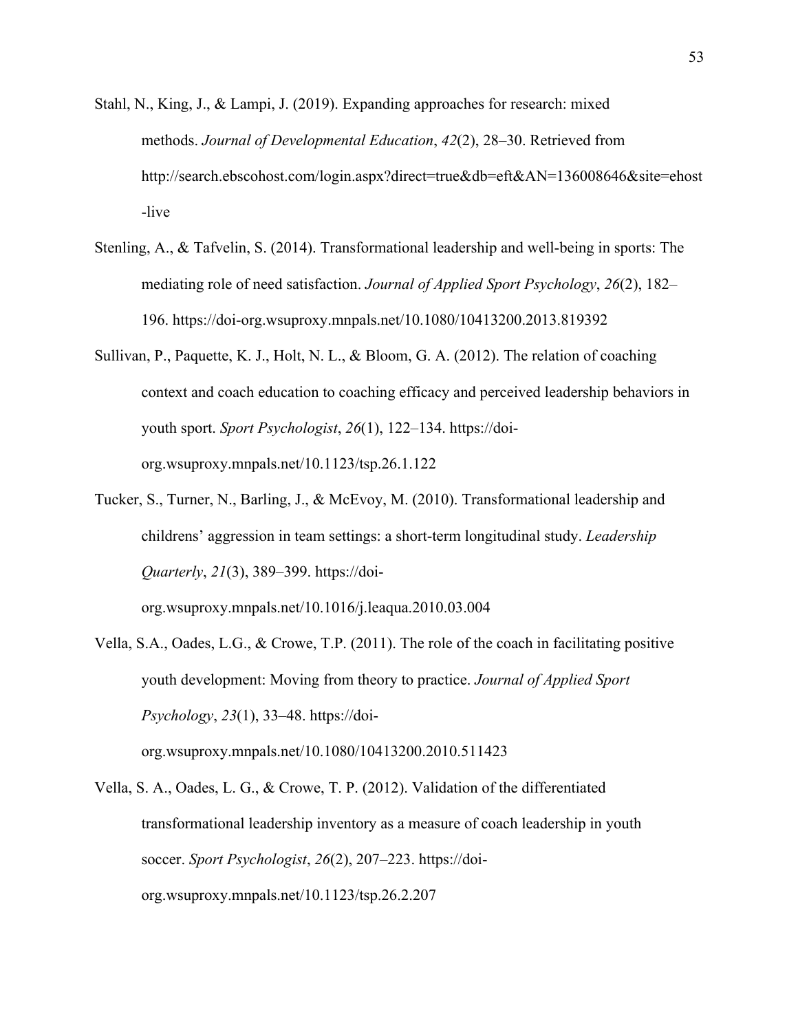Stahl, N., King, J., & Lampi, J. (2019). Expanding approaches for research: mixed methods. *Journal of Developmental Education*, *42*(2), 28–30. Retrieved from http://search.ebscohost.com/login.aspx?direct=true&db=eft&AN=136008646&site=ehost-live

Stenling, A., & Tafvelin, S. (2014). Transformational leadership and well-being in sports: The mediating role of need satisfaction. *Journal of Applied Sport Psychology*, *26*(2), 182–196. https://doi-org.wsuproxy.mnpals.net/10.1080/10413200.2013.819392

Sullivan, P., Paquette, K. J., Holt, N. L., & Bloom, G. A. (2012). The relation of coaching context and coach education to coaching efficacy and perceived leadership behaviors in youth sport. *Sport Psychologist*, *26*(1), 122–134. https://doi-org.wsuproxy.mnpals.net/10.1123/tsp.26.1.122

Tucker, S., Turner, N., Barling, J., & McEvoy, M. (2010). Transformational leadership and childrens' aggression in team settings: a short-term longitudinal study. *Leadership Quarterly*, *21*(3), 389–399. https://doi-org.wsuproxy.mnpals.net/10.1016/j.leaqua.2010.03.004

Vella, S.A., Oades, L.G., & Crowe, T.P. (2011). The role of the coach in facilitating positive youth development: Moving from theory to practice. *Journal of Applied Sport Psychology*, *23*(1), 33–48. https://doi-org.wsuproxy.mnpals.net/10.1080/10413200.2010.511423

Vella, S. A., Oades, L. G., & Crowe, T. P. (2012). Validation of the differentiated transformational leadership inventory as a measure of coach leadership in youth soccer. *Sport Psychologist*, *26*(2), 207–223. https://doi-org.wsuproxy.mnpals.net/10.1123/tsp.26.2.207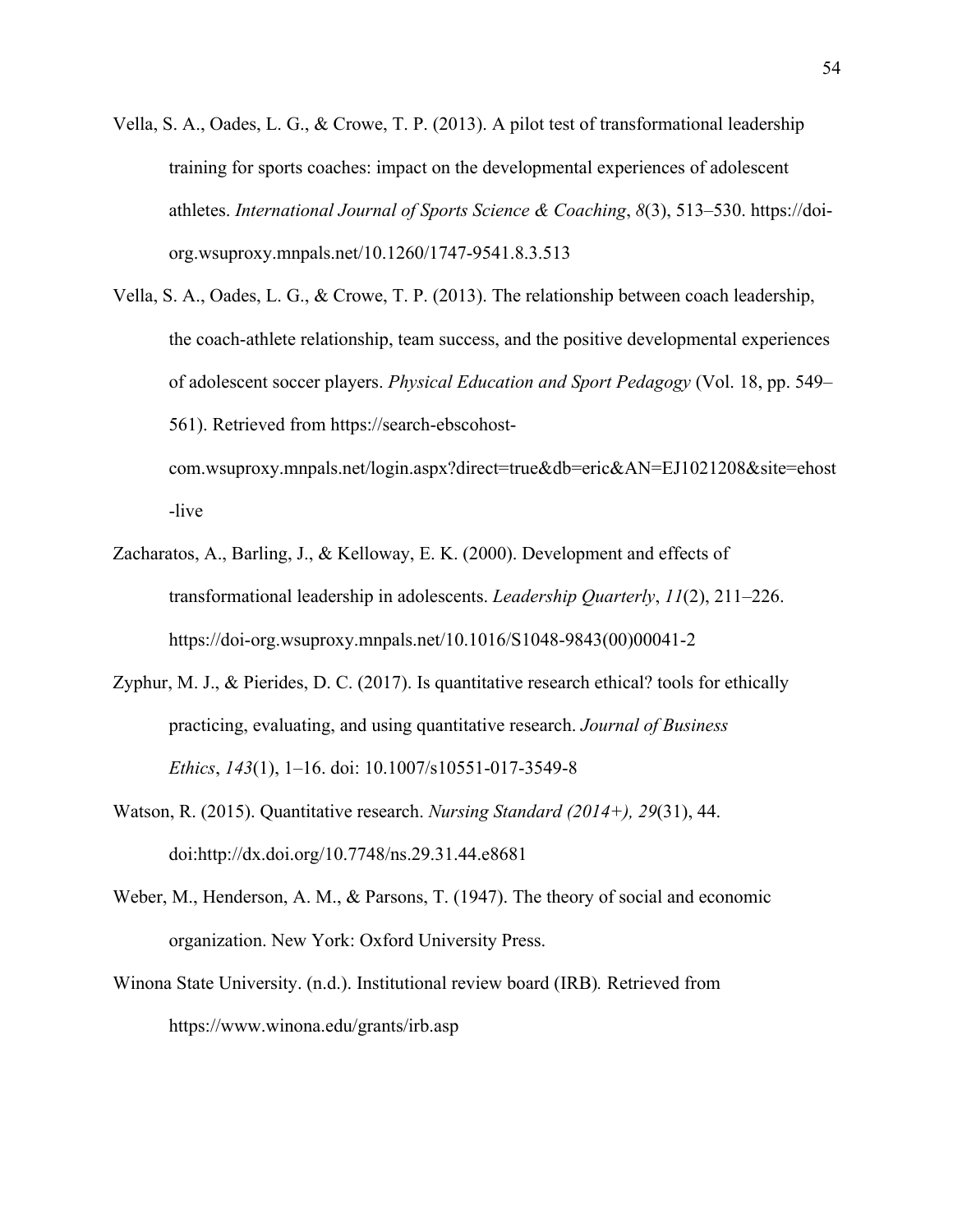Vella, S. A., Oades, L. G., & Crowe, T. P. (2013). A pilot test of transformational leadership training for sports coaches: impact on the developmental experiences of adolescent athletes. *International Journal of Sports Science & Coaching*, *8*(3), 513–530. https://doi-org.wsuproxy.mnpals.net/10.1260/1747-9541.8.3.513

Vella, S. A., Oades, L. G., & Crowe, T. P. (2013). The relationship between coach leadership, the coach-athlete relationship, team success, and the positive developmental experiences of adolescent soccer players. *Physical Education and Sport Pedagogy* (Vol. 18, pp. 549–561). Retrieved from https://search-ebscohost-com.wsuproxy.mnpals.net/login.aspx?direct=true&db=eric&AN=EJ1021208&site=ehost-live

Zacharatos, A., Barling, J., & Kelloway, E. K. (2000). Development and effects of transformational leadership in adolescents. *Leadership Quarterly*, *11*(2), 211–226. https://doi-org.wsuproxy.mnpals.net/10.1016/S1048-9843(00)00041-2

Zyphur, M. J., & Pierides, D. C. (2017). Is quantitative research ethical? tools for ethically practicing, evaluating, and using quantitative research. *Journal of Business Ethics*, *143*(1), 1–16. doi: 10.1007/s10551-017-3549-8

Watson, R. (2015). Quantitative research. *Nursing Standard (2014+), 29*(31), 44. doi:http://dx.doi.org/10.7748/ns.29.31.44.e8681

Weber, M., Henderson, A. M., & Parsons, T. (1947). The theory of social and economic organization. New York: Oxford University Press.

Winona State University. (n.d.). Institutional review board (IRB)*.* Retrieved from https://www.winona.edu/grants/irb.asp